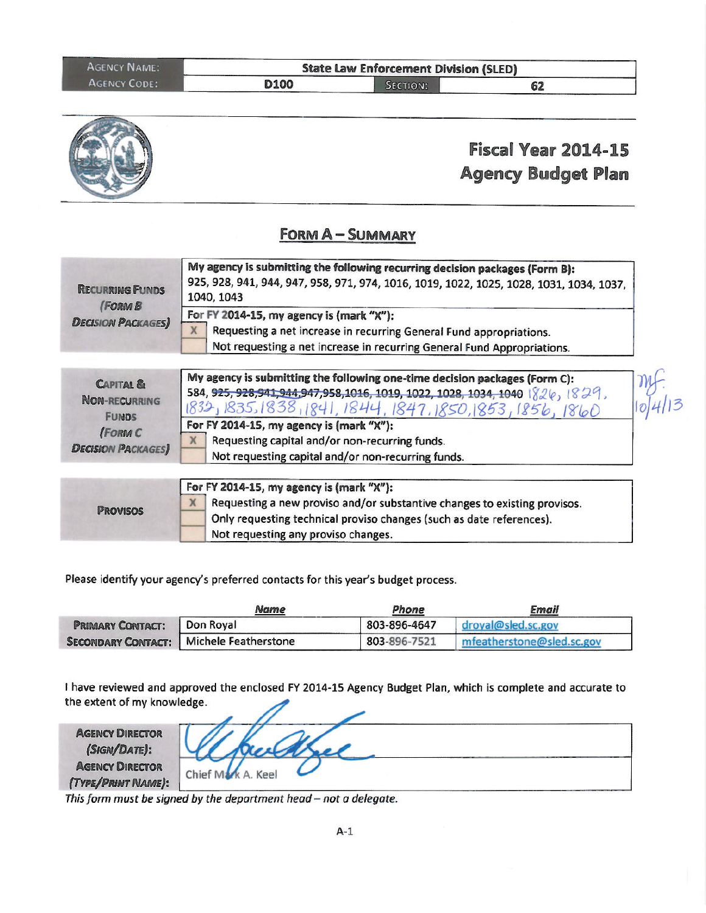| AGENCY NAME: | State Law Enforcement Division (SLED) | | |
|---|---|---|---|
| AGENCY CODE: | D100 | SECTION: | 62 |

# Fiscal Year 2014-15
# Agency Budget Plan

## FORM A – SUMMARY

| | |
|---|---|
| **RECURRING FUNDS** *(FORM B DECISION PACKAGES)* | **My agency is submitting the following recurring decision packages (Form B):** 925, 928, 941, 944, 947, 958, 971, 974, 1016, 1019, 1022, 1025, 1028, 1031, 1034, 1037, 1040, 1043 |
| | **For FY 2014-15, my agency is (mark "X"):** |
| | [X] Requesting a net increase in recurring General Fund appropriations. |
| | [ ] Not requesting a net increase in recurring General Fund Appropriations. |

| | |
|---|---|
| **CAPITAL & NON-RECURRING FUNDS** *(FORM C DECISION PACKAGES)* | **My agency is submitting the following one-time decision packages (Form C):** 584, ~~925, 928, 941, 944, 947, 958, 1016, 1019, 1022, 1028, 1034, 1040~~ 1826, 1829, 1832, 1835, 1838, 1841, 1844, 1847, 1850, 1853, 1856, 1860 (MF 10/4/13) |
| | **For FY 2014-15, my agency is (mark "X"):** |
| | [X] Requesting capital and/or non-recurring funds. |
| | [ ] Not requesting capital and/or non-recurring funds. |

| | |
|---|---|
| **PROVISOS** | **For FY 2014-15, my agency is (mark "X"):** |
| | [X] Requesting a new proviso and/or substantive changes to existing provisos. |
| | [ ] Only requesting technical proviso changes (such as date references). |
| | [ ] Not requesting any proviso changes. |

Please identify your agency's preferred contacts for this year's budget process.

| | Name | Phone | Email |
|---|---|---|---|
| **PRIMARY CONTACT:** | Don Royal | 803-896-4647 | droyal@sled.sc.gov |
| **SECONDARY CONTACT:** | Michele Featherstone | 803-896-7521 | mfeatherstone@sled.sc.gov |

I have reviewed and approved the enclosed FY 2014-15 Agency Budget Plan, which is complete and accurate to the extent of my knowledge.

| | |
|---|---|
| **AGENCY DIRECTOR** *(SIGN/DATE)*: | [Signature] |
| **AGENCY DIRECTOR** *(TYPE/PRINT NAME)*: | Chief Mark A. Keel |

*This form must be signed by the department head – not a delegate.*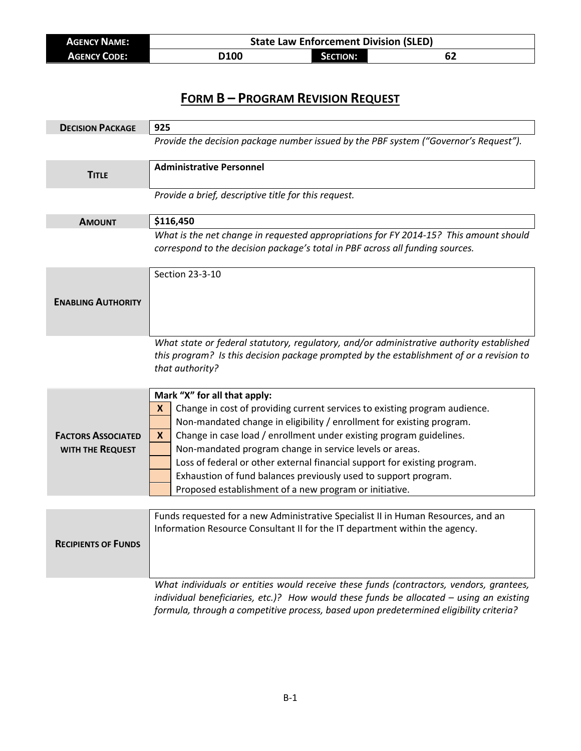| **AGENCY NAME:** | State Law Enforcement Division (SLED) | | |
|---|---|---|---|
| **AGENCY CODE:** | D100 | **SECTION:** | 62 |

# FORM B – PROGRAM REVISION REQUEST

| | |
|---|---|
| **DECISION PACKAGE** | **925** |
| | *Provide the decision package number issued by the PBF system ("Governor's Request").* |
| **TITLE** | **Administrative Personnel** |
| | *Provide a brief, descriptive title for this request.* |
| **AMOUNT** | **$116,450** |
| | *What is the net change in requested appropriations for FY 2014-15? This amount should correspond to the decision package's total in PBF across all funding sources.* |
| **ENABLING AUTHORITY** | Section 23-3-10 |
| | *What state or federal statutory, regulatory, and/or administrative authority established this program? Is this decision package prompted by the establishment of or a revision to that authority?* |

**FACTORS ASSOCIATED WITH THE REQUEST**

**Mark "X" for all that apply:**

| | |
|---|---|
| X | Change in cost of providing current services to existing program audience. |
| | Non-mandated change in eligibility / enrollment for existing program. |
| X | Change in case load / enrollment under existing program guidelines. |
| | Non-mandated program change in service levels or areas. |
| | Loss of federal or other external financial support for existing program. |
| | Exhaustion of fund balances previously used to support program. |
| | Proposed establishment of a new program or initiative. |

| | |
|---|---|
| **RECIPIENTS OF FUNDS** | Funds requested for a new Administrative Specialist II in Human Resources, and an Information Resource Consultant II for the IT department within the agency. |
| | *What individuals or entities would receive these funds (contractors, vendors, grantees, individual beneficiaries, etc.)? How would these funds be allocated – using an existing formula, through a competitive process, based upon predetermined eligibility criteria?* |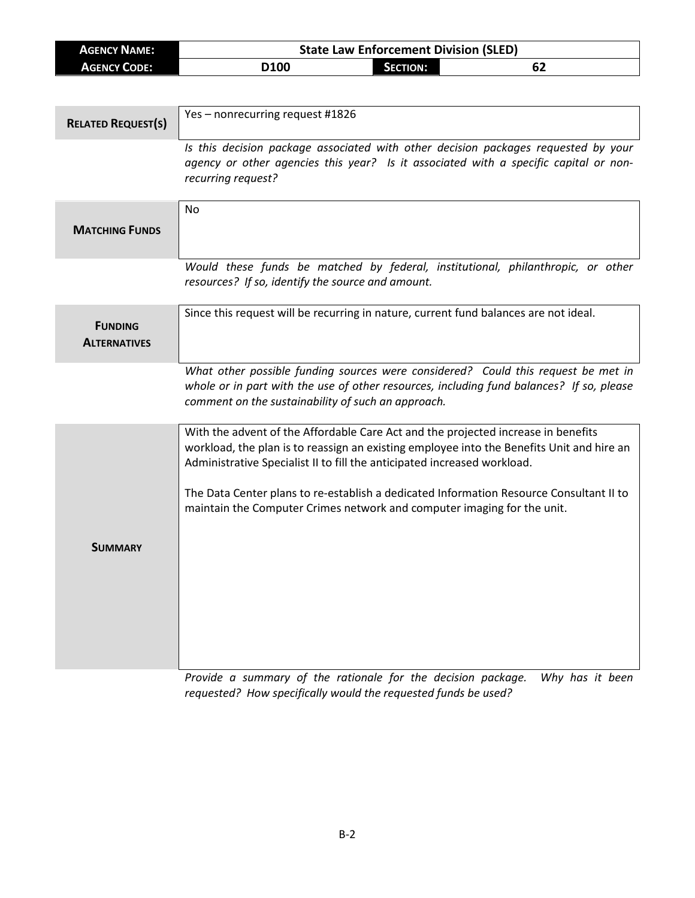| **AGENCY NAME:** | State Law Enforcement Division (SLED) | | |
|---|---|---|---|
| **AGENCY CODE:** | D100 | **SECTION:** | 62 |

| | |
|---|---|
| **RELATED REQUEST(S)** | Yes – nonrecurring request #1826 |
| | *Is this decision package associated with other decision packages requested by your agency or other agencies this year? Is it associated with a specific capital or non-recurring request?* |
| **MATCHING FUNDS** | No |
| | *Would these funds be matched by federal, institutional, philanthropic, or other resources? If so, identify the source and amount.* |
| **FUNDING ALTERNATIVES** | Since this request will be recurring in nature, current fund balances are not ideal. |
| | *What other possible funding sources were considered? Could this request be met in whole or in part with the use of other resources, including fund balances? If so, please comment on the sustainability of such an approach.* |
| **SUMMARY** | With the advent of the Affordable Care Act and the projected increase in benefits workload, the plan is to reassign an existing employee into the Benefits Unit and hire an Administrative Specialist II to fill the anticipated increased workload.<br><br>The Data Center plans to re-establish a dedicated Information Resource Consultant II to maintain the Computer Crimes network and computer imaging for the unit. |
| | *Provide a summary of the rationale for the decision package. Why has it been requested? How specifically would the requested funds be used?* |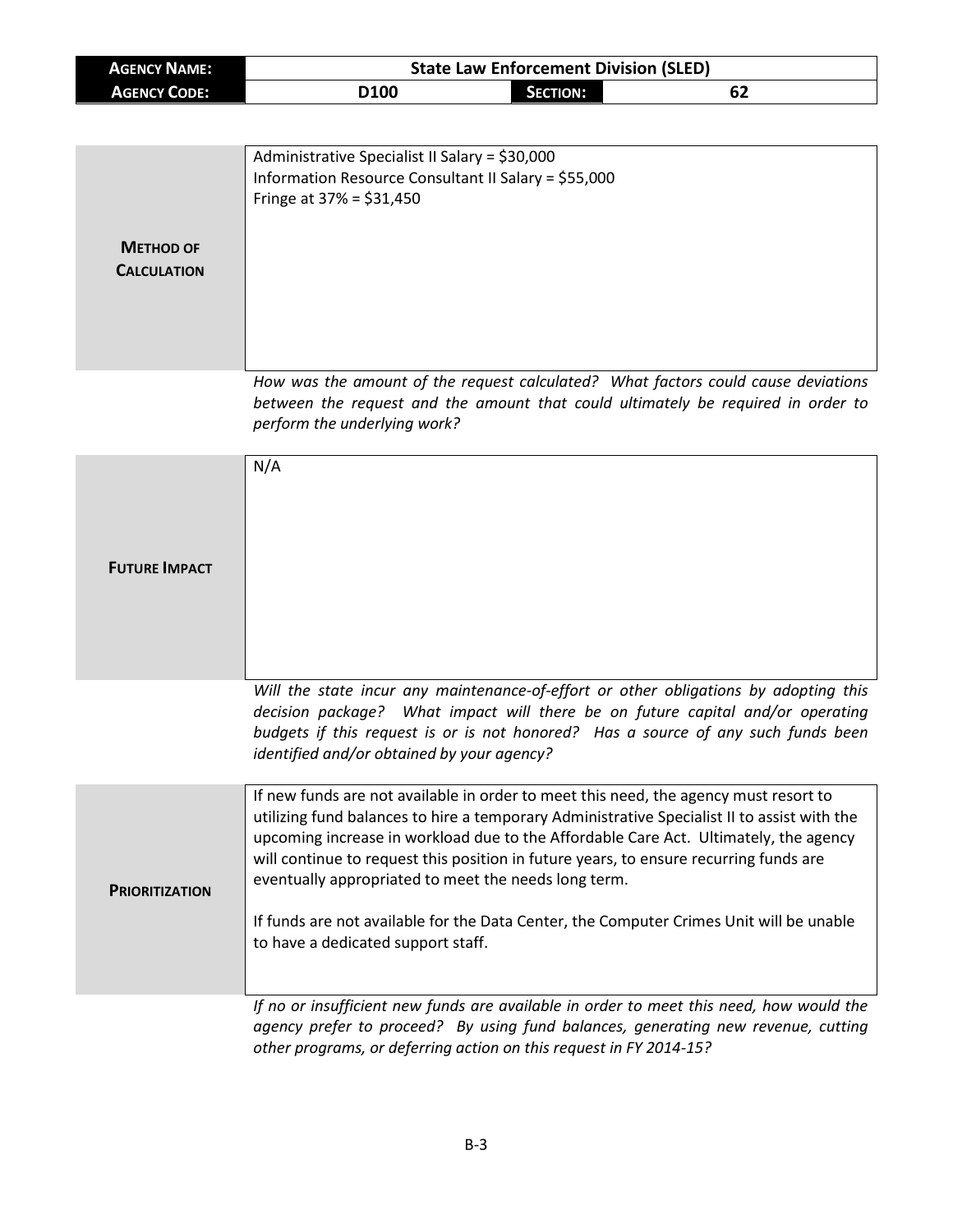| **AGENCY NAME:** | State Law Enforcement Division (SLED) | | |
|---|---|---|---|
| **AGENCY CODE:** | D100 | **SECTION:** | 62 |

| | |
|---|---|
| **METHOD OF CALCULATION** | Administrative Specialist II Salary = $30,000<br>Information Resource Consultant II Salary = $55,000<br>Fringe at 37% = $31,450 |

*How was the amount of the request calculated? What factors could cause deviations between the request and the amount that could ultimately be required in order to perform the underlying work?*

| | |
|---|---|
| **FUTURE IMPACT** | N/A |

*Will the state incur any maintenance-of-effort or other obligations by adopting this decision package? What impact will there be on future capital and/or operating budgets if this request is or is not honored? Has a source of any such funds been identified and/or obtained by your agency?*

| | |
|---|---|
| **PRIORITIZATION** | If new funds are not available in order to meet this need, the agency must resort to utilizing fund balances to hire a temporary Administrative Specialist II to assist with the upcoming increase in workload due to the Affordable Care Act. Ultimately, the agency will continue to request this position in future years, to ensure recurring funds are eventually appropriated to meet the needs long term.<br><br>If funds are not available for the Data Center, the Computer Crimes Unit will be unable to have a dedicated support staff. |

*If no or insufficient new funds are available in order to meet this need, how would the agency prefer to proceed? By using fund balances, generating new revenue, cutting other programs, or deferring action on this request in FY 2014-15?*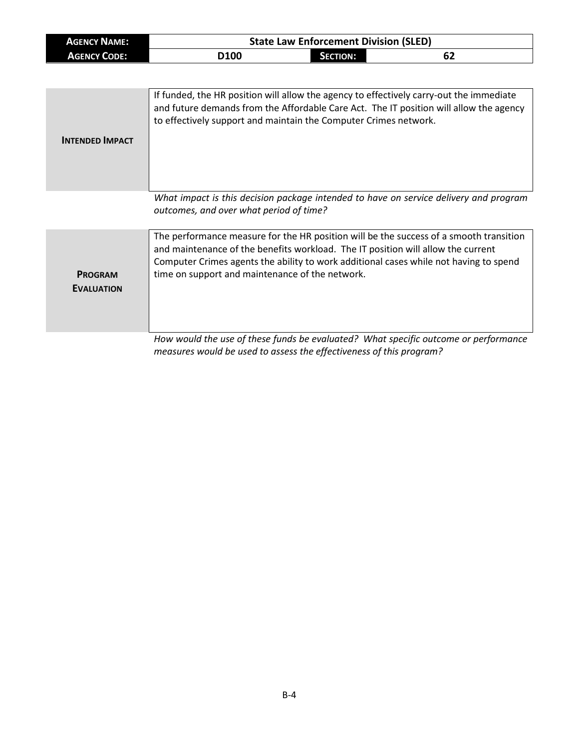| **AGENCY NAME:** | State Law Enforcement Division (SLED) | | |
|---|---|---|---|
| **AGENCY CODE:** | D100 | **SECTION:** | 62 |

| | |
|---|---|
| **INTENDED IMPACT** | If funded, the HR position will allow the agency to effectively carry-out the immediate and future demands from the Affordable Care Act. The IT position will allow the agency to effectively support and maintain the Computer Crimes network. |

*What impact is this decision package intended to have on service delivery and program outcomes, and over what period of time?*

| | |
|---|---|
| **PROGRAM EVALUATION** | The performance measure for the HR position will be the success of a smooth transition and maintenance of the benefits workload. The IT position will allow the current Computer Crimes agents the ability to work additional cases while not having to spend time on support and maintenance of the network. |

*How would the use of these funds be evaluated? What specific outcome or performance measures would be used to assess the effectiveness of this program?*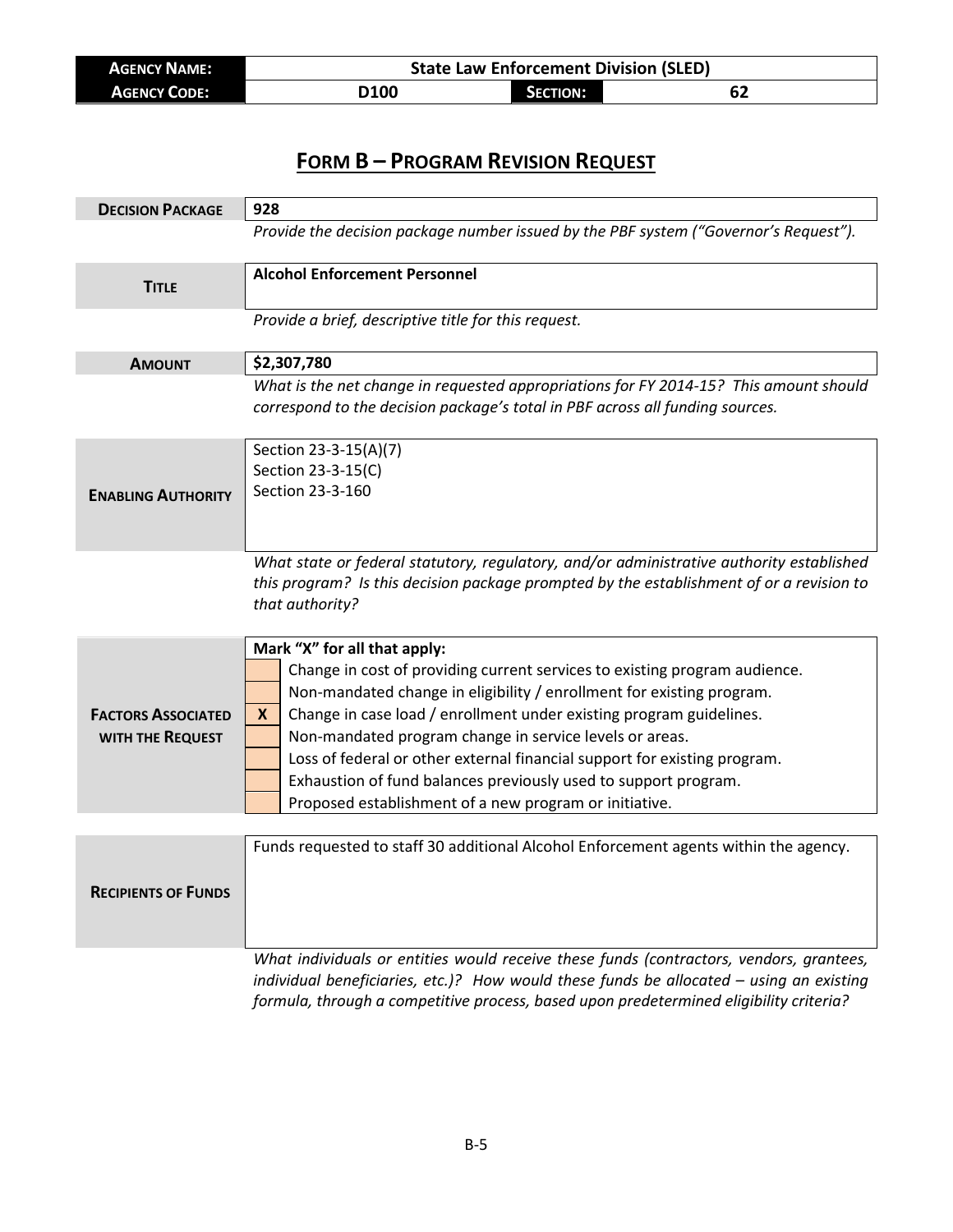| **AGENCY NAME:** | State Law Enforcement Division (SLED) | | |
|---|---|---|---|
| **AGENCY CODE:** | D100 | **SECTION:** | 62 |

# FORM B – PROGRAM REVISION REQUEST

| **DECISION PACKAGE** | **928** |
|---|---|

*Provide the decision package number issued by the PBF system ("Governor's Request").*

| **TITLE** | **Alcohol Enforcement Personnel** |
|---|---|

*Provide a brief, descriptive title for this request.*

| **AMOUNT** | **$2,307,780** |
|---|---|

*What is the net change in requested appropriations for FY 2014-15? This amount should correspond to the decision package's total in PBF across all funding sources.*

| **ENABLING AUTHORITY** | Section 23-3-15(A)(7)<br>Section 23-3-15(C)<br>Section 23-3-160 |
|---|---|

*What state or federal statutory, regulatory, and/or administrative authority established this program? Is this decision package prompted by the establishment of or a revision to that authority?*

**FACTORS ASSOCIATED WITH THE REQUEST**

**Mark "X" for all that apply:**

| | |
|---|---|
| | Change in cost of providing current services to existing program audience. |
| | Non-mandated change in eligibility / enrollment for existing program. |
| **X** | Change in case load / enrollment under existing program guidelines. |
| | Non-mandated program change in service levels or areas. |
| | Loss of federal or other external financial support for existing program. |
| | Exhaustion of fund balances previously used to support program. |
| | Proposed establishment of a new program or initiative. |

| **RECIPIENTS OF FUNDS** | Funds requested to staff 30 additional Alcohol Enforcement agents within the agency. |
|---|---|

*What individuals or entities would receive these funds (contractors, vendors, grantees, individual beneficiaries, etc.)? How would these funds be allocated – using an existing formula, through a competitive process, based upon predetermined eligibility criteria?*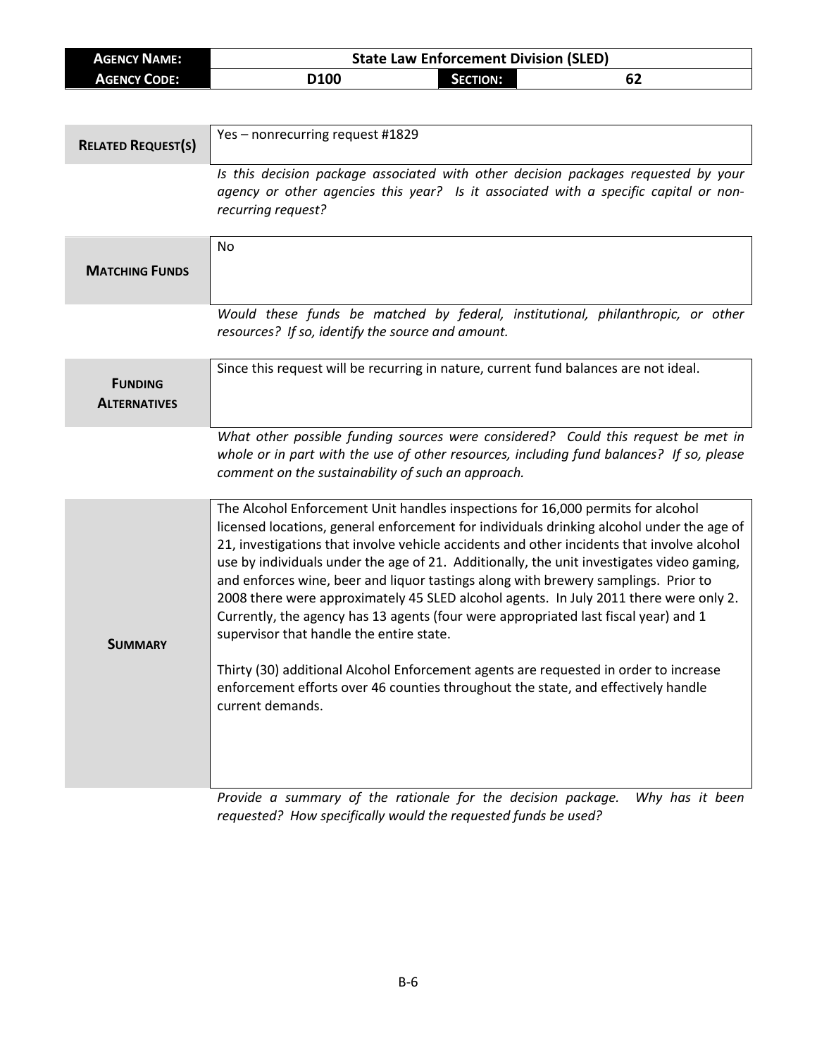| **AGENCY NAME:** | State Law Enforcement Division (SLED) | | |
|---|---|---|---|
| **AGENCY CODE:** | D100 | **SECTION:** | 62 |

| | |
|---|---|
| **RELATED REQUEST(S)** | Yes – nonrecurring request #1829 |
| | *Is this decision package associated with other decision packages requested by your agency or other agencies this year? Is it associated with a specific capital or non-recurring request?* |
| **MATCHING FUNDS** | No |
| | *Would these funds be matched by federal, institutional, philanthropic, or other resources? If so, identify the source and amount.* |
| **FUNDING ALTERNATIVES** | Since this request will be recurring in nature, current fund balances are not ideal. |
| | *What other possible funding sources were considered? Could this request be met in whole or in part with the use of other resources, including fund balances? If so, please comment on the sustainability of such an approach.* |
| **SUMMARY** | The Alcohol Enforcement Unit handles inspections for 16,000 permits for alcohol licensed locations, general enforcement for individuals drinking alcohol under the age of 21, investigations that involve vehicle accidents and other incidents that involve alcohol use by individuals under the age of 21. Additionally, the unit investigates video gaming, and enforces wine, beer and liquor tastings along with brewery samplings. Prior to 2008 there were approximately 45 SLED alcohol agents. In July 2011 there were only 2. Currently, the agency has 13 agents (four were appropriated last fiscal year) and 1 supervisor that handle the entire state.<br><br>Thirty (30) additional Alcohol Enforcement agents are requested in order to increase enforcement efforts over 46 counties throughout the state, and effectively handle current demands. |
| | *Provide a summary of the rationale for the decision package. Why has it been requested? How specifically would the requested funds be used?* |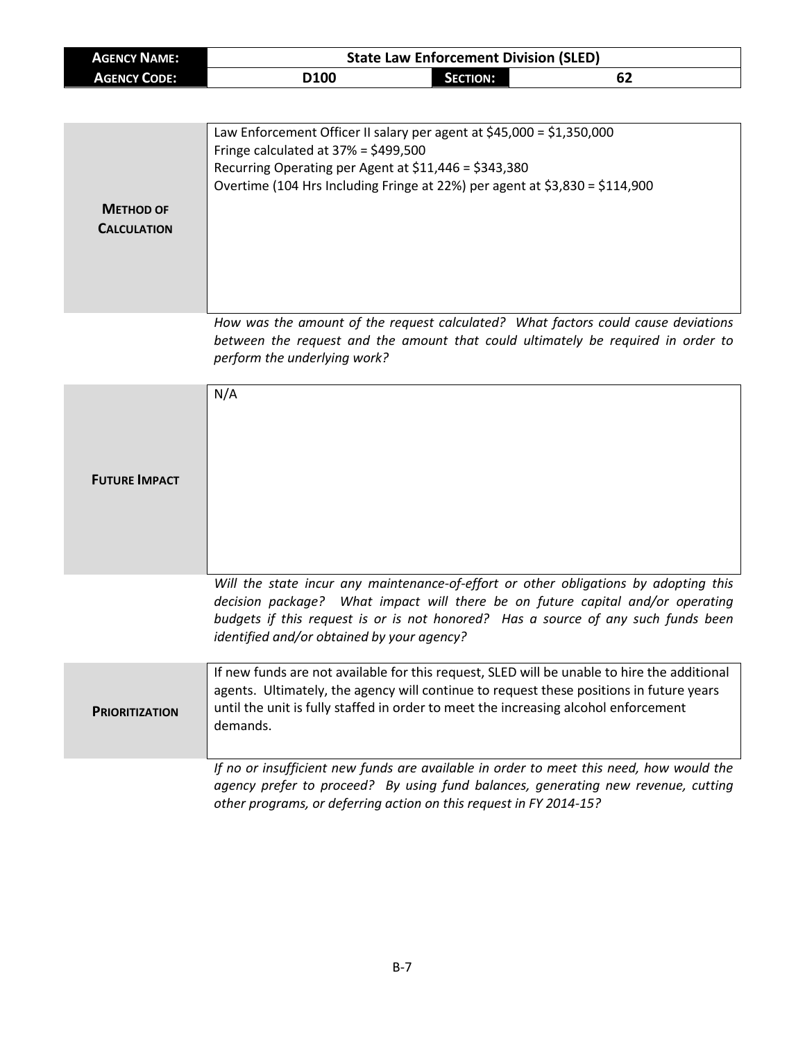| **Agency Name:** | **State Law Enforcement Division (SLED)** | | |
|---|---|---|---|
| **Agency Code:** | **D100** | **Section:** | **62** |

| | |
|---|---|
| **Method of Calculation** | Law Enforcement Officer II salary per agent at $45,000 = $1,350,000<br>Fringe calculated at 37% = $499,500<br>Recurring Operating per Agent at $11,446 = $343,380<br>Overtime (104 Hrs Including Fringe at 22%) per agent at $3,830 = $114,900 |

*How was the amount of the request calculated? What factors could cause deviations between the request and the amount that could ultimately be required in order to perform the underlying work?*

| | |
|---|---|
| **Future Impact** | N/A |

*Will the state incur any maintenance-of-effort or other obligations by adopting this decision package? What impact will there be on future capital and/or operating budgets if this request is or is not honored? Has a source of any such funds been identified and/or obtained by your agency?*

| | |
|---|---|
| **Prioritization** | If new funds are not available for this request, SLED will be unable to hire the additional agents. Ultimately, the agency will continue to request these positions in future years until the unit is fully staffed in order to meet the increasing alcohol enforcement demands. |

*If no or insufficient new funds are available in order to meet this need, how would the agency prefer to proceed? By using fund balances, generating new revenue, cutting other programs, or deferring action on this request in FY 2014-15?*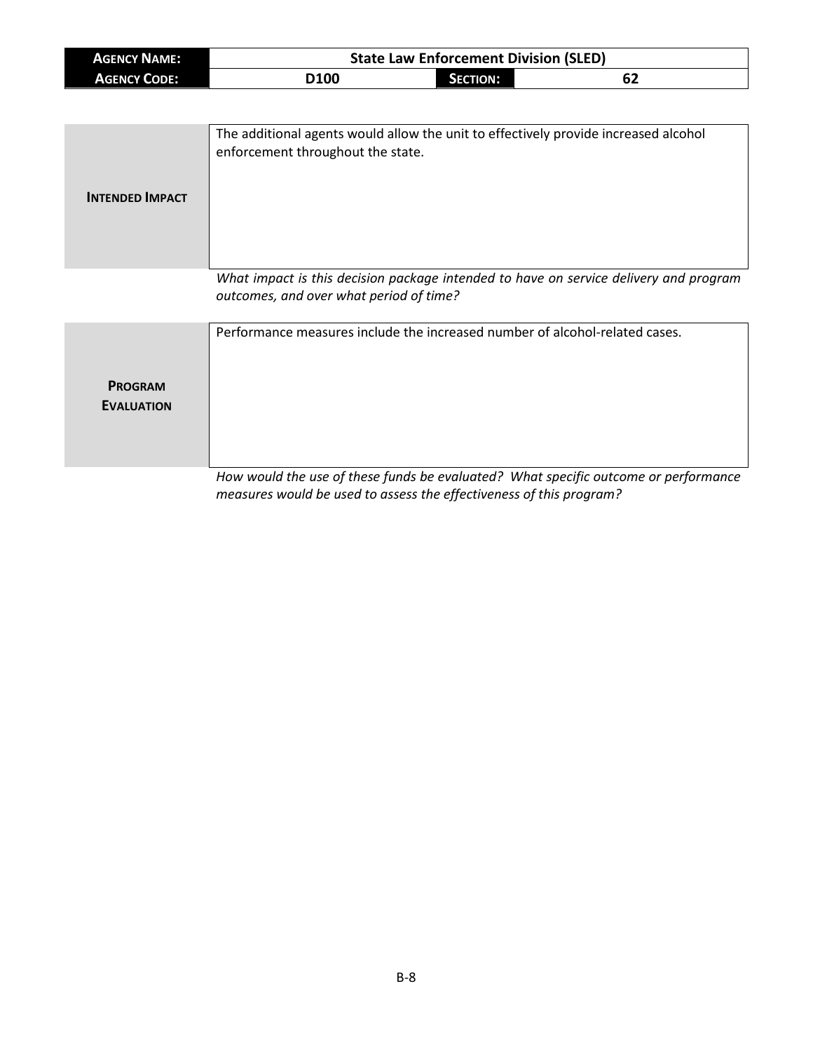| **Agency Name:** | State Law Enforcement Division (SLED) | | |
| --- | --- | --- | --- |
| **Agency Code:** | D100 | **Section:** | 62 |

| | |
| --- | --- |
| **Intended Impact** | The additional agents would allow the unit to effectively provide increased alcohol enforcement throughout the state. |

*What impact is this decision package intended to have on service delivery and program outcomes, and over what period of time?*

| | |
| --- | --- |
| **Program Evaluation** | Performance measures include the increased number of alcohol-related cases. |

*How would the use of these funds be evaluated? What specific outcome or performance measures would be used to assess the effectiveness of this program?*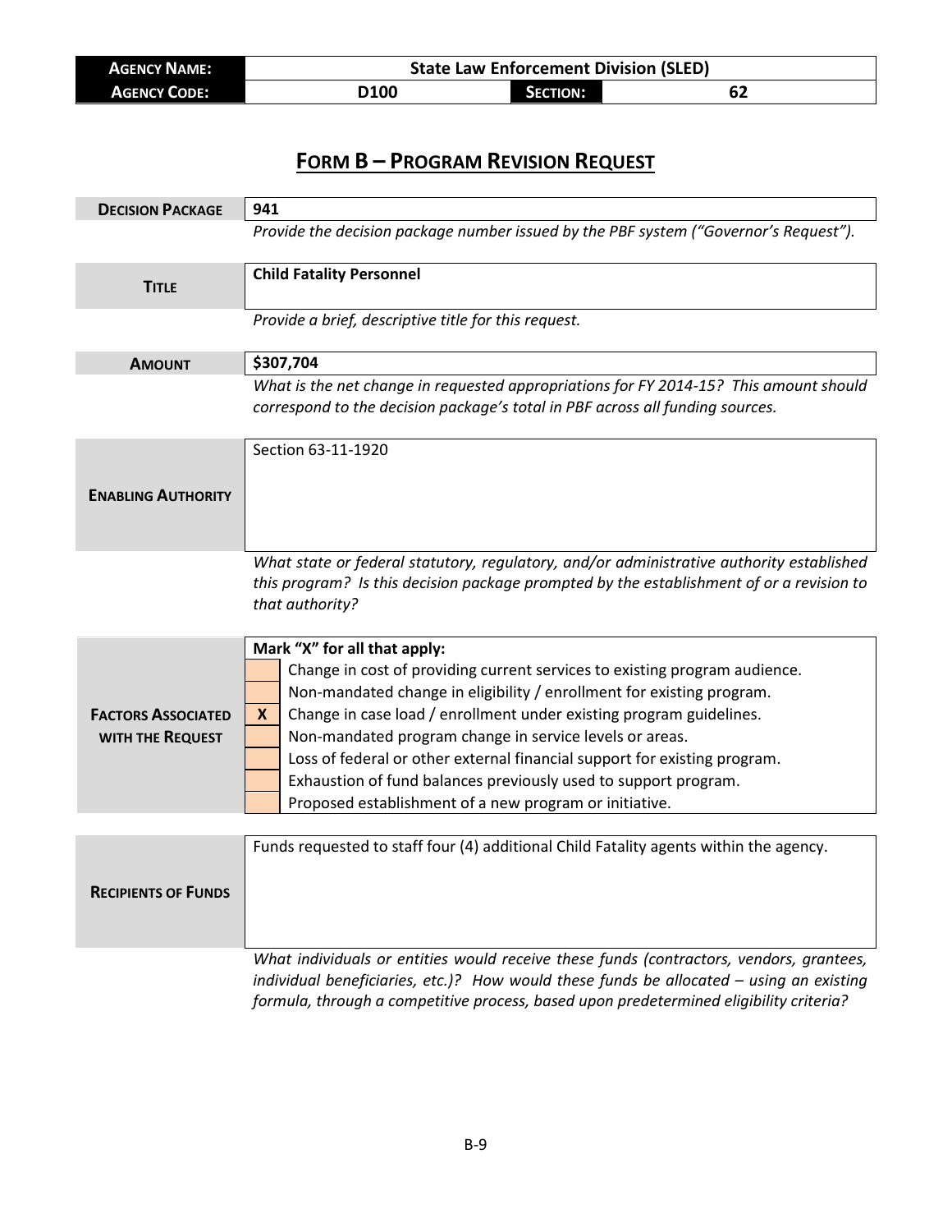| **AGENCY NAME:** | State Law Enforcement Division (SLED) | | |
|---|---|---|---|
| **AGENCY CODE:** | D100 | **SECTION:** | 62 |

# FORM B – PROGRAM REVISION REQUEST

| | |
|---|---|
| **DECISION PACKAGE** | **941** |
| | *Provide the decision package number issued by the PBF system ("Governor's Request").* |
| **TITLE** | **Child Fatality Personnel** |
| | *Provide a brief, descriptive title for this request.* |
| **AMOUNT** | **$307,704** |
| | *What is the net change in requested appropriations for FY 2014-15? This amount should correspond to the decision package's total in PBF across all funding sources.* |
| **ENABLING AUTHORITY** | Section 63-11-1920 |
| | *What state or federal statutory, regulatory, and/or administrative authority established this program? Is this decision package prompted by the establishment of or a revision to that authority?* |

**FACTORS ASSOCIATED WITH THE REQUEST**

**Mark "X" for all that apply:**

| | |
|---|---|
| | Change in cost of providing current services to existing program audience. |
| | Non-mandated change in eligibility / enrollment for existing program. |
| **X** | Change in case load / enrollment under existing program guidelines. |
| | Non-mandated program change in service levels or areas. |
| | Loss of federal or other external financial support for existing program. |
| | Exhaustion of fund balances previously used to support program. |
| | Proposed establishment of a new program or initiative. |

| | |
|---|---|
| **RECIPIENTS OF FUNDS** | Funds requested to staff four (4) additional Child Fatality agents within the agency. |
| | *What individuals or entities would receive these funds (contractors, vendors, grantees, individual beneficiaries, etc.)? How would these funds be allocated – using an existing formula, through a competitive process, based upon predetermined eligibility criteria?* |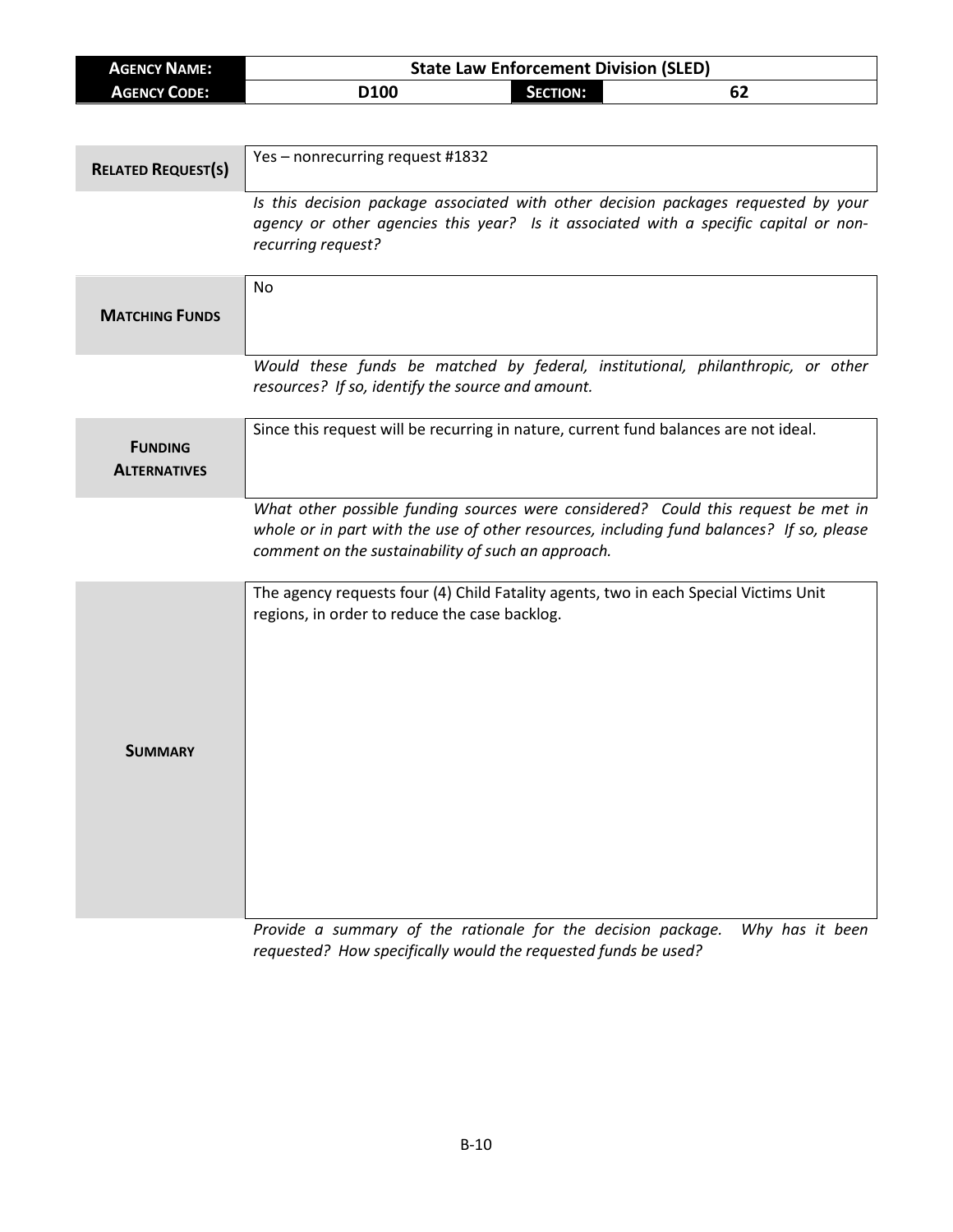| **AGENCY NAME:** | State Law Enforcement Division (SLED) | | |
|---|---|---|---|
| **AGENCY CODE:** | D100 | **SECTION:** | 62 |

| | |
|---|---|
| **RELATED REQUEST(S)** | Yes – nonrecurring request #1832 |
| | *Is this decision package associated with other decision packages requested by your agency or other agencies this year? Is it associated with a specific capital or non-recurring request?* |
| **MATCHING FUNDS** | No |
| | *Would these funds be matched by federal, institutional, philanthropic, or other resources? If so, identify the source and amount.* |
| **FUNDING ALTERNATIVES** | Since this request will be recurring in nature, current fund balances are not ideal. |
| | *What other possible funding sources were considered? Could this request be met in whole or in part with the use of other resources, including fund balances? If so, please comment on the sustainability of such an approach.* |
| **SUMMARY** | The agency requests four (4) Child Fatality agents, two in each Special Victims Unit regions, in order to reduce the case backlog. |
| | *Provide a summary of the rationale for the decision package. Why has it been requested? How specifically would the requested funds be used?* |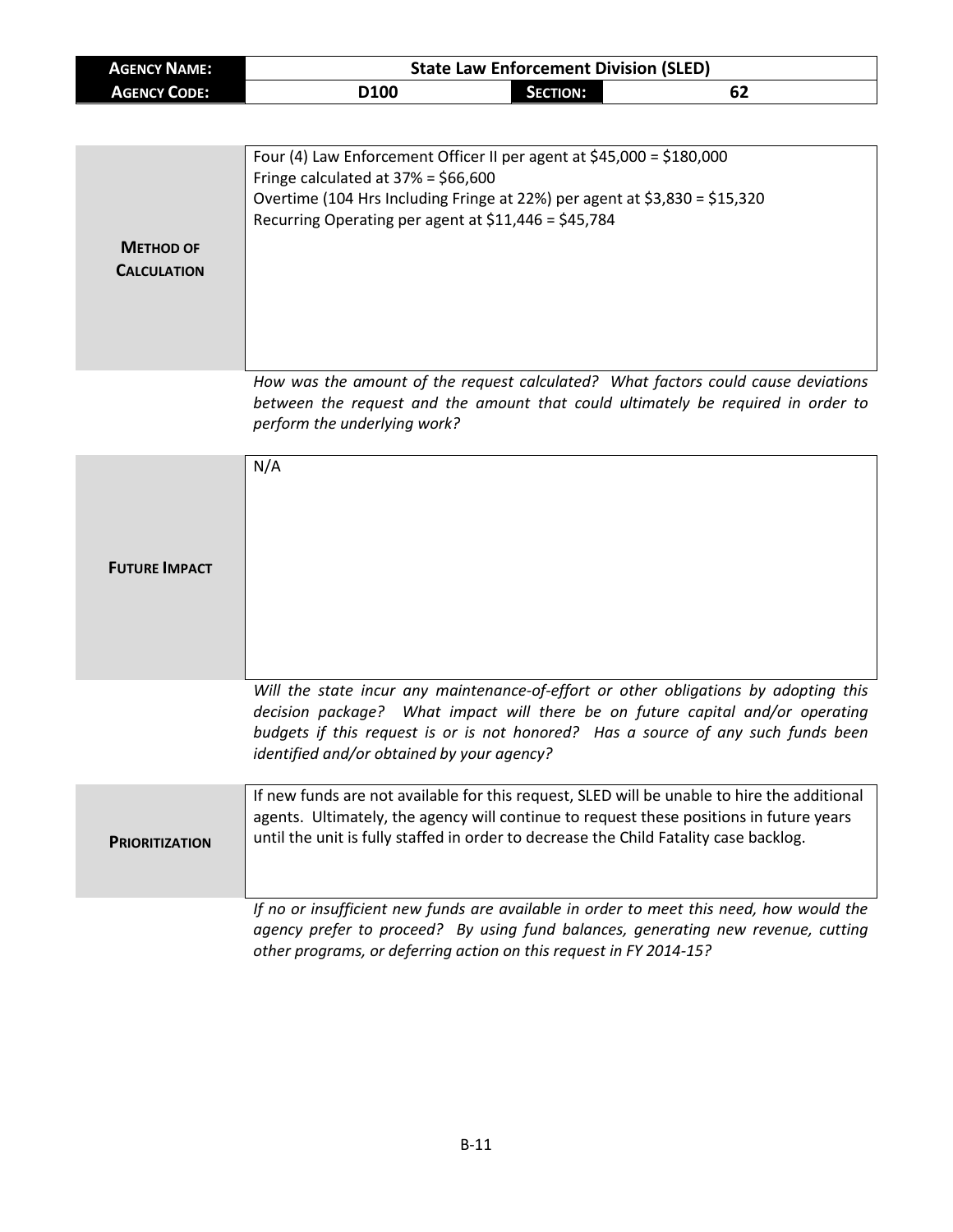| **AGENCY NAME:** | State Law Enforcement Division (SLED) | | |
| --- | --- | --- | --- |
| **AGENCY CODE:** | D100 | **SECTION:** | 62 |

| | |
| --- | --- |
| **METHOD OF CALCULATION** | Four (4) Law Enforcement Officer II per agent at $45,000 = $180,000<br>Fringe calculated at 37% = $66,600<br>Overtime (104 Hrs Including Fringe at 22%) per agent at $3,830 = $15,320<br>Recurring Operating per agent at $11,446 = $45,784 |

*How was the amount of the request calculated? What factors could cause deviations between the request and the amount that could ultimately be required in order to perform the underlying work?*

| | |
| --- | --- |
| **FUTURE IMPACT** | N/A |

*Will the state incur any maintenance-of-effort or other obligations by adopting this decision package? What impact will there be on future capital and/or operating budgets if this request is or is not honored? Has a source of any such funds been identified and/or obtained by your agency?*

| | |
| --- | --- |
| **PRIORITIZATION** | If new funds are not available for this request, SLED will be unable to hire the additional agents. Ultimately, the agency will continue to request these positions in future years until the unit is fully staffed in order to decrease the Child Fatality case backlog. |

*If no or insufficient new funds are available in order to meet this need, how would the agency prefer to proceed? By using fund balances, generating new revenue, cutting other programs, or deferring action on this request in FY 2014-15?*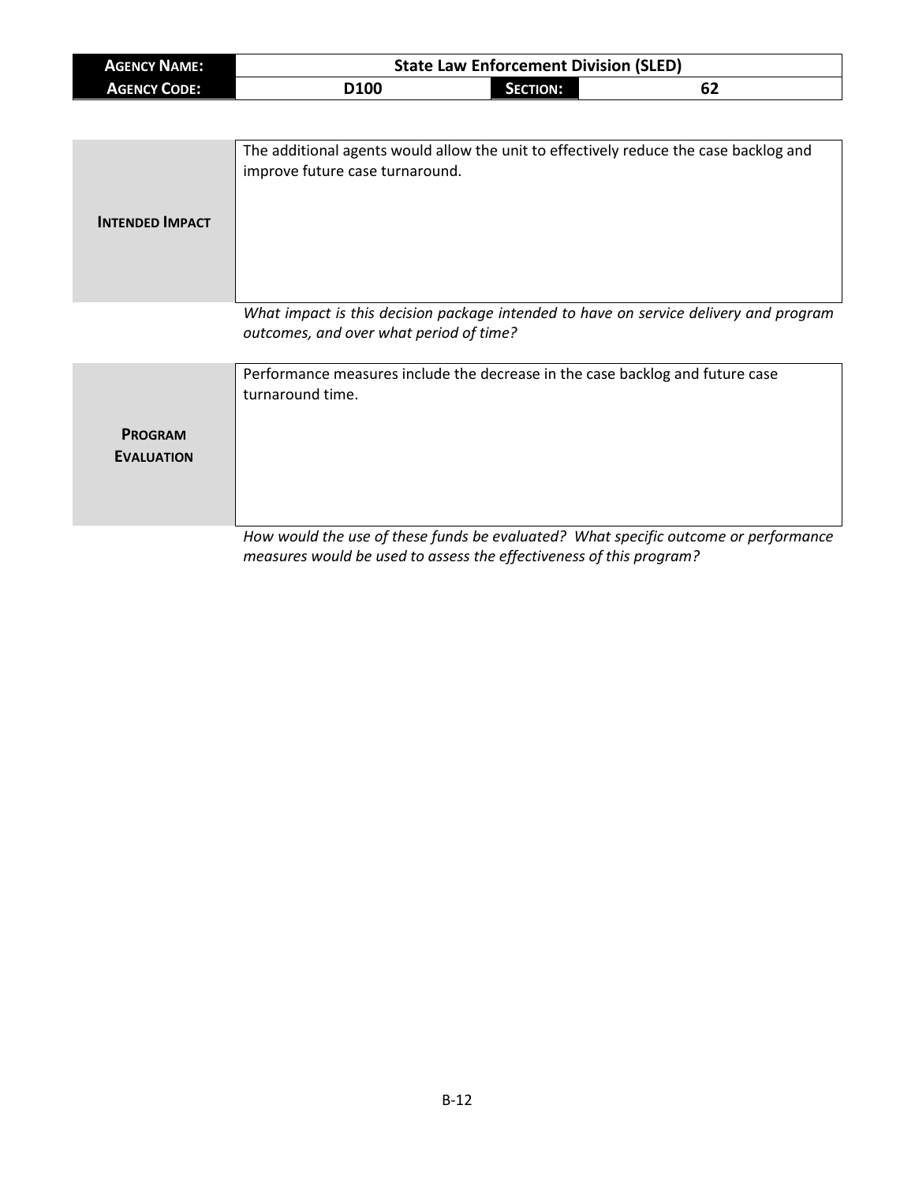| **AGENCY NAME:** | State Law Enforcement Division (SLED) | | |
| --- | --- | --- | --- |
| **AGENCY CODE:** | D100 | **SECTION:** | 62 |

| | |
| --- | --- |
| **INTENDED IMPACT** | The additional agents would allow the unit to effectively reduce the case backlog and improve future case turnaround. |

*What impact is this decision package intended to have on service delivery and program outcomes, and over what period of time?*

| | |
| --- | --- |
| **PROGRAM EVALUATION** | Performance measures include the decrease in the case backlog and future case turnaround time. |

*How would the use of these funds be evaluated? What specific outcome or performance measures would be used to assess the effectiveness of this program?*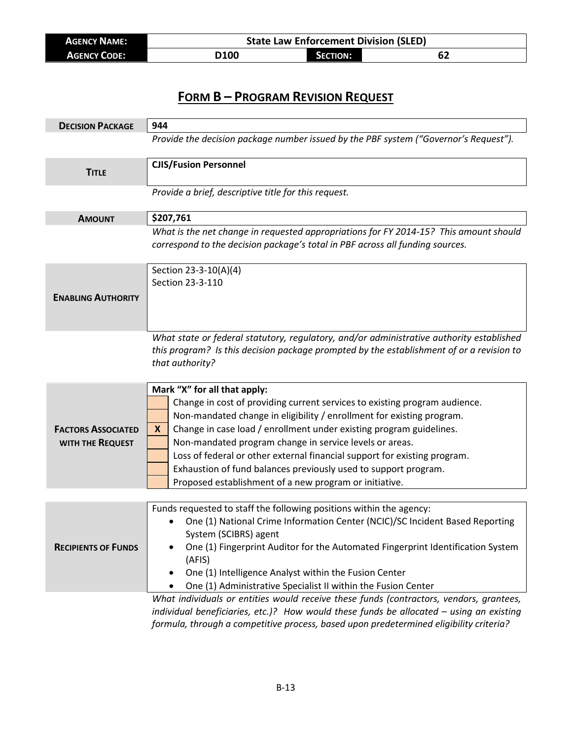| AGENCY NAME: | State Law Enforcement Division (SLED) | | |
|---|---|---|---|
| AGENCY CODE: | D100 | SECTION: | 62 |

# FORM B – PROGRAM REVISION REQUEST

| | |
|---|---|
| **DECISION PACKAGE** | **944** |
| | *Provide the decision package number issued by the PBF system ("Governor's Request").* |
| **TITLE** | **CJIS/Fusion Personnel** |
| | *Provide a brief, descriptive title for this request.* |
| **AMOUNT** | **$207,761** |
| | *What is the net change in requested appropriations for FY 2014-15? This amount should correspond to the decision package's total in PBF across all funding sources.* |
| **ENABLING AUTHORITY** | Section 23-3-10(A)(4)<br>Section 23-3-110 |
| | *What state or federal statutory, regulatory, and/or administrative authority established this program? Is this decision package prompted by the establishment of or a revision to that authority?* |

**FACTORS ASSOCIATED WITH THE REQUEST**

Mark "X" for all that apply:

| | |
|---|---|
| | Change in cost of providing current services to existing program audience. |
| | Non-mandated change in eligibility / enrollment for existing program. |
| **X** | Change in case load / enrollment under existing program guidelines. |
| | Non-mandated program change in service levels or areas. |
| | Loss of federal or other external financial support for existing program. |
| | Exhaustion of fund balances previously used to support program. |
| | Proposed establishment of a new program or initiative. |

**RECIPIENTS OF FUNDS**

Funds requested to staff the following positions within the agency:

- One (1) National Crime Information Center (NCIC)/SC Incident Based Reporting System (SCIBRS) agent
- One (1) Fingerprint Auditor for the Automated Fingerprint Identification System (AFIS)
- One (1) Intelligence Analyst within the Fusion Center
- One (1) Administrative Specialist II within the Fusion Center

*What individuals or entities would receive these funds (contractors, vendors, grantees, individual beneficiaries, etc.)? How would these funds be allocated – using an existing formula, through a competitive process, based upon predetermined eligibility criteria?*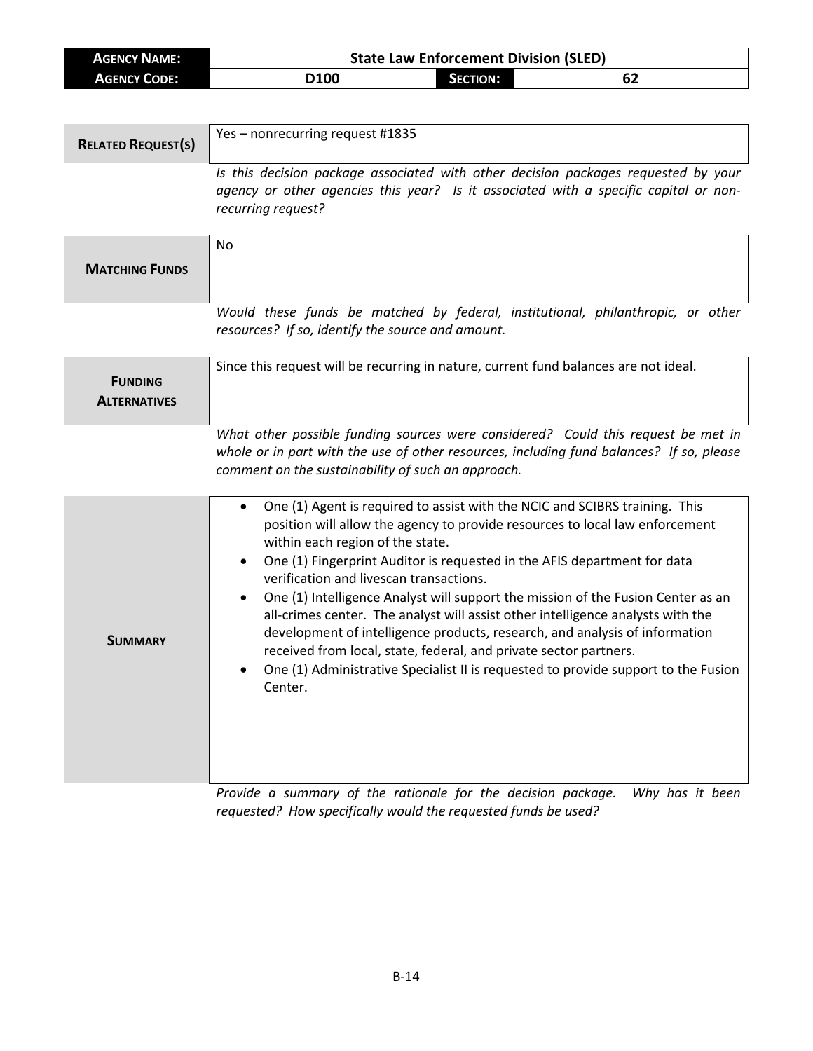| **AGENCY NAME:** | **State Law Enforcement Division (SLED)** | | |
|---|---|---|---|
| **AGENCY CODE:** | **D100** | **SECTION:** | **62** |

| **RELATED REQUEST(S)** | Yes – nonrecurring request #1835 |
|---|---|
| | *Is this decision package associated with other decision packages requested by your agency or other agencies this year? Is it associated with a specific capital or non-recurring request?* |

| **MATCHING FUNDS** | No |
|---|---|
| | *Would these funds be matched by federal, institutional, philanthropic, or other resources? If so, identify the source and amount.* |

| **FUNDING ALTERNATIVES** | Since this request will be recurring in nature, current fund balances are not ideal. |
|---|---|
| | *What other possible funding sources were considered? Could this request be met in whole or in part with the use of other resources, including fund balances? If so, please comment on the sustainability of such an approach.* |

**SUMMARY**

- One (1) Agent is required to assist with the NCIC and SCIBRS training. This position will allow the agency to provide resources to local law enforcement within each region of the state.
- One (1) Fingerprint Auditor is requested in the AFIS department for data verification and livescan transactions.
- One (1) Intelligence Analyst will support the mission of the Fusion Center as an all-crimes center. The analyst will assist other intelligence analysts with the development of intelligence products, research, and analysis of information received from local, state, federal, and private sector partners.
- One (1) Administrative Specialist II is requested to provide support to the Fusion Center.

*Provide a summary of the rationale for the decision package. Why has it been requested? How specifically would the requested funds be used?*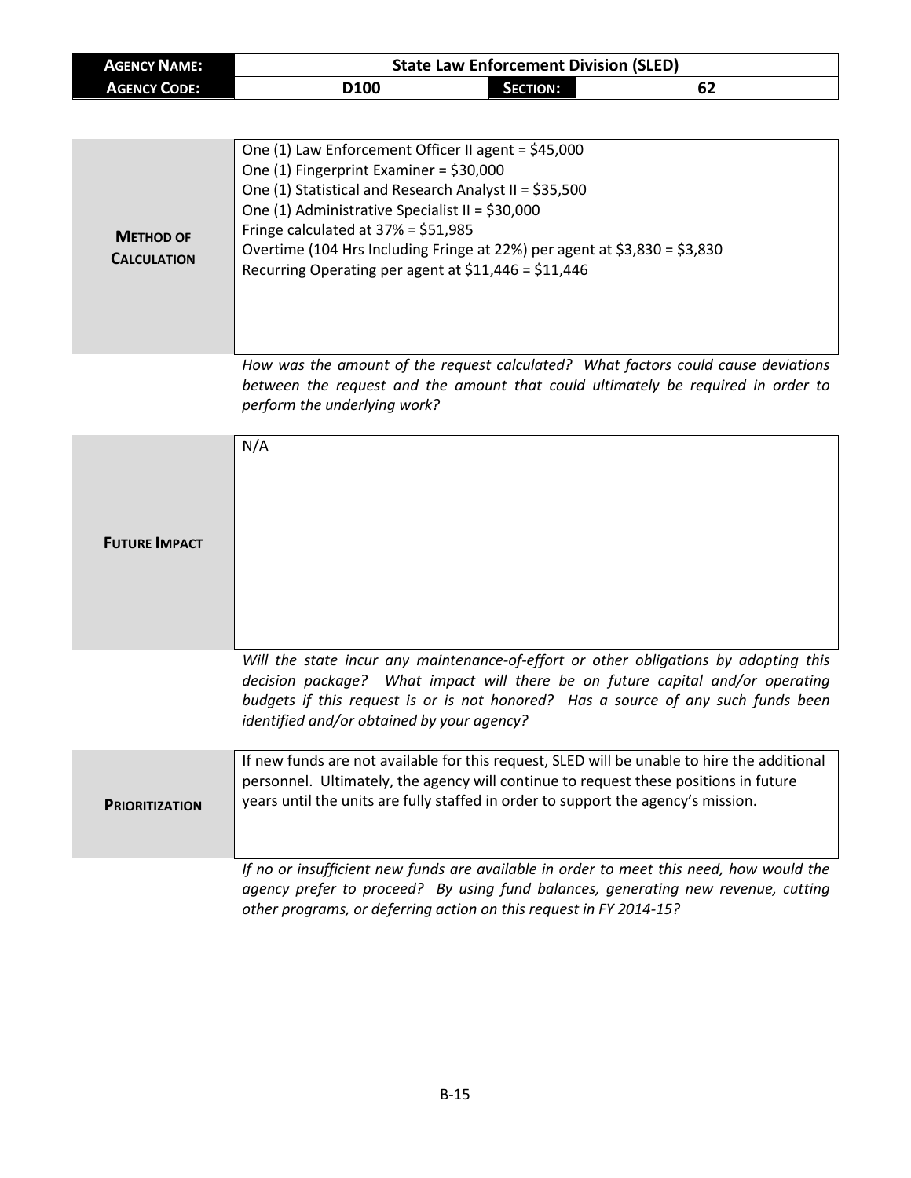| **AGENCY NAME:** | State Law Enforcement Division (SLED) | | |
|---|---|---|---|
| **AGENCY CODE:** | D100 | **SECTION:** | 62 |

| | |
|---|---|
| **METHOD OF CALCULATION** | One (1) Law Enforcement Officer II agent = $45,000<br>One (1) Fingerprint Examiner = $30,000<br>One (1) Statistical and Research Analyst II = $35,500<br>One (1) Administrative Specialist II = $30,000<br>Fringe calculated at 37% = $51,985<br>Overtime (104 Hrs Including Fringe at 22%) per agent at $3,830 = $3,830<br>Recurring Operating per agent at $11,446 = $11,446 |

*How was the amount of the request calculated? What factors could cause deviations between the request and the amount that could ultimately be required in order to perform the underlying work?*

| | |
|---|---|
| **FUTURE IMPACT** | N/A |

*Will the state incur any maintenance-of-effort or other obligations by adopting this decision package? What impact will there be on future capital and/or operating budgets if this request is or is not honored? Has a source of any such funds been identified and/or obtained by your agency?*

| | |
|---|---|
| **PRIORITIZATION** | If new funds are not available for this request, SLED will be unable to hire the additional personnel. Ultimately, the agency will continue to request these positions in future years until the units are fully staffed in order to support the agency's mission. |

*If no or insufficient new funds are available in order to meet this need, how would the agency prefer to proceed? By using fund balances, generating new revenue, cutting other programs, or deferring action on this request in FY 2014-15?*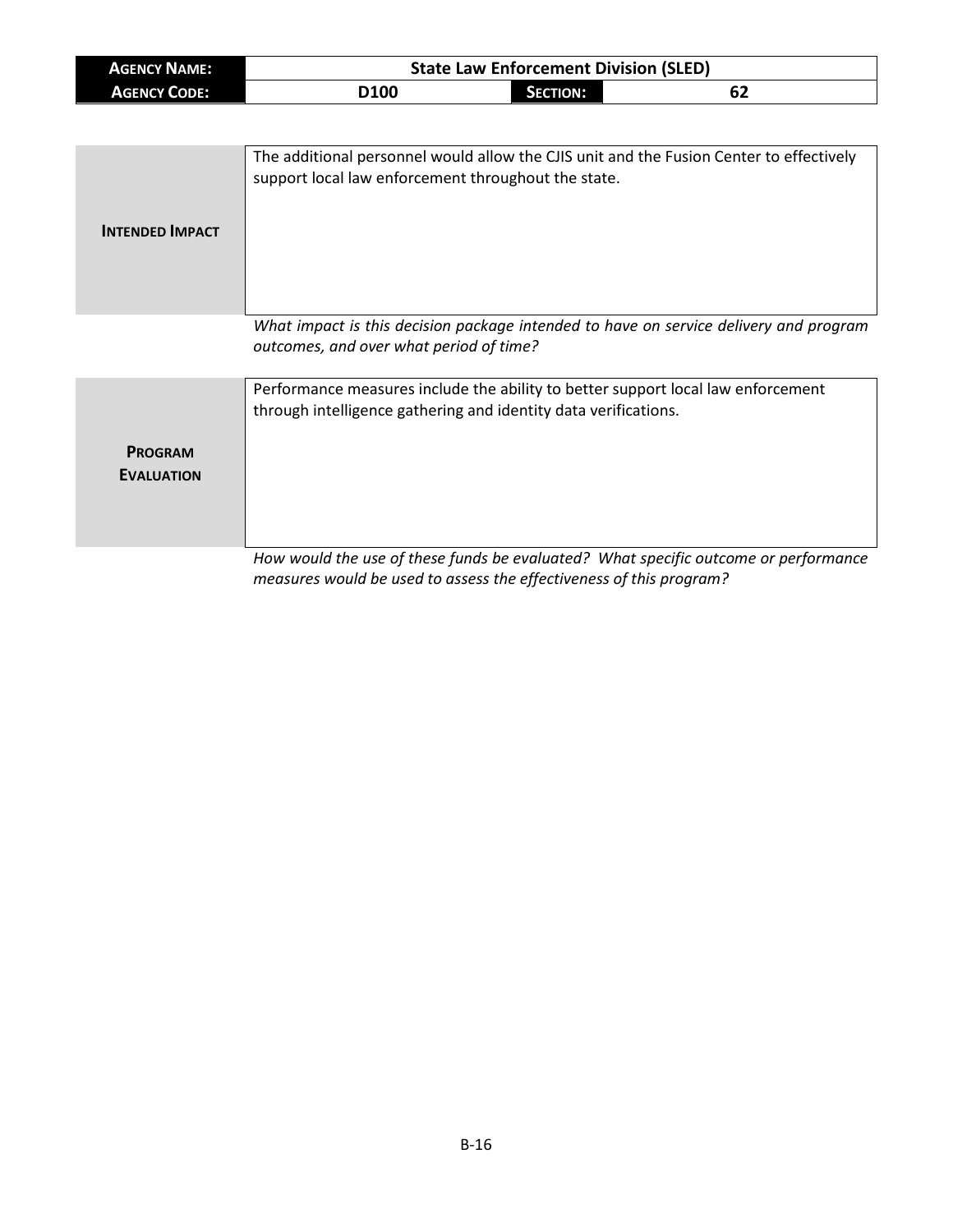| AGENCY NAME: | State Law Enforcement Division (SLED) | | |
|---|---|---|---|
| AGENCY CODE: | D100 | SECTION: | 62 |

| | |
|---|---|
| **INTENDED IMPACT** | The additional personnel would allow the CJIS unit and the Fusion Center to effectively support local law enforcement throughout the state. |

*What impact is this decision package intended to have on service delivery and program outcomes, and over what period of time?*

| | |
|---|---|
| **PROGRAM EVALUATION** | Performance measures include the ability to better support local law enforcement through intelligence gathering and identity data verifications. |

*How would the use of these funds be evaluated? What specific outcome or performance measures would be used to assess the effectiveness of this program?*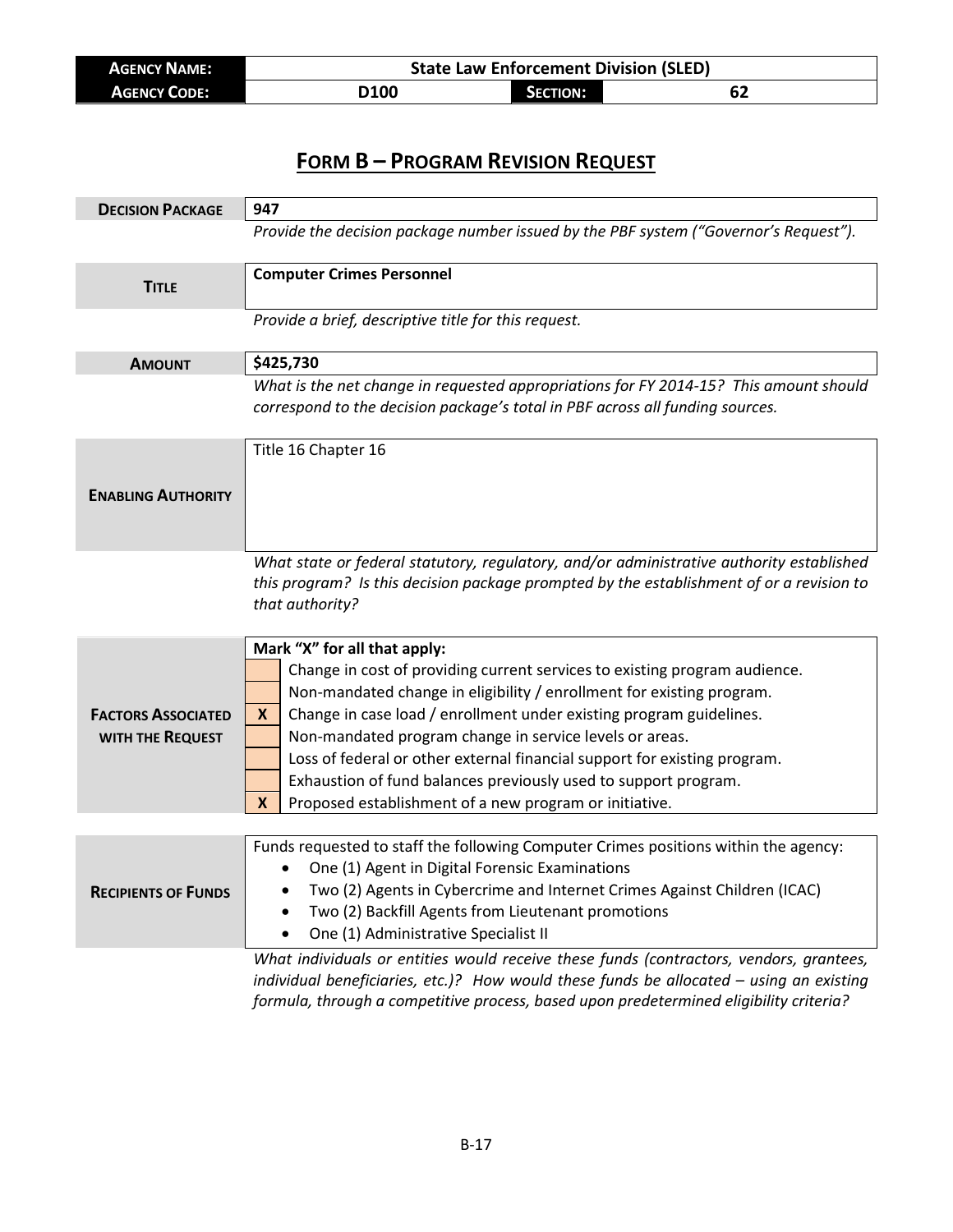| **AGENCY NAME:** | **State Law Enforcement Division (SLED)** | | |
|---|---|---|---|
| **AGENCY CODE:** | **D100** | **SECTION:** | **62** |

# FORM B – PROGRAM REVISION REQUEST

| | |
|---|---|
| **DECISION PACKAGE** | **947** |
| | *Provide the decision package number issued by the PBF system ("Governor's Request").* |
| **TITLE** | **Computer Crimes Personnel** |
| | *Provide a brief, descriptive title for this request.* |
| **AMOUNT** | **$425,730** |
| | *What is the net change in requested appropriations for FY 2014-15? This amount should correspond to the decision package's total in PBF across all funding sources.* |
| **ENABLING AUTHORITY** | Title 16 Chapter 16 |
| | *What state or federal statutory, regulatory, and/or administrative authority established this program? Is this decision package prompted by the establishment of or a revision to that authority?* |

**FACTORS ASSOCIATED WITH THE REQUEST**

**Mark "X" for all that apply:**

| | |
|---|---|
| | Change in cost of providing current services to existing program audience. |
| | Non-mandated change in eligibility / enrollment for existing program. |
| **X** | Change in case load / enrollment under existing program guidelines. |
| | Non-mandated program change in service levels or areas. |
| | Loss of federal or other external financial support for existing program. |
| | Exhaustion of fund balances previously used to support program. |
| **X** | Proposed establishment of a new program or initiative. |

**RECIPIENTS OF FUNDS**

Funds requested to staff the following Computer Crimes positions within the agency:

- One (1) Agent in Digital Forensic Examinations
- Two (2) Agents in Cybercrime and Internet Crimes Against Children (ICAC)
- Two (2) Backfill Agents from Lieutenant promotions
- One (1) Administrative Specialist II

*What individuals or entities would receive these funds (contractors, vendors, grantees, individual beneficiaries, etc.)? How would these funds be allocated – using an existing formula, through a competitive process, based upon predetermined eligibility criteria?*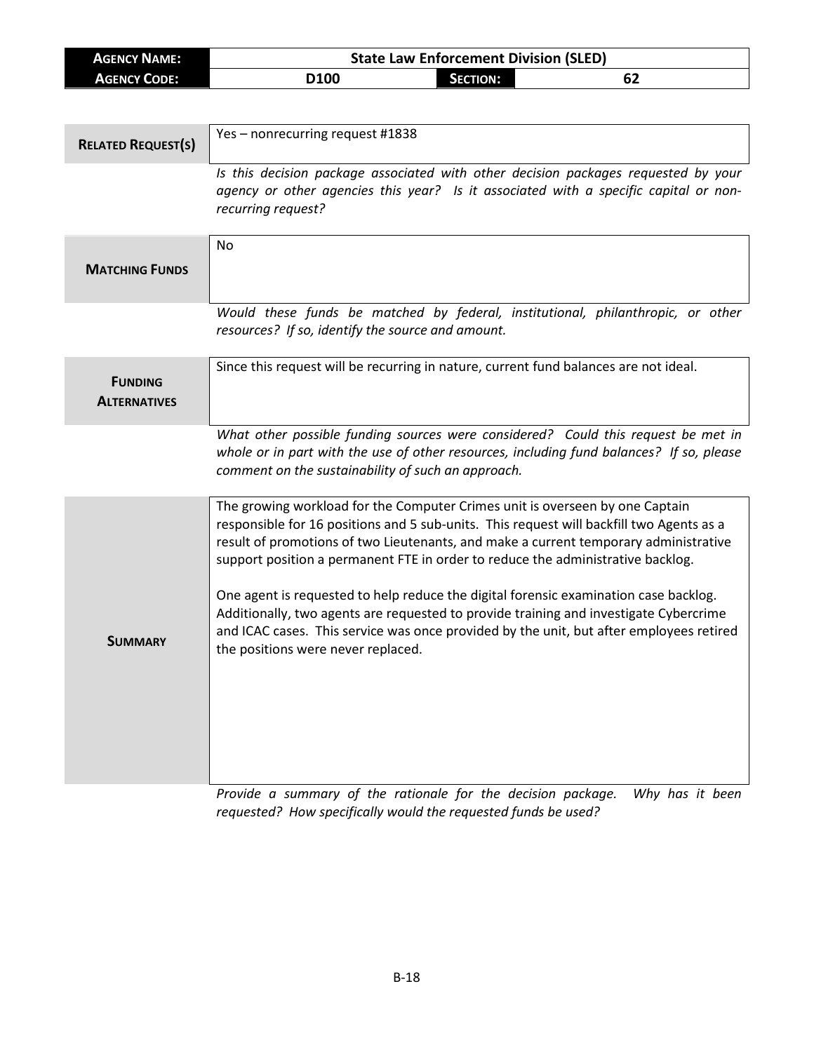| **AGENCY NAME:** | State Law Enforcement Division (SLED) | | |
|---|---|---|---|
| **AGENCY CODE:** | D100 | **SECTION:** | 62 |

| **RELATED REQUEST(S)** | Yes – nonrecurring request #1838 |
|---|---|
| | *Is this decision package associated with other decision packages requested by your agency or other agencies this year? Is it associated with a specific capital or non-recurring request?* |

| **MATCHING FUNDS** | No |
|---|---|
| | *Would these funds be matched by federal, institutional, philanthropic, or other resources? If so, identify the source and amount.* |

| **FUNDING ALTERNATIVES** | Since this request will be recurring in nature, current fund balances are not ideal. |
|---|---|
| | *What other possible funding sources were considered? Could this request be met in whole or in part with the use of other resources, including fund balances? If so, please comment on the sustainability of such an approach.* |

| **SUMMARY** | The growing workload for the Computer Crimes unit is overseen by one Captain responsible for 16 positions and 5 sub-units. This request will backfill two Agents as a result of promotions of two Lieutenants, and make a current temporary administrative support position a permanent FTE in order to reduce the administrative backlog.<br><br>One agent is requested to help reduce the digital forensic examination case backlog. Additionally, two agents are requested to provide training and investigate Cybercrime and ICAC cases. This service was once provided by the unit, but after employees retired the positions were never replaced. |
|---|---|
| | *Provide a summary of the rationale for the decision package. Why has it been requested? How specifically would the requested funds be used?* |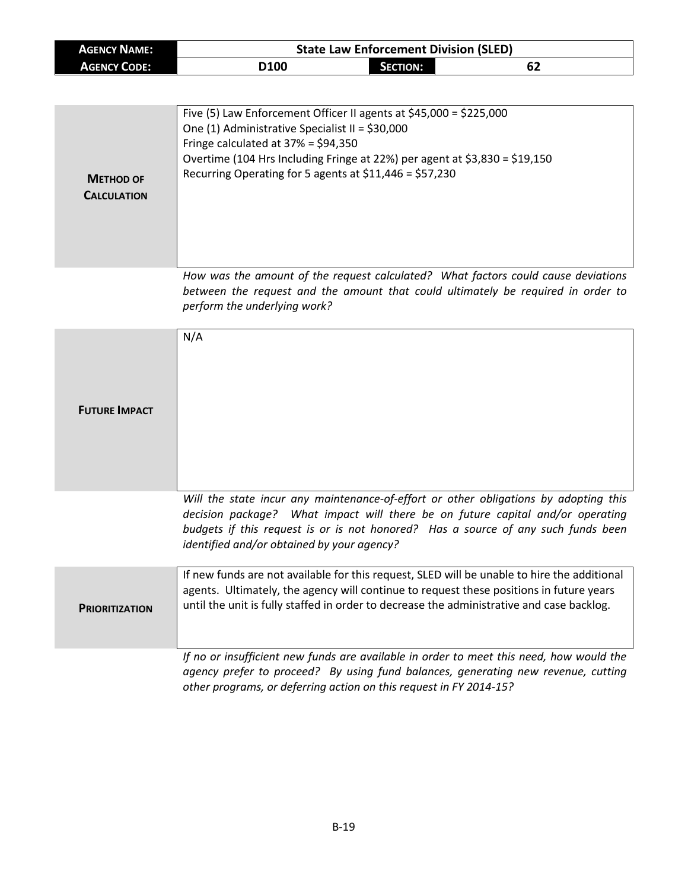| **AGENCY NAME:** | **State Law Enforcement Division (SLED)** | | |
|---|---|---|---|
| **AGENCY CODE:** | **D100** | **SECTION:** | **62** |

| | |
|---|---|
| **METHOD OF CALCULATION** | Five (5) Law Enforcement Officer II agents at \$45,000 = \$225,000<br>One (1) Administrative Specialist II = \$30,000<br>Fringe calculated at 37% = \$94,350<br>Overtime (104 Hrs Including Fringe at 22%) per agent at \$3,830 = \$19,150<br>Recurring Operating for 5 agents at \$11,446 = \$57,230 |

*How was the amount of the request calculated? What factors could cause deviations between the request and the amount that could ultimately be required in order to perform the underlying work?*

| | |
|---|---|
| **FUTURE IMPACT** | N/A |

*Will the state incur any maintenance-of-effort or other obligations by adopting this decision package? What impact will there be on future capital and/or operating budgets if this request is or is not honored? Has a source of any such funds been identified and/or obtained by your agency?*

| | |
|---|---|
| **PRIORITIZATION** | If new funds are not available for this request, SLED will be unable to hire the additional agents. Ultimately, the agency will continue to request these positions in future years until the unit is fully staffed in order to decrease the administrative and case backlog. |

*If no or insufficient new funds are available in order to meet this need, how would the agency prefer to proceed? By using fund balances, generating new revenue, cutting other programs, or deferring action on this request in FY 2014-15?*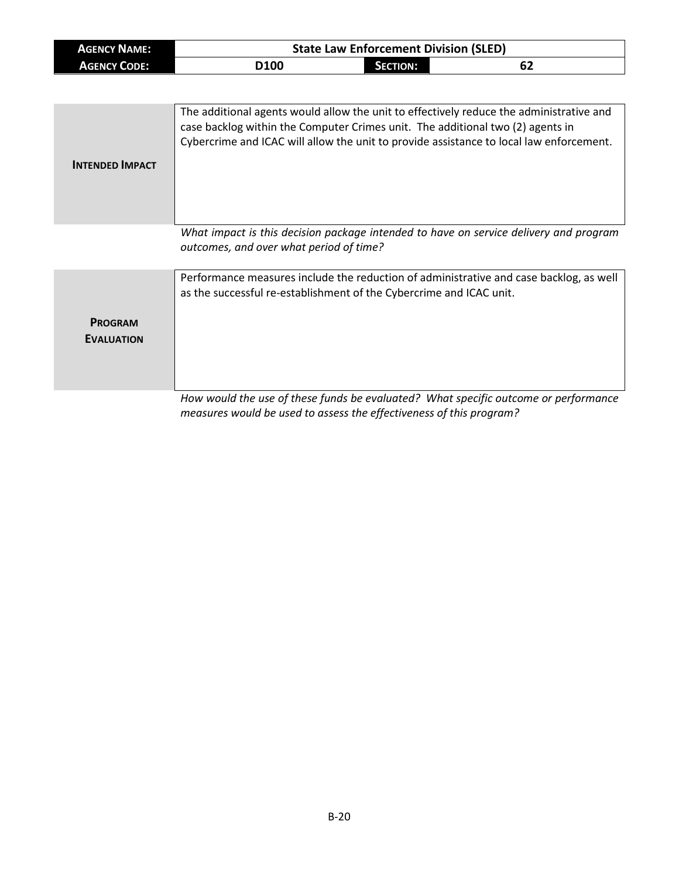| AGENCY NAME: | State Law Enforcement Division (SLED) | | |
|---|---|---|---|
| AGENCY CODE: | D100 | SECTION: | 62 |

| | |
|---|---|
| **INTENDED IMPACT** | The additional agents would allow the unit to effectively reduce the administrative and case backlog within the Computer Crimes unit. The additional two (2) agents in Cybercrime and ICAC will allow the unit to provide assistance to local law enforcement. |

*What impact is this decision package intended to have on service delivery and program outcomes, and over what period of time?*

| | |
|---|---|
| **PROGRAM EVALUATION** | Performance measures include the reduction of administrative and case backlog, as well as the successful re-establishment of the Cybercrime and ICAC unit. |

*How would the use of these funds be evaluated? What specific outcome or performance measures would be used to assess the effectiveness of this program?*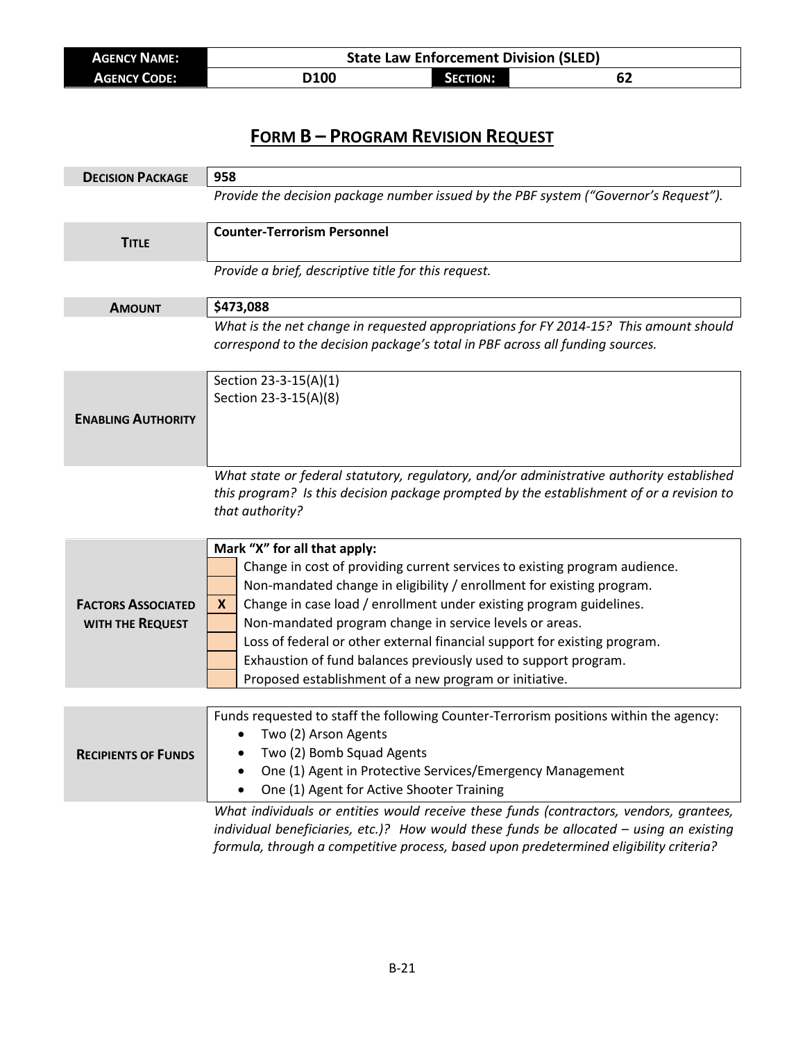| **AGENCY NAME:** | State Law Enforcement Division (SLED) | | |
|---|---|---|---|
| **AGENCY CODE:** | D100 | **SECTION:** | 62 |

# FORM B – PROGRAM REVISION REQUEST

| | |
|---|---|
| **DECISION PACKAGE** | 958 |
| | *Provide the decision package number issued by the PBF system ("Governor's Request").* |
| **TITLE** | **Counter-Terrorism Personnel** |
| | *Provide a brief, descriptive title for this request.* |
| **AMOUNT** | **$473,088** |
| | *What is the net change in requested appropriations for FY 2014-15? This amount should correspond to the decision package's total in PBF across all funding sources.* |
| **ENABLING AUTHORITY** | Section 23-3-15(A)(1)<br>Section 23-3-15(A)(8) |
| | *What state or federal statutory, regulatory, and/or administrative authority established this program? Is this decision package prompted by the establishment of or a revision to that authority?* |

**FACTORS ASSOCIATED WITH THE REQUEST**

**Mark "X" for all that apply:**

| | |
|---|---|
| | Change in cost of providing current services to existing program audience. |
| | Non-mandated change in eligibility / enrollment for existing program. |
| X | Change in case load / enrollment under existing program guidelines. |
| | Non-mandated program change in service levels or areas. |
| | Loss of federal or other external financial support for existing program. |
| | Exhaustion of fund balances previously used to support program. |
| | Proposed establishment of a new program or initiative. |

**RECIPIENTS OF FUNDS**

Funds requested to staff the following Counter-Terrorism positions within the agency:

- Two (2) Arson Agents
- Two (2) Bomb Squad Agents
- One (1) Agent in Protective Services/Emergency Management
- One (1) Agent for Active Shooter Training

*What individuals or entities would receive these funds (contractors, vendors, grantees, individual beneficiaries, etc.)? How would these funds be allocated – using an existing formula, through a competitive process, based upon predetermined eligibility criteria?*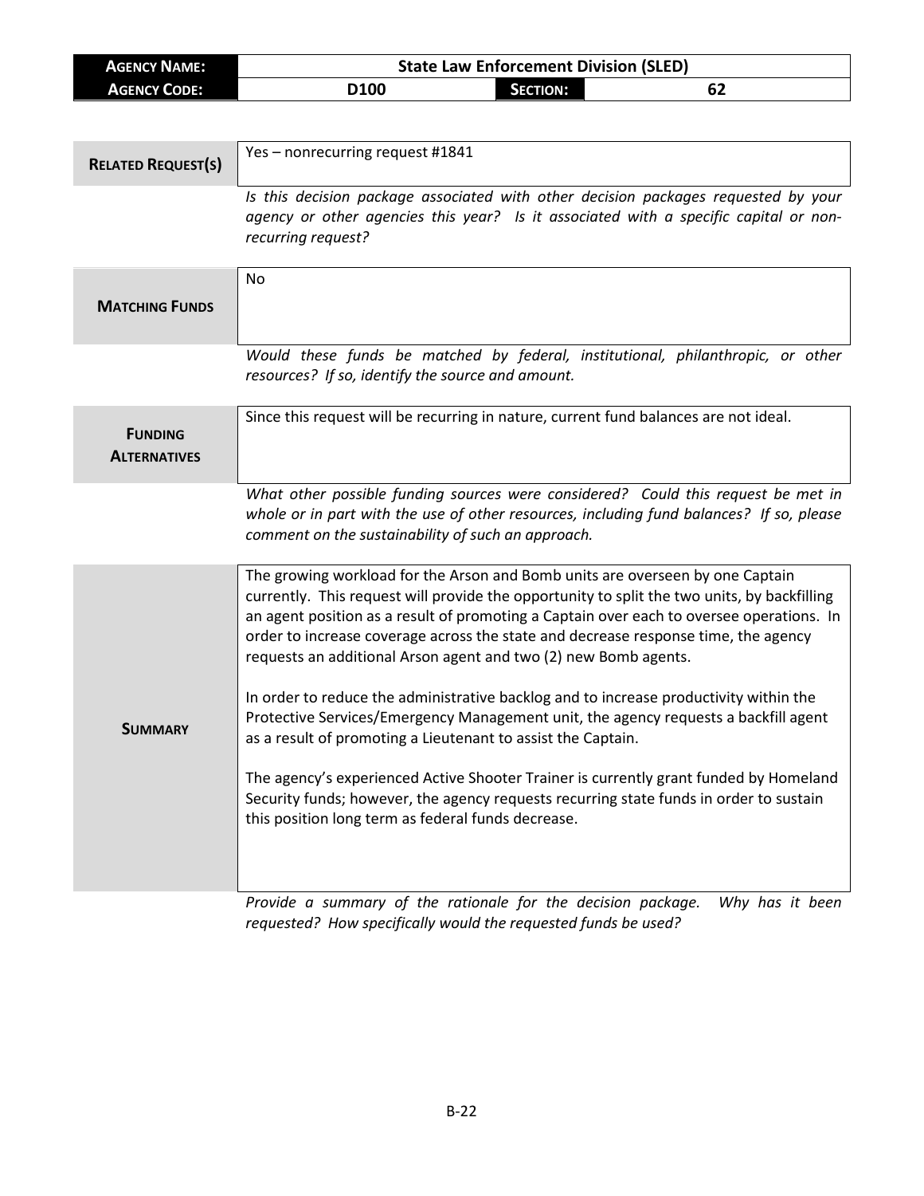| **AGENCY NAME:** | State Law Enforcement Division (SLED) | | |
|---|---|---|---|
| **AGENCY CODE:** | D100 | **SECTION:** | 62 |

| | |
|---|---|
| **RELATED REQUEST(S)** | Yes – nonrecurring request #1841 |
| | *Is this decision package associated with other decision packages requested by your agency or other agencies this year? Is it associated with a specific capital or non-recurring request?* |
| **MATCHING FUNDS** | No |
| | *Would these funds be matched by federal, institutional, philanthropic, or other resources? If so, identify the source and amount.* |
| **FUNDING ALTERNATIVES** | Since this request will be recurring in nature, current fund balances are not ideal. |
| | *What other possible funding sources were considered? Could this request be met in whole or in part with the use of other resources, including fund balances? If so, please comment on the sustainability of such an approach.* |
| **SUMMARY** | The growing workload for the Arson and Bomb units are overseen by one Captain currently. This request will provide the opportunity to split the two units, by backfilling an agent position as a result of promoting a Captain over each to oversee operations. In order to increase coverage across the state and decrease response time, the agency requests an additional Arson agent and two (2) new Bomb agents.<br><br>In order to reduce the administrative backlog and to increase productivity within the Protective Services/Emergency Management unit, the agency requests a backfill agent as a result of promoting a Lieutenant to assist the Captain.<br><br>The agency's experienced Active Shooter Trainer is currently grant funded by Homeland Security funds; however, the agency requests recurring state funds in order to sustain this position long term as federal funds decrease. |
| | *Provide a summary of the rationale for the decision package. Why has it been requested? How specifically would the requested funds be used?* |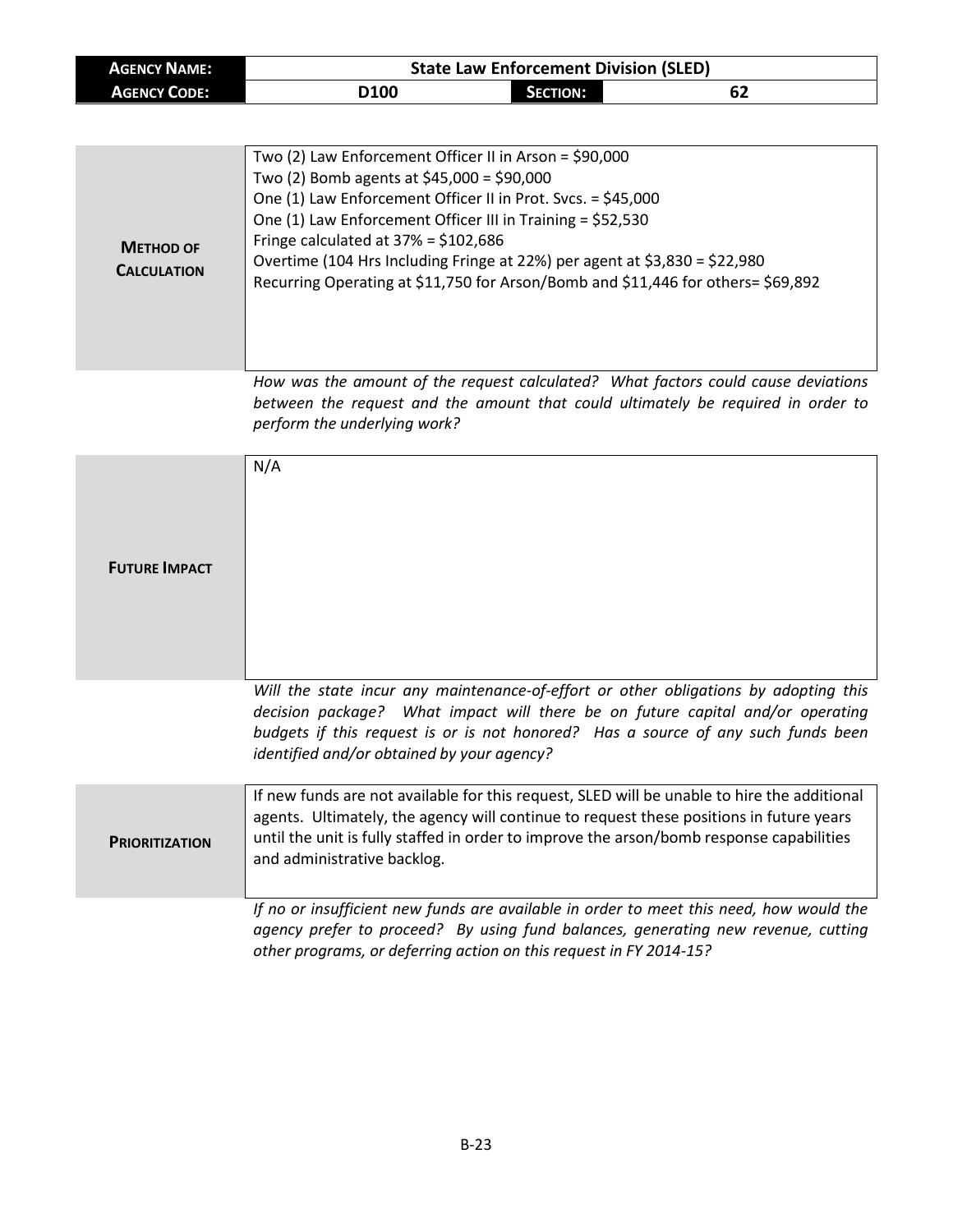| **Agency Name:** | **State Law Enforcement Division (SLED)** | | |
|---|---|---|---|
| **Agency Code:** | **D100** | **Section:** | **62** |

| | |
|---|---|
| **Method of Calculation** | Two (2) Law Enforcement Officer II in Arson = $90,000<br>Two (2) Bomb agents at $45,000 = $90,000<br>One (1) Law Enforcement Officer II in Prot. Svcs. = $45,000<br>One (1) Law Enforcement Officer III in Training = $52,530<br>Fringe calculated at 37% = $102,686<br>Overtime (104 Hrs Including Fringe at 22%) per agent at $3,830 = $22,980<br>Recurring Operating at $11,750 for Arson/Bomb and $11,446 for others= $69,892 |

*How was the amount of the request calculated? What factors could cause deviations between the request and the amount that could ultimately be required in order to perform the underlying work?*

| | |
|---|---|
| **Future Impact** | N/A |

*Will the state incur any maintenance-of-effort or other obligations by adopting this decision package? What impact will there be on future capital and/or operating budgets if this request is or is not honored? Has a source of any such funds been identified and/or obtained by your agency?*

| | |
|---|---|
| **Prioritization** | If new funds are not available for this request, SLED will be unable to hire the additional agents. Ultimately, the agency will continue to request these positions in future years until the unit is fully staffed in order to improve the arson/bomb response capabilities and administrative backlog. |

*If no or insufficient new funds are available in order to meet this need, how would the agency prefer to proceed? By using fund balances, generating new revenue, cutting other programs, or deferring action on this request in FY 2014-15?*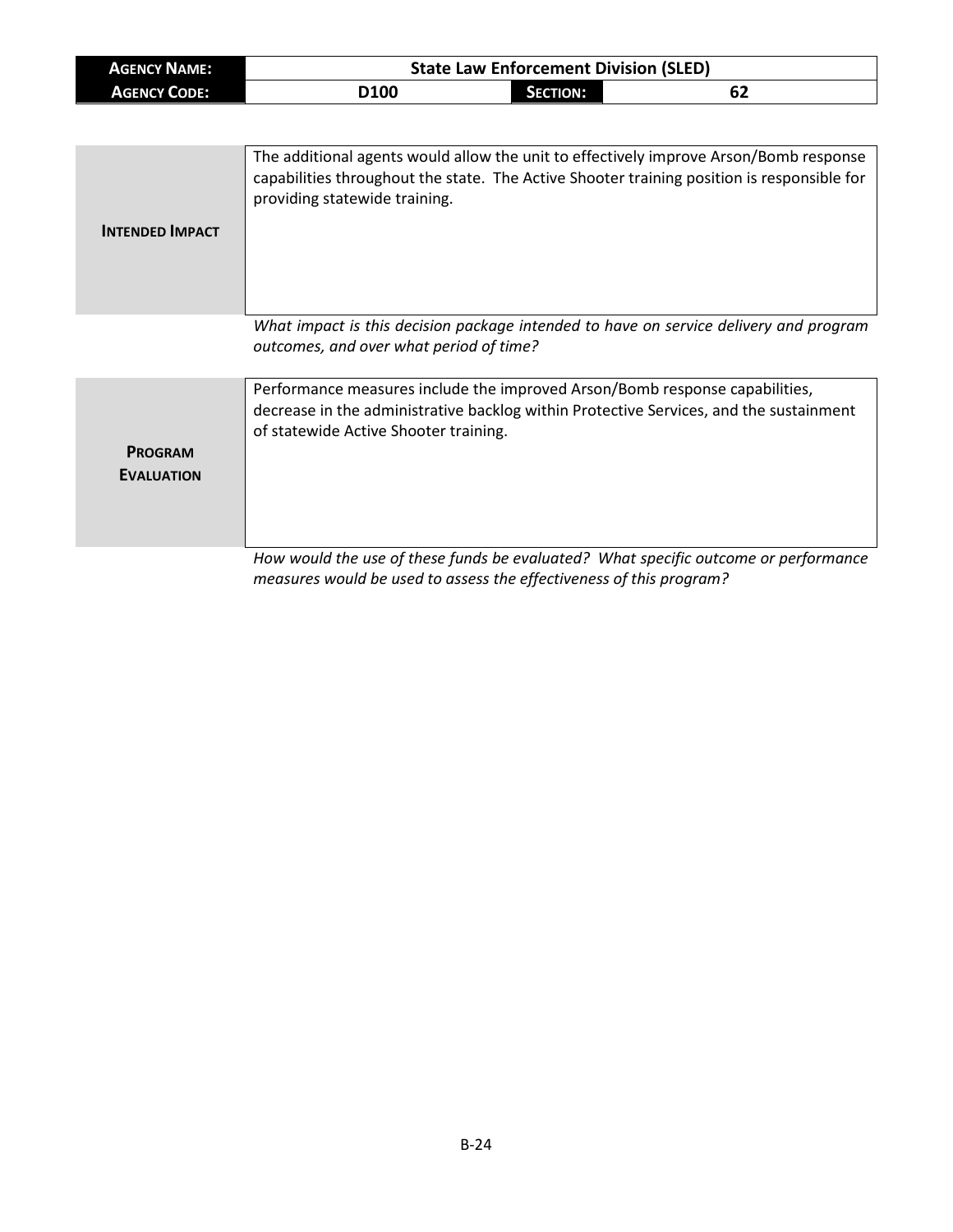| **Agency Name:** | State Law Enforcement Division (SLED) | | |
|---|---|---|---|
| **Agency Code:** | D100 | **Section:** | 62 |

| | |
|---|---|
| **Intended Impact** | The additional agents would allow the unit to effectively improve Arson/Bomb response capabilities throughout the state. The Active Shooter training position is responsible for providing statewide training. |

*What impact is this decision package intended to have on service delivery and program outcomes, and over what period of time?*

| | |
|---|---|
| **Program Evaluation** | Performance measures include the improved Arson/Bomb response capabilities, decrease in the administrative backlog within Protective Services, and the sustainment of statewide Active Shooter training. |

*How would the use of these funds be evaluated? What specific outcome or performance measures would be used to assess the effectiveness of this program?*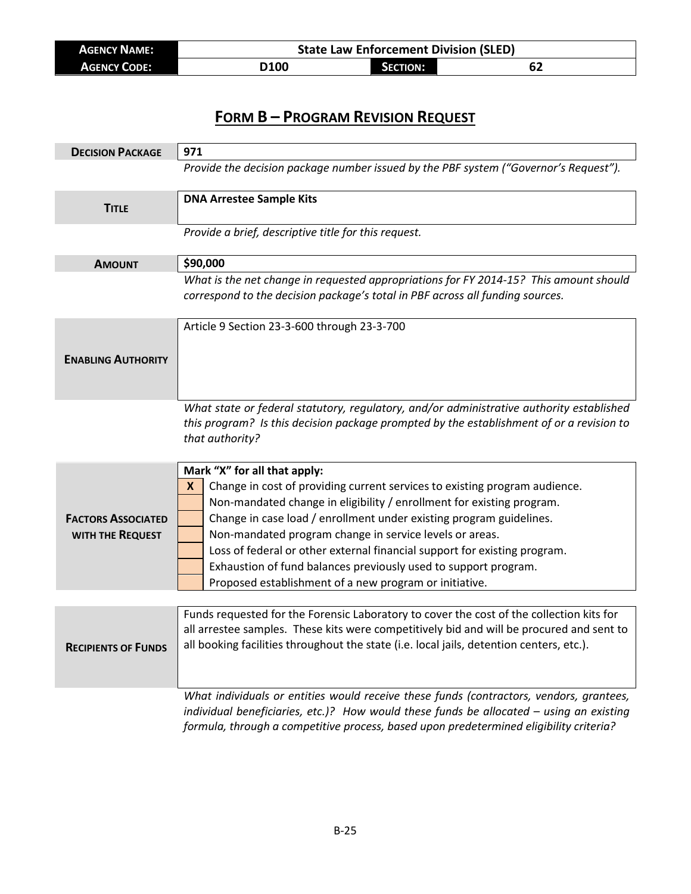| **AGENCY NAME:** | State Law Enforcement Division (SLED) | | |
|---|---|---|---|
| **AGENCY CODE:** | D100 | **SECTION:** | 62 |

## FORM B – PROGRAM REVISION REQUEST

| | |
|---|---|
| **DECISION PACKAGE** | **971** |
| | *Provide the decision package number issued by the PBF system ("Governor's Request").* |
| **TITLE** | **DNA Arrestee Sample Kits** |
| | *Provide a brief, descriptive title for this request.* |
| **AMOUNT** | **$90,000** |
| | *What is the net change in requested appropriations for FY 2014-15? This amount should correspond to the decision package's total in PBF across all funding sources.* |
| **ENABLING AUTHORITY** | Article 9 Section 23-3-600 through 23-3-700 |
| | *What state or federal statutory, regulatory, and/or administrative authority established this program? Is this decision package prompted by the establishment of or a revision to that authority?* |

**FACTORS ASSOCIATED WITH THE REQUEST**

**Mark "X" for all that apply:**

| | |
|---|---|
| X | Change in cost of providing current services to existing program audience. |
| | Non-mandated change in eligibility / enrollment for existing program. |
| | Change in case load / enrollment under existing program guidelines. |
| | Non-mandated program change in service levels or areas. |
| | Loss of federal or other external financial support for existing program. |
| | Exhaustion of fund balances previously used to support program. |
| | Proposed establishment of a new program or initiative. |

| | |
|---|---|
| **RECIPIENTS OF FUNDS** | Funds requested for the Forensic Laboratory to cover the cost of the collection kits for all arrestee samples. These kits were competitively bid and will be procured and sent to all booking facilities throughout the state (i.e. local jails, detention centers, etc.). |
| | *What individuals or entities would receive these funds (contractors, vendors, grantees, individual beneficiaries, etc.)? How would these funds be allocated – using an existing formula, through a competitive process, based upon predetermined eligibility criteria?* |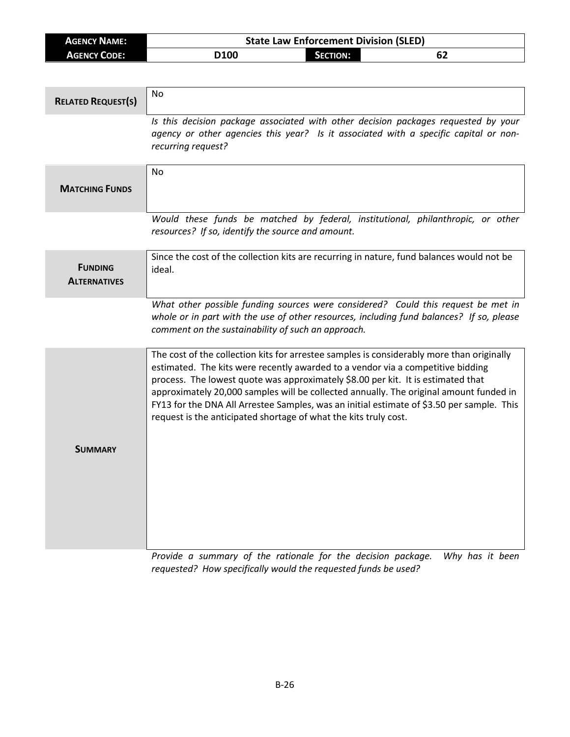| AGENCY NAME: | State Law Enforcement Division (SLED) | | |
| --- | --- | --- | --- |
| AGENCY CODE: | D100 | SECTION: | 62 |

| | |
| --- | --- |
| **RELATED REQUEST(S)** | No |
| | *Is this decision package associated with other decision packages requested by your agency or other agencies this year? Is it associated with a specific capital or non-recurring request?* |
| **MATCHING FUNDS** | No |
| | *Would these funds be matched by federal, institutional, philanthropic, or other resources? If so, identify the source and amount.* |
| **FUNDING ALTERNATIVES** | Since the cost of the collection kits are recurring in nature, fund balances would not be ideal. |
| | *What other possible funding sources were considered? Could this request be met in whole or in part with the use of other resources, including fund balances? If so, please comment on the sustainability of such an approach.* |
| **SUMMARY** | The cost of the collection kits for arrestee samples is considerably more than originally estimated. The kits were recently awarded to a vendor via a competitive bidding process. The lowest quote was approximately $8.00 per kit. It is estimated that approximately 20,000 samples will be collected annually. The original amount funded in FY13 for the DNA All Arrestee Samples, was an initial estimate of $3.50 per sample. This request is the anticipated shortage of what the kits truly cost. |
| | *Provide a summary of the rationale for the decision package. Why has it been requested? How specifically would the requested funds be used?* |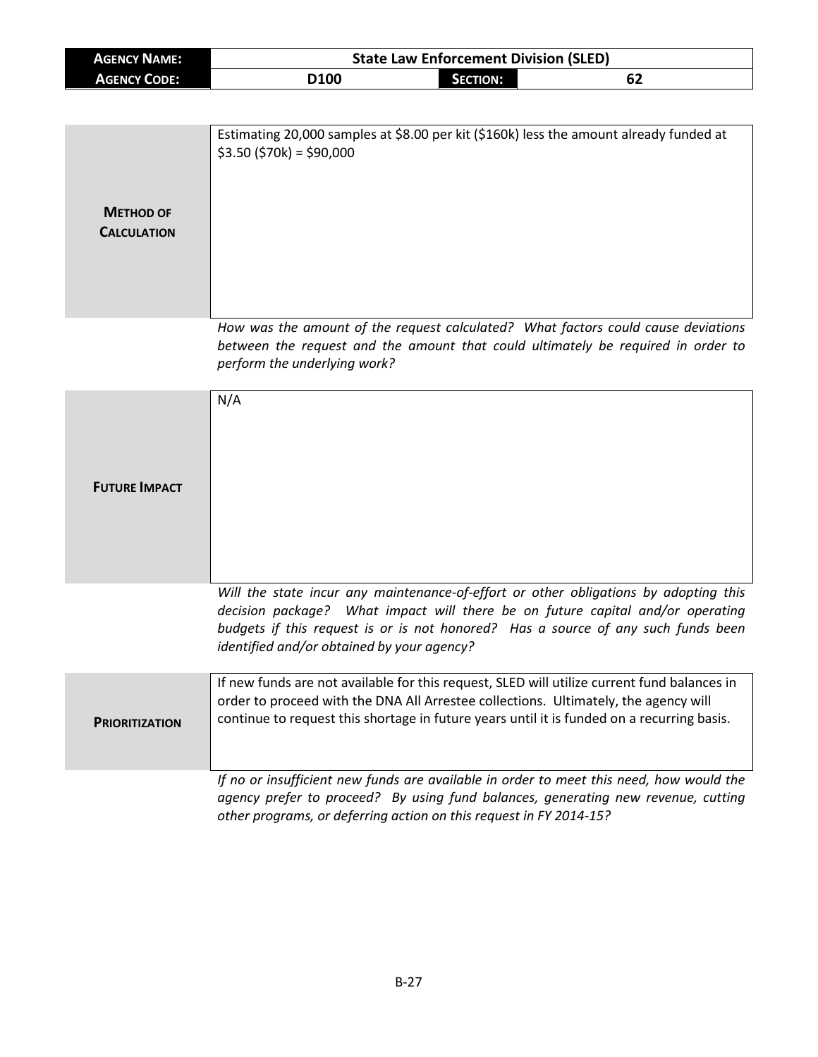| **Agency Name:** | State Law Enforcement Division (SLED) | | |
|---|---|---|---|
| **Agency Code:** | D100 | **Section:** | 62 |

| | |
|---|---|
| **Method of Calculation** | Estimating 20,000 samples at $8.00 per kit ($160k) less the amount already funded at $3.50 ($70k) = $90,000 |

*How was the amount of the request calculated? What factors could cause deviations between the request and the amount that could ultimately be required in order to perform the underlying work?*

| | |
|---|---|
| **Future Impact** | N/A |

*Will the state incur any maintenance-of-effort or other obligations by adopting this decision package? What impact will there be on future capital and/or operating budgets if this request is or is not honored? Has a source of any such funds been identified and/or obtained by your agency?*

| | |
|---|---|
| **Prioritization** | If new funds are not available for this request, SLED will utilize current fund balances in order to proceed with the DNA All Arrestee collections. Ultimately, the agency will continue to request this shortage in future years until it is funded on a recurring basis. |

*If no or insufficient new funds are available in order to meet this need, how would the agency prefer to proceed? By using fund balances, generating new revenue, cutting other programs, or deferring action on this request in FY 2014-15?*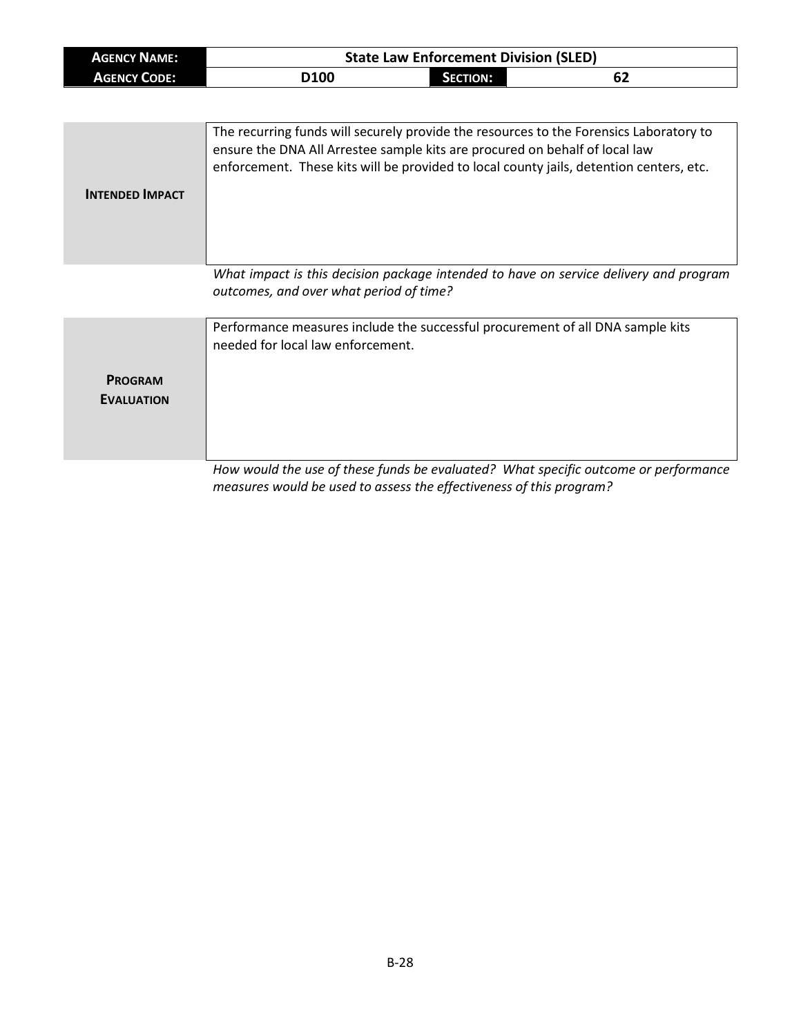| **AGENCY NAME:** | **State Law Enforcement Division (SLED)** | | |
|---|---|---|---|
| **AGENCY CODE:** | **D100** | **SECTION:** | **62** |

| | |
|---|---|
| **INTENDED IMPACT** | The recurring funds will securely provide the resources to the Forensics Laboratory to ensure the DNA All Arrestee sample kits are procured on behalf of local law enforcement. These kits will be provided to local county jails, detention centers, etc. |

*What impact is this decision package intended to have on service delivery and program outcomes, and over what period of time?*

| | |
|---|---|
| **PROGRAM EVALUATION** | Performance measures include the successful procurement of all DNA sample kits needed for local law enforcement. |

*How would the use of these funds be evaluated? What specific outcome or performance measures would be used to assess the effectiveness of this program?*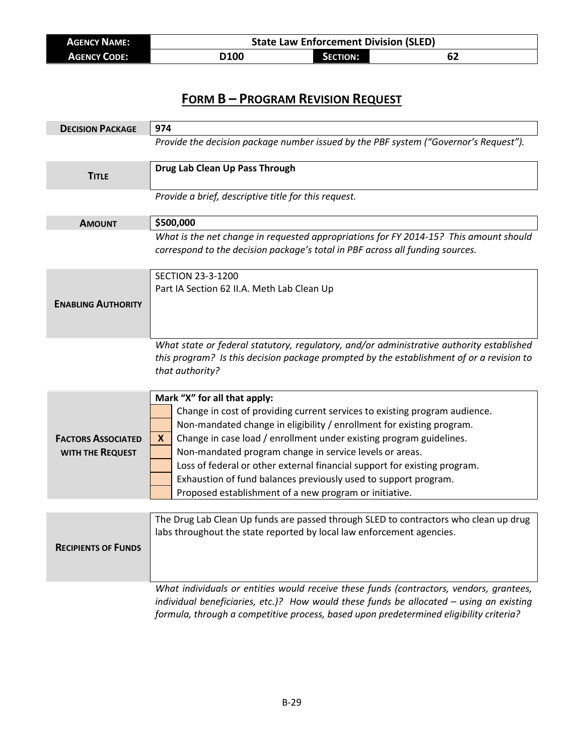| **Agency Name:** | State Law Enforcement Division (SLED) | | |
|---|---|---|---|
| **Agency Code:** | D100 | **Section:** | 62 |

# Form B – Program Revision Request

| | |
|---|---|
| **Decision Package** | 974 |
| | *Provide the decision package number issued by the PBF system ("Governor's Request").* |
| **Title** | **Drug Lab Clean Up Pass Through** |
| | *Provide a brief, descriptive title for this request.* |
| **Amount** | **$500,000** |
| | *What is the net change in requested appropriations for FY 2014-15? This amount should correspond to the decision package's total in PBF across all funding sources.* |
| **Enabling Authority** | SECTION 23-3-1200<br>Part IA Section 62 II.A. Meth Lab Clean Up |
| | *What state or federal statutory, regulatory, and/or administrative authority established this program? Is this decision package prompted by the establishment of or a revision to that authority?* |

**Factors Associated with the Request**

**Mark "X" for all that apply:**

| | |
|---|---|
| | Change in cost of providing current services to existing program audience. |
| | Non-mandated change in eligibility / enrollment for existing program. |
| **X** | Change in case load / enrollment under existing program guidelines. |
| | Non-mandated program change in service levels or areas. |
| | Loss of federal or other external financial support for existing program. |
| | Exhaustion of fund balances previously used to support program. |
| | Proposed establishment of a new program or initiative. |

| | |
|---|---|
| **Recipients of Funds** | The Drug Lab Clean Up funds are passed through SLED to contractors who clean up drug labs throughout the state reported by local law enforcement agencies. |
| | *What individuals or entities would receive these funds (contractors, vendors, grantees, individual beneficiaries, etc.)? How would these funds be allocated – using an existing formula, through a competitive process, based upon predetermined eligibility criteria?* |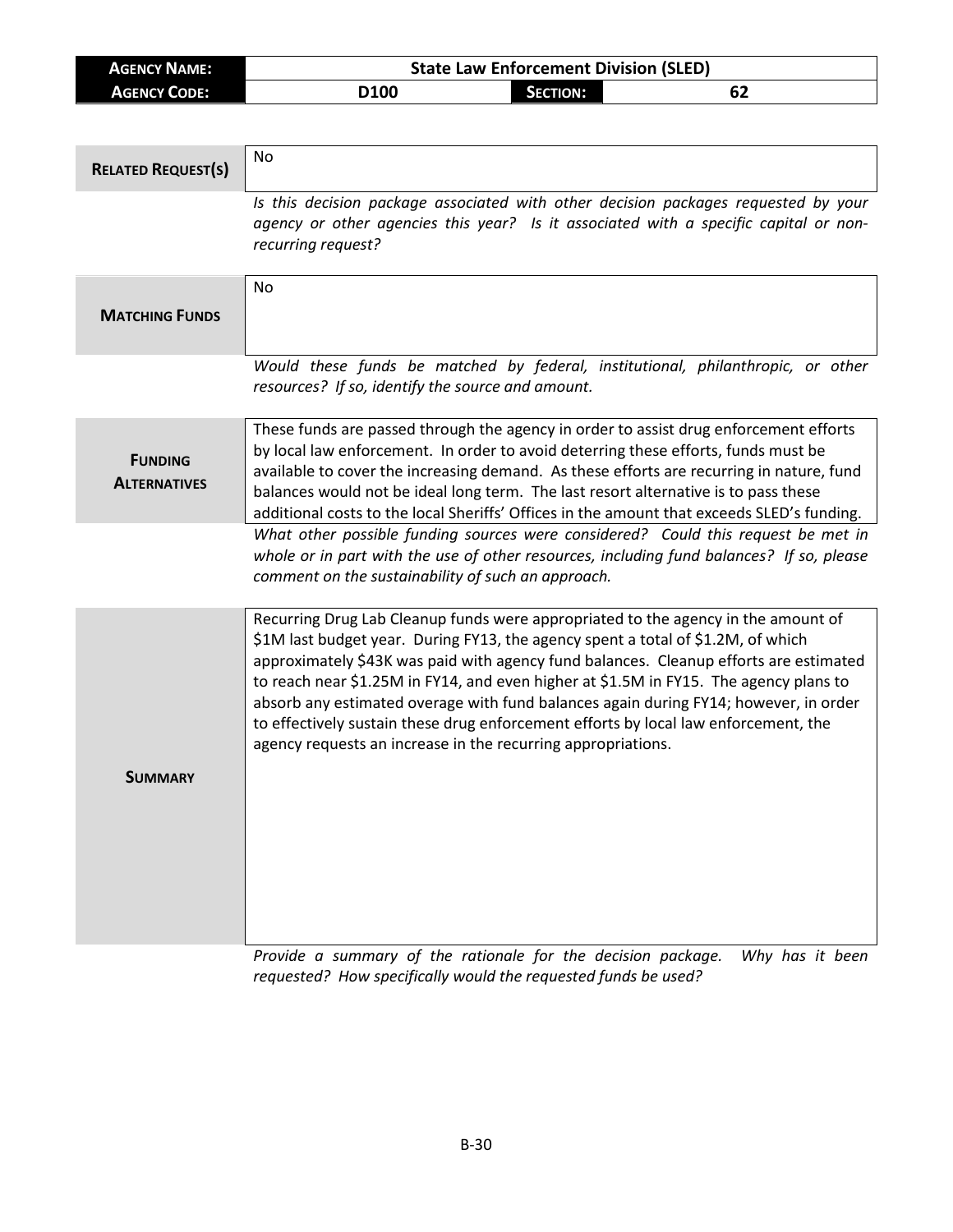| **AGENCY NAME:** | State Law Enforcement Division (SLED) | | |
|---|---|---|---|
| **AGENCY CODE:** | D100 | **SECTION:** | 62 |

| | |
|---|---|
| **RELATED REQUEST(S)** | No |
| | *Is this decision package associated with other decision packages requested by your agency or other agencies this year? Is it associated with a specific capital or non-recurring request?* |
| **MATCHING FUNDS** | No |
| | *Would these funds be matched by federal, institutional, philanthropic, or other resources? If so, identify the source and amount.* |
| **FUNDING ALTERNATIVES** | These funds are passed through the agency in order to assist drug enforcement efforts by local law enforcement. In order to avoid deterring these efforts, funds must be available to cover the increasing demand. As these efforts are recurring in nature, fund balances would not be ideal long term. The last resort alternative is to pass these additional costs to the local Sheriffs' Offices in the amount that exceeds SLED's funding. |
| | *What other possible funding sources were considered? Could this request be met in whole or in part with the use of other resources, including fund balances? If so, please comment on the sustainability of such an approach.* |
| **SUMMARY** | Recurring Drug Lab Cleanup funds were appropriated to the agency in the amount of $1M last budget year. During FY13, the agency spent a total of $1.2M, of which approximately $43K was paid with agency fund balances. Cleanup efforts are estimated to reach near $1.25M in FY14, and even higher at $1.5M in FY15. The agency plans to absorb any estimated overage with fund balances again during FY14; however, in order to effectively sustain these drug enforcement efforts by local law enforcement, the agency requests an increase in the recurring appropriations. |
| | *Provide a summary of the rationale for the decision package. Why has it been requested? How specifically would the requested funds be used?* |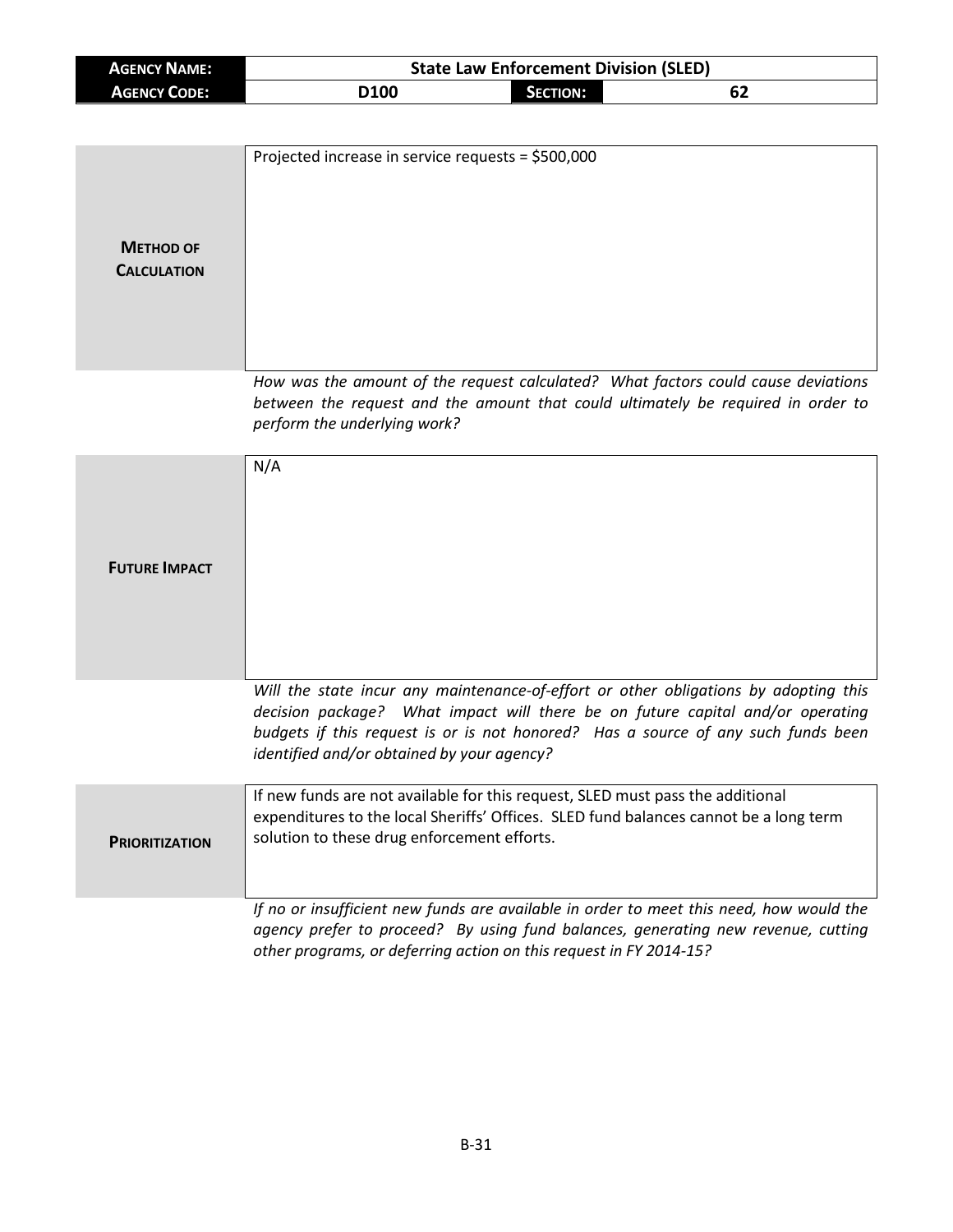| **Agency Name:** | State Law Enforcement Division (SLED) | | |
|---|---|---|---|
| **Agency Code:** | D100 | **Section:** | 62 |

| **Method of Calculation** | Projected increase in service requests = $500,000 |
|---|---|

*How was the amount of the request calculated? What factors could cause deviations between the request and the amount that could ultimately be required in order to perform the underlying work?*

| **Future Impact** | N/A |
|---|---|

*Will the state incur any maintenance-of-effort or other obligations by adopting this decision package? What impact will there be on future capital and/or operating budgets if this request is or is not honored? Has a source of any such funds been identified and/or obtained by your agency?*

| **Prioritization** | If new funds are not available for this request, SLED must pass the additional expenditures to the local Sheriffs' Offices. SLED fund balances cannot be a long term solution to these drug enforcement efforts. |
|---|---|

*If no or insufficient new funds are available in order to meet this need, how would the agency prefer to proceed? By using fund balances, generating new revenue, cutting other programs, or deferring action on this request in FY 2014-15?*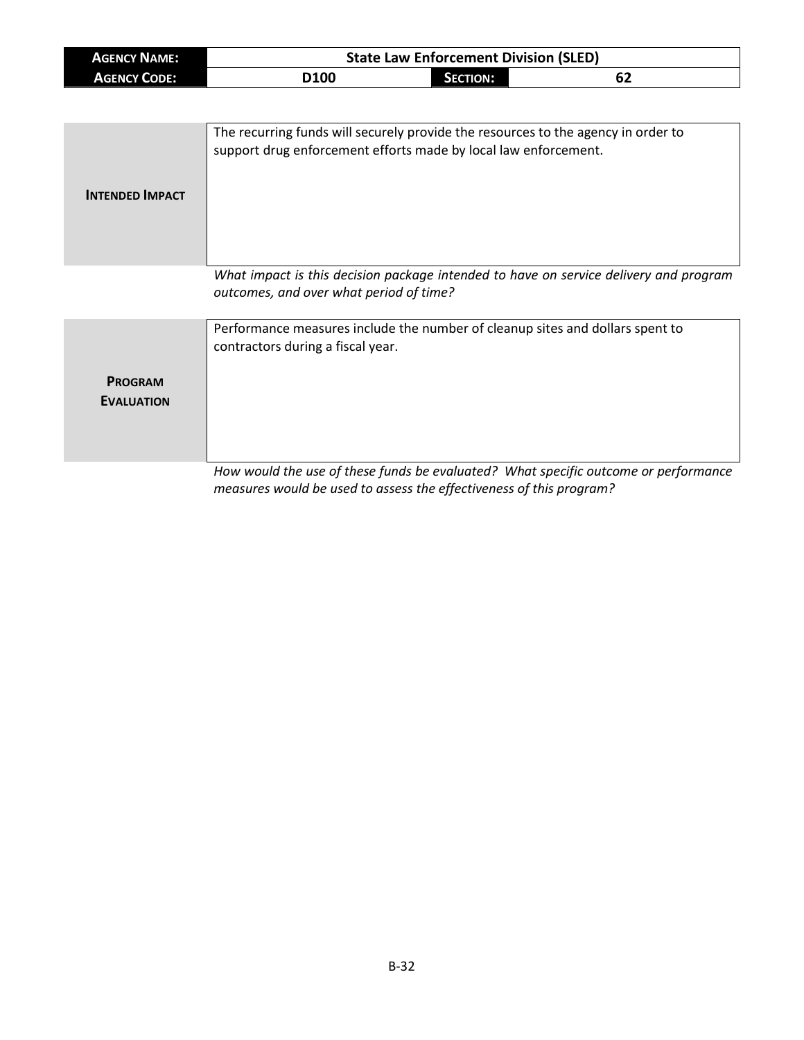| **AGENCY NAME:** | State Law Enforcement Division (SLED) | | |
|---|---|---|---|
| **AGENCY CODE:** | D100 | **SECTION:** | 62 |

| | |
|---|---|
| **INTENDED IMPACT** | The recurring funds will securely provide the resources to the agency in order to support drug enforcement efforts made by local law enforcement. |

*What impact is this decision package intended to have on service delivery and program outcomes, and over what period of time?*

| | |
|---|---|
| **PROGRAM EVALUATION** | Performance measures include the number of cleanup sites and dollars spent to contractors during a fiscal year. |

*How would the use of these funds be evaluated? What specific outcome or performance measures would be used to assess the effectiveness of this program?*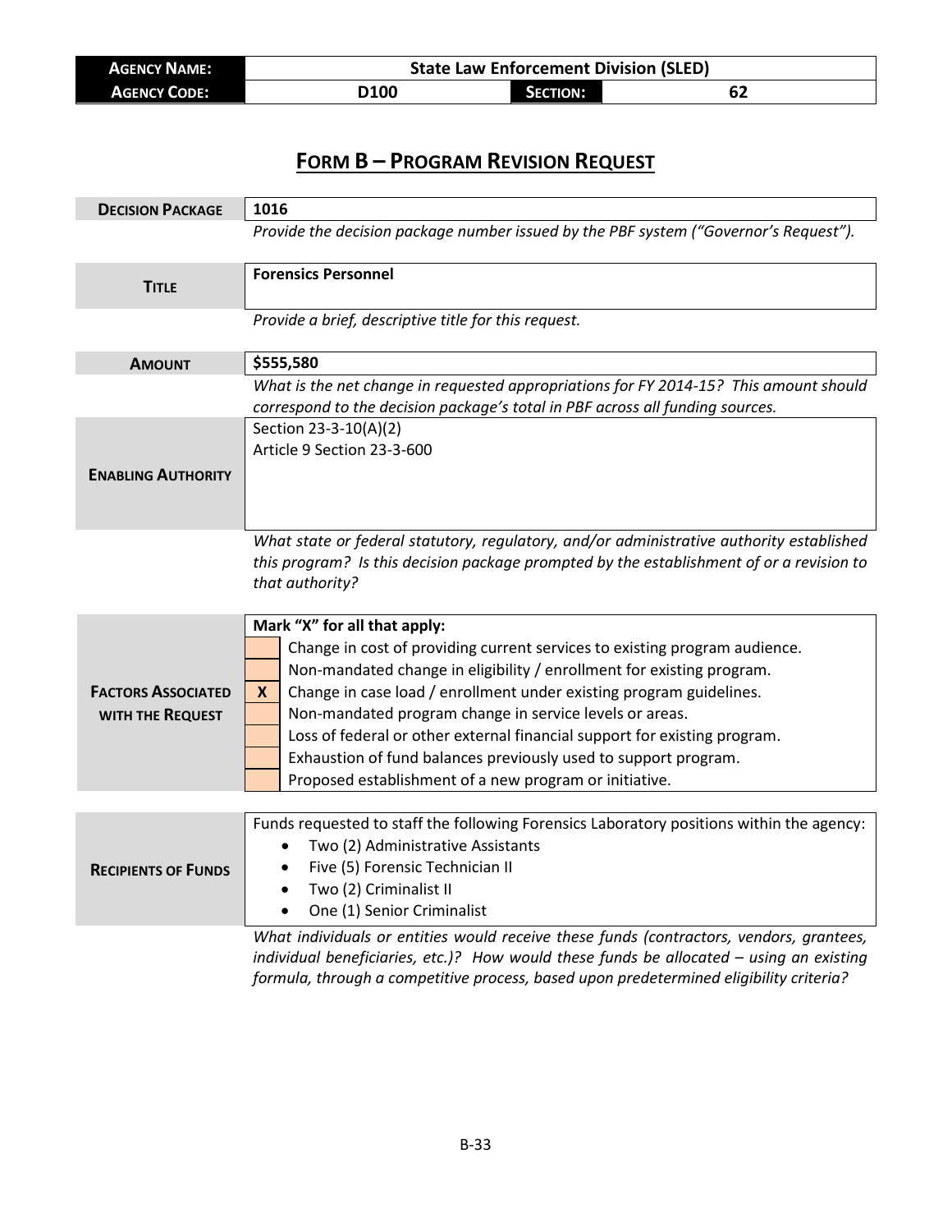| AGENCY NAME: | State Law Enforcement Division (SLED) | | |
|---|---|---|---|
| AGENCY CODE: | D100 | SECTION: | 62 |

# FORM B – PROGRAM REVISION REQUEST

| | |
|---|---|
| **DECISION PACKAGE** | **1016** |
| | *Provide the decision package number issued by the PBF system ("Governor's Request").* |
| **TITLE** | **Forensics Personnel** |
| | *Provide a brief, descriptive title for this request.* |
| **AMOUNT** | **$555,580** |
| | *What is the net change in requested appropriations for FY 2014-15? This amount should correspond to the decision package's total in PBF across all funding sources.* |
| **ENABLING AUTHORITY** | Section 23-3-10(A)(2)<br>Article 9 Section 23-3-600 |
| | *What state or federal statutory, regulatory, and/or administrative authority established this program? Is this decision package prompted by the establishment of or a revision to that authority?* |

**FACTORS ASSOCIATED WITH THE REQUEST**

**Mark "X" for all that apply:**

| | |
|---|---|
| | Change in cost of providing current services to existing program audience. |
| | Non-mandated change in eligibility / enrollment for existing program. |
| **X** | Change in case load / enrollment under existing program guidelines. |
| | Non-mandated program change in service levels or areas. |
| | Loss of federal or other external financial support for existing program. |
| | Exhaustion of fund balances previously used to support program. |
| | Proposed establishment of a new program or initiative. |

**RECIPIENTS OF FUNDS**

Funds requested to staff the following Forensics Laboratory positions within the agency:

- Two (2) Administrative Assistants
- Five (5) Forensic Technician II
- Two (2) Criminalist II
- One (1) Senior Criminalist

*What individuals or entities would receive these funds (contractors, vendors, grantees, individual beneficiaries, etc.)? How would these funds be allocated – using an existing formula, through a competitive process, based upon predetermined eligibility criteria?*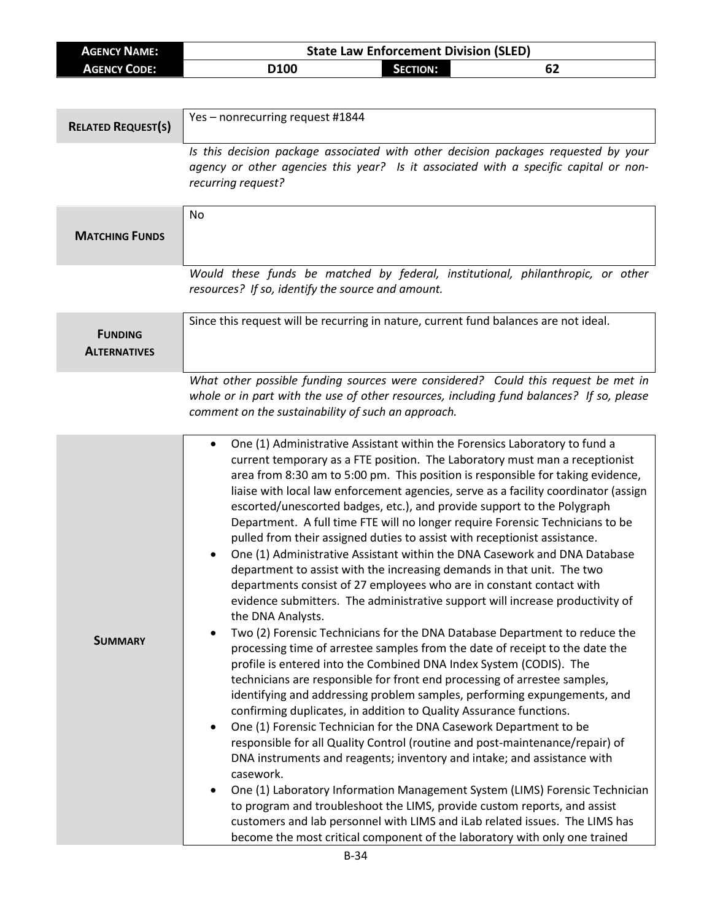| **AGENCY NAME:** | State Law Enforcement Division (SLED) | | |
|---|---|---|---|
| **AGENCY CODE:** | D100 | **SECTION:** | 62 |

| | |
|---|---|
| **RELATED REQUEST(S)** | Yes – nonrecurring request #1844 |
| | *Is this decision package associated with other decision packages requested by your agency or other agencies this year? Is it associated with a specific capital or non-recurring request?* |
| **MATCHING FUNDS** | No |
| | *Would these funds be matched by federal, institutional, philanthropic, or other resources? If so, identify the source and amount.* |
| **FUNDING ALTERNATIVES** | Since this request will be recurring in nature, current fund balances are not ideal. |
| | *What other possible funding sources were considered? Could this request be met in whole or in part with the use of other resources, including fund balances? If so, please comment on the sustainability of such an approach.* |
| **SUMMARY** | • One (1) Administrative Assistant within the Forensics Laboratory to fund a current temporary as a FTE position. The Laboratory must man a receptionist area from 8:30 am to 5:00 pm. This position is responsible for taking evidence, liaise with local law enforcement agencies, serve as a facility coordinator (assign escorted/unescorted badges, etc.), and provide support to the Polygraph Department. A full time FTE will no longer require Forensic Technicians to be pulled from their assigned duties to assist with receptionist assistance.<br>• One (1) Administrative Assistant within the DNA Casework and DNA Database department to assist with the increasing demands in that unit. The two departments consist of 27 employees who are in constant contact with evidence submitters. The administrative support will increase productivity of the DNA Analysts.<br>• Two (2) Forensic Technicians for the DNA Database Department to reduce the processing time of arrestee samples from the date of receipt to the date the profile is entered into the Combined DNA Index System (CODIS). The technicians are responsible for front end processing of arrestee samples, identifying and addressing problem samples, performing expungements, and confirming duplicates, in addition to Quality Assurance functions.<br>• One (1) Forensic Technician for the DNA Casework Department to be responsible for all Quality Control (routine and post-maintenance/repair) of DNA instruments and reagents; inventory and intake; and assistance with casework.<br>• One (1) Laboratory Information Management System (LIMS) Forensic Technician to program and troubleshoot the LIMS, provide custom reports, and assist customers and lab personnel with LIMS and iLab related issues. The LIMS has become the most critical component of the laboratory with only one trained |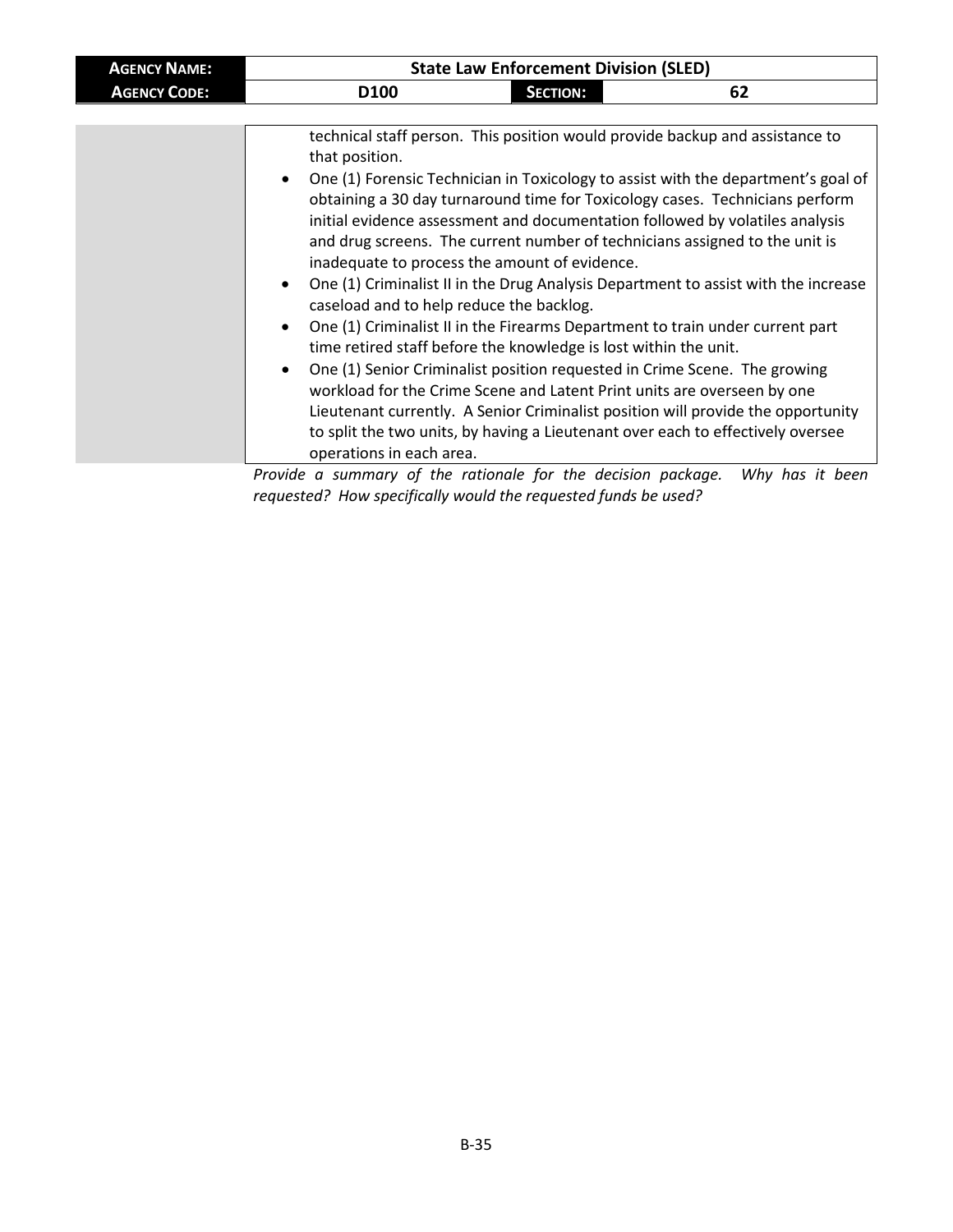technical staff person. This position would provide backup and assistance to that position.

- One (1) Forensic Technician in Toxicology to assist with the department's goal of obtaining a 30 day turnaround time for Toxicology cases. Technicians perform initial evidence assessment and documentation followed by volatiles analysis and drug screens. The current number of technicians assigned to the unit is inadequate to process the amount of evidence.
- One (1) Criminalist II in the Drug Analysis Department to assist with the increase caseload and to help reduce the backlog.
- One (1) Criminalist II in the Firearms Department to train under current part time retired staff before the knowledge is lost within the unit.
- One (1) Senior Criminalist position requested in Crime Scene. The growing workload for the Crime Scene and Latent Print units are overseen by one Lieutenant currently. A Senior Criminalist position will provide the opportunity to split the two units, by having a Lieutenant over each to effectively oversee operations in each area.

*Provide a summary of the rationale for the decision package. Why has it been requested? How specifically would the requested funds be used?*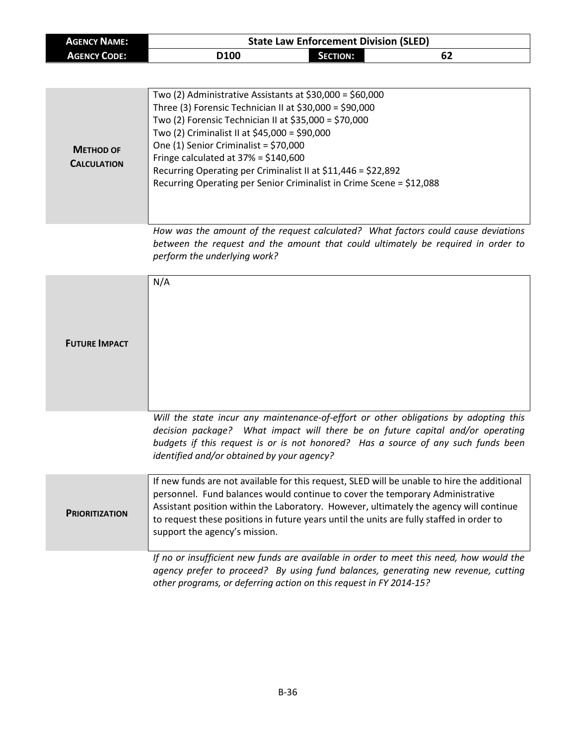| **AGENCY NAME:** | State Law Enforcement Division (SLED) | | |
|---|---|---|---|
| **AGENCY CODE:** | D100 | **SECTION:** | 62 |

| | |
|---|---|
| **METHOD OF CALCULATION** | Two (2) Administrative Assistants at $30,000 = $60,000<br>Three (3) Forensic Technician II at $30,000 = $90,000<br>Two (2) Forensic Technician II at $35,000 = $70,000<br>Two (2) Criminalist II at $45,000 = $90,000<br>One (1) Senior Criminalist = $70,000<br>Fringe calculated at 37% = $140,600<br>Recurring Operating per Criminalist II at $11,446 = $22,892<br>Recurring Operating per Senior Criminalist in Crime Scene = $12,088 |

*How was the amount of the request calculated? What factors could cause deviations between the request and the amount that could ultimately be required in order to perform the underlying work?*

| | |
|---|---|
| **FUTURE IMPACT** | N/A |

*Will the state incur any maintenance-of-effort or other obligations by adopting this decision package? What impact will there be on future capital and/or operating budgets if this request is or is not honored? Has a source of any such funds been identified and/or obtained by your agency?*

| | |
|---|---|
| **PRIORITIZATION** | If new funds are not available for this request, SLED will be unable to hire the additional personnel. Fund balances would continue to cover the temporary Administrative Assistant position within the Laboratory. However, ultimately the agency will continue to request these positions in future years until the units are fully staffed in order to support the agency's mission. |

*If no or insufficient new funds are available in order to meet this need, how would the agency prefer to proceed? By using fund balances, generating new revenue, cutting other programs, or deferring action on this request in FY 2014-15?*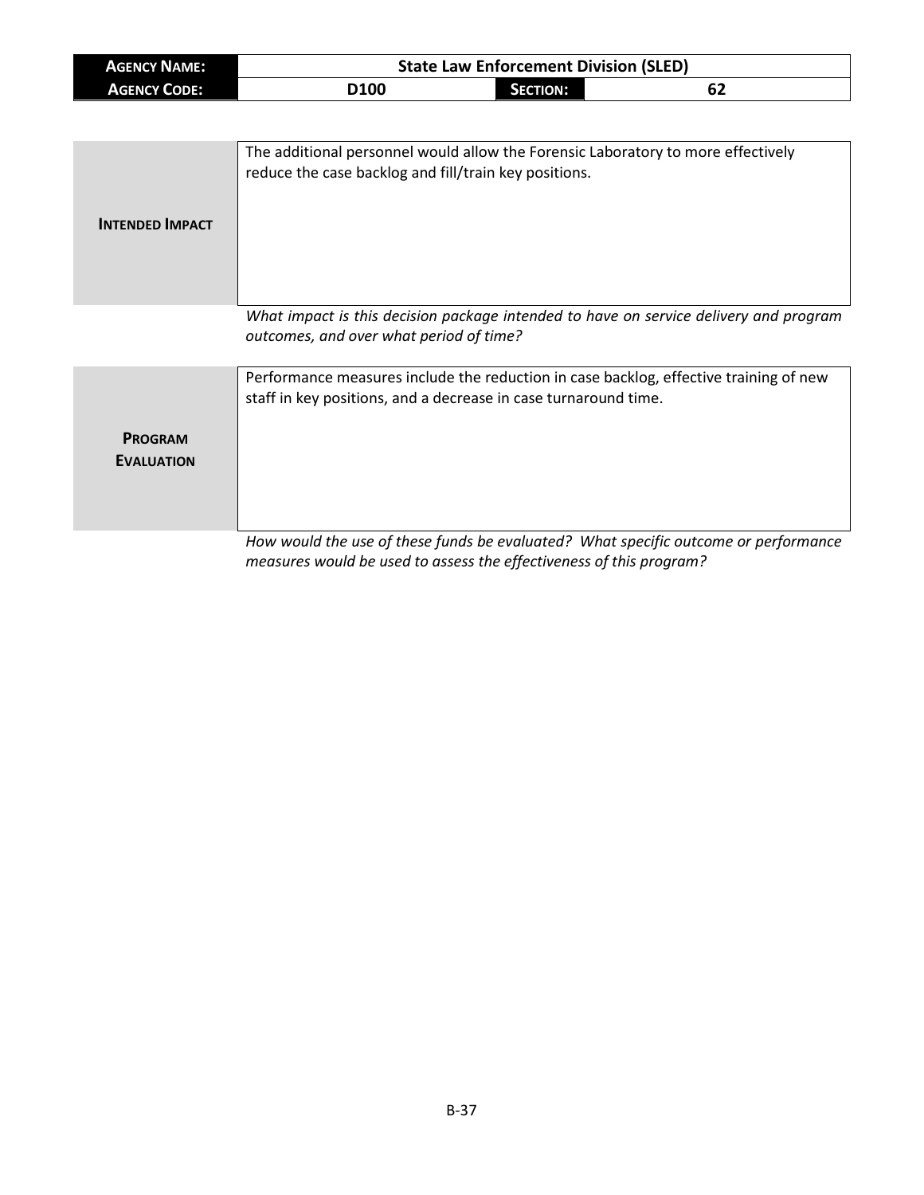| **AGENCY NAME:** | **State Law Enforcement Division (SLED)** | | |
|---|---|---|---|
| **AGENCY CODE:** | **D100** | **SECTION:** | **62** |

| | |
|---|---|
| **INTENDED IMPACT** | The additional personnel would allow the Forensic Laboratory to more effectively reduce the case backlog and fill/train key positions. |

*What impact is this decision package intended to have on service delivery and program outcomes, and over what period of time?*

| | |
|---|---|
| **PROGRAM EVALUATION** | Performance measures include the reduction in case backlog, effective training of new staff in key positions, and a decrease in case turnaround time. |

*How would the use of these funds be evaluated? What specific outcome or performance measures would be used to assess the effectiveness of this program?*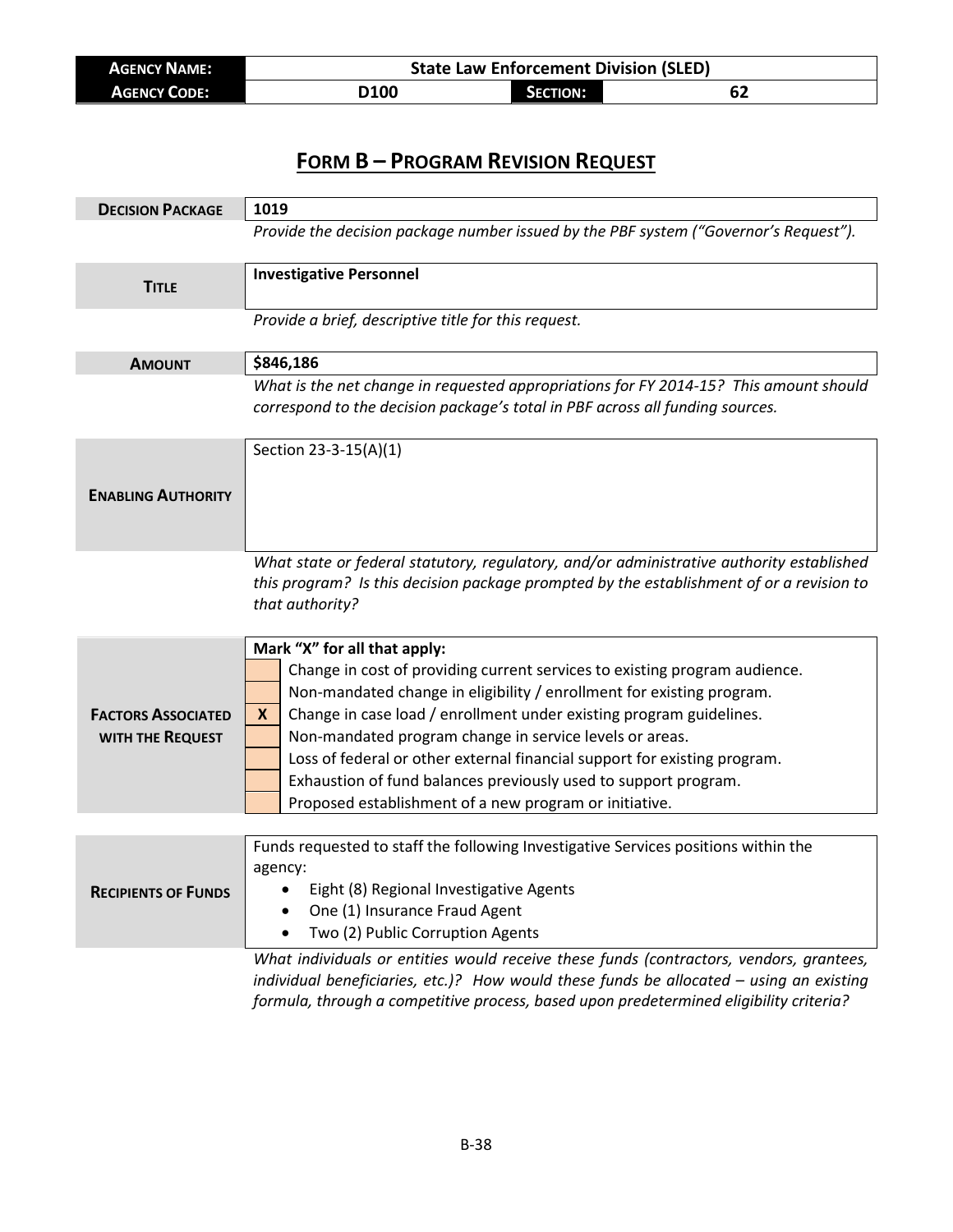| **AGENCY NAME:** | State Law Enforcement Division (SLED) | | |
|---|---|---|---|
| **AGENCY CODE:** | D100 | **SECTION:** | 62 |

# FORM B – PROGRAM REVISION REQUEST

| | |
|---|---|
| **DECISION PACKAGE** | **1019** |
| | *Provide the decision package number issued by the PBF system ("Governor's Request").* |
| **TITLE** | **Investigative Personnel** |
| | *Provide a brief, descriptive title for this request.* |
| **AMOUNT** | **$846,186** |
| | *What is the net change in requested appropriations for FY 2014-15? This amount should correspond to the decision package's total in PBF across all funding sources.* |
| **ENABLING AUTHORITY** | Section 23-3-15(A)(1) |
| | *What state or federal statutory, regulatory, and/or administrative authority established this program? Is this decision package prompted by the establishment of or a revision to that authority?* |

**FACTORS ASSOCIATED WITH THE REQUEST**

Mark "X" for all that apply:

| | |
|---|---|
| | Change in cost of providing current services to existing program audience. |
| | Non-mandated change in eligibility / enrollment for existing program. |
| X | Change in case load / enrollment under existing program guidelines. |
| | Non-mandated program change in service levels or areas. |
| | Loss of federal or other external financial support for existing program. |
| | Exhaustion of fund balances previously used to support program. |
| | Proposed establishment of a new program or initiative. |

**RECIPIENTS OF FUNDS**

Funds requested to staff the following Investigative Services positions within the agency:

- Eight (8) Regional Investigative Agents
- One (1) Insurance Fraud Agent
- Two (2) Public Corruption Agents

*What individuals or entities would receive these funds (contractors, vendors, grantees, individual beneficiaries, etc.)? How would these funds be allocated – using an existing formula, through a competitive process, based upon predetermined eligibility criteria?*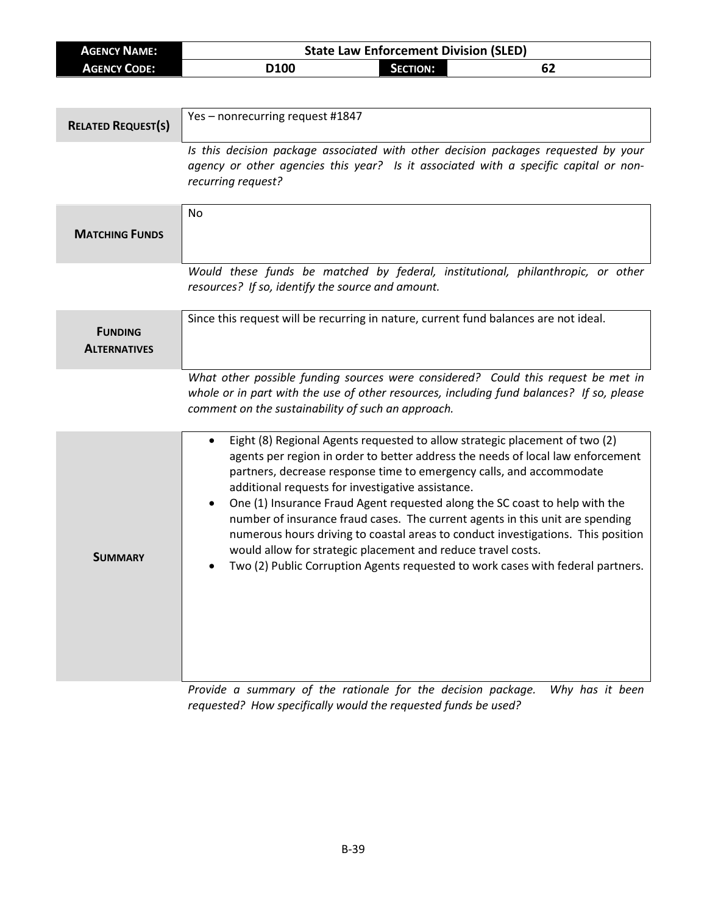| **AGENCY NAME:** | State Law Enforcement Division (SLED) | | |
|---|---|---|---|
| **AGENCY CODE:** | D100 | **SECTION:** | 62 |

| | |
|---|---|
| **RELATED REQUEST(S)** | Yes – nonrecurring request #1847 |
| | *Is this decision package associated with other decision packages requested by your agency or other agencies this year? Is it associated with a specific capital or non-recurring request?* |
| **MATCHING FUNDS** | No |
| | *Would these funds be matched by federal, institutional, philanthropic, or other resources? If so, identify the source and amount.* |
| **FUNDING ALTERNATIVES** | Since this request will be recurring in nature, current fund balances are not ideal. |
| | *What other possible funding sources were considered? Could this request be met in whole or in part with the use of other resources, including fund balances? If so, please comment on the sustainability of such an approach.* |
| **SUMMARY** | • Eight (8) Regional Agents requested to allow strategic placement of two (2) agents per region in order to better address the needs of local law enforcement partners, decrease response time to emergency calls, and accommodate additional requests for investigative assistance.<br>• One (1) Insurance Fraud Agent requested along the SC coast to help with the number of insurance fraud cases. The current agents in this unit are spending numerous hours driving to coastal areas to conduct investigations. This position would allow for strategic placement and reduce travel costs.<br>• Two (2) Public Corruption Agents requested to work cases with federal partners. |
| | *Provide a summary of the rationale for the decision package. Why has it been requested? How specifically would the requested funds be used?* |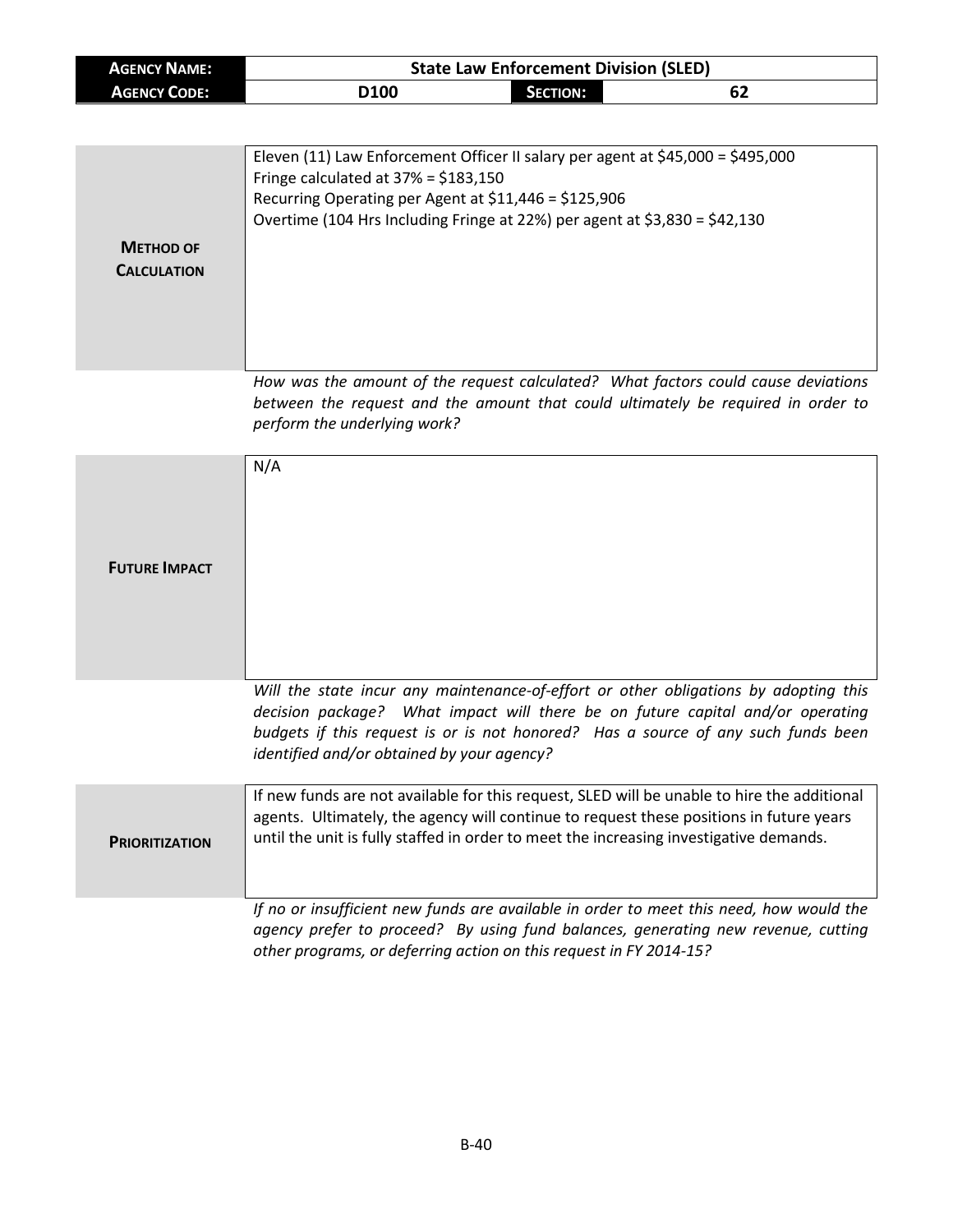| **Agency Name:** | **State Law Enforcement Division (SLED)** | | |
|---|---|---|---|
| **Agency Code:** | **D100** | **Section:** | **62** |

| | |
|---|---|
| **Method of Calculation** | Eleven (11) Law Enforcement Officer II salary per agent at $45,000 = $495,000<br>Fringe calculated at 37% = $183,150<br>Recurring Operating per Agent at $11,446 = $125,906<br>Overtime (104 Hrs Including Fringe at 22%) per agent at $3,830 = $42,130 |

*How was the amount of the request calculated? What factors could cause deviations between the request and the amount that could ultimately be required in order to perform the underlying work?*

| | |
|---|---|
| **Future Impact** | N/A |

*Will the state incur any maintenance-of-effort or other obligations by adopting this decision package? What impact will there be on future capital and/or operating budgets if this request is or is not honored? Has a source of any such funds been identified and/or obtained by your agency?*

| | |
|---|---|
| **Prioritization** | If new funds are not available for this request, SLED will be unable to hire the additional agents. Ultimately, the agency will continue to request these positions in future years until the unit is fully staffed in order to meet the increasing investigative demands. |

*If no or insufficient new funds are available in order to meet this need, how would the agency prefer to proceed? By using fund balances, generating new revenue, cutting other programs, or deferring action on this request in FY 2014-15?*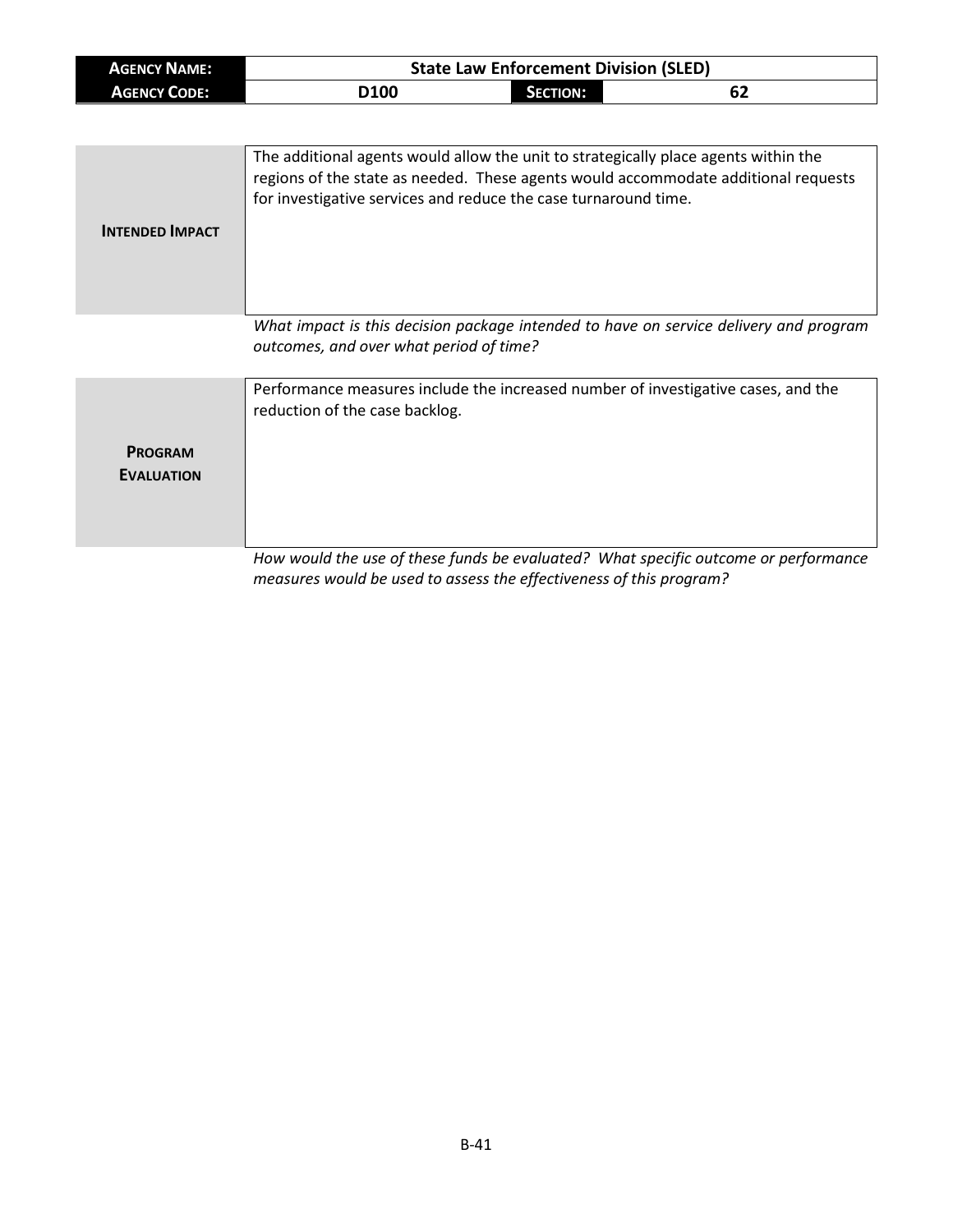| **Agency Name:** | State Law Enforcement Division (SLED) | | |
|---|---|---|---|
| **Agency Code:** | D100 | **Section:** | 62 |

| | |
|---|---|
| **Intended Impact** | The additional agents would allow the unit to strategically place agents within the regions of the state as needed. These agents would accommodate additional requests for investigative services and reduce the case turnaround time. |

*What impact is this decision package intended to have on service delivery and program outcomes, and over what period of time?*

| | |
|---|---|
| **Program Evaluation** | Performance measures include the increased number of investigative cases, and the reduction of the case backlog. |

*How would the use of these funds be evaluated? What specific outcome or performance measures would be used to assess the effectiveness of this program?*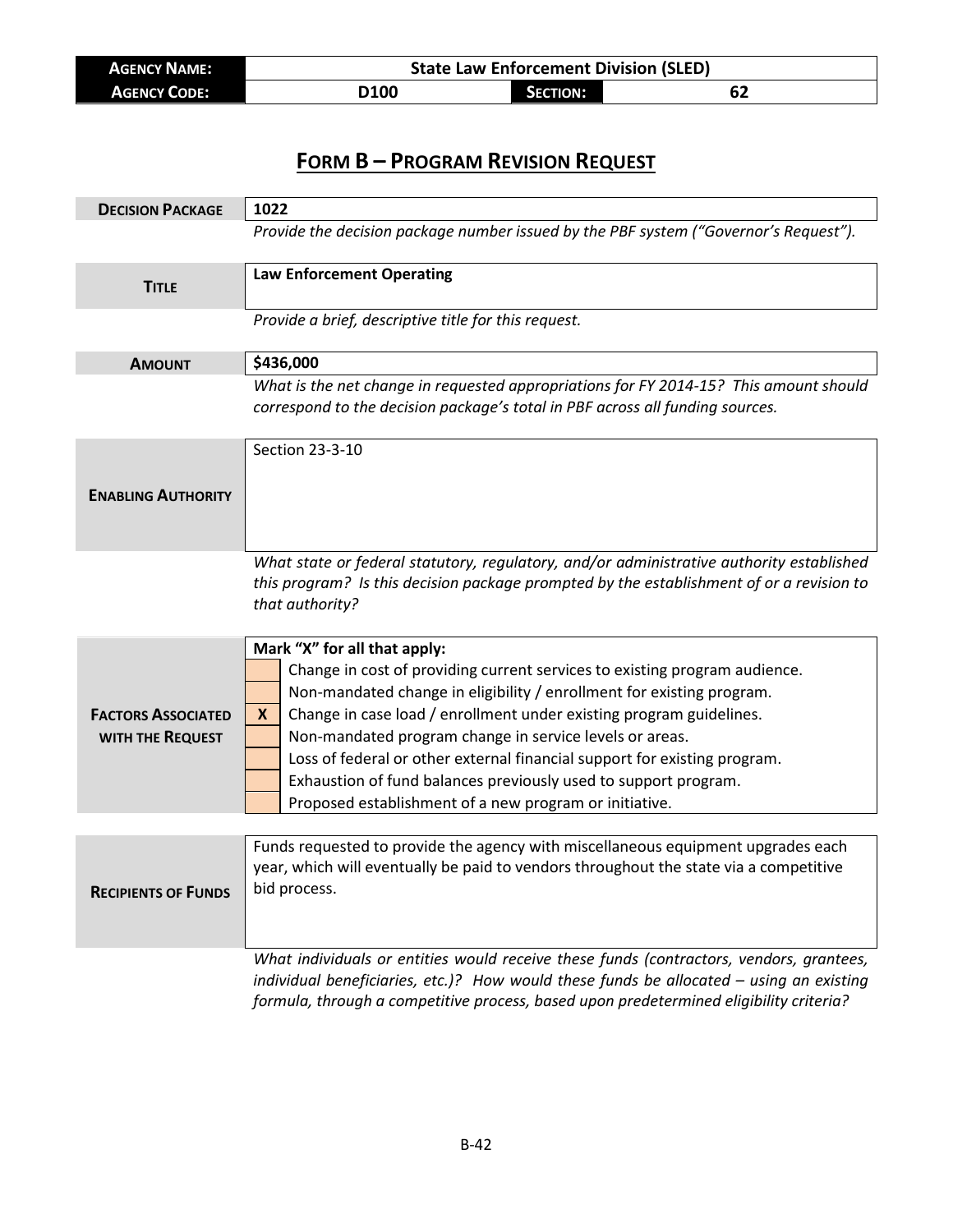| **Agency Name:** | State Law Enforcement Division (SLED) | | |
|---|---|---|---|
| **Agency Code:** | D100 | **Section:** | 62 |

## Form B – Program Revision Request

| | |
|---|---|
| **Decision Package** | 1022 |
| | *Provide the decision package number issued by the PBF system ("Governor's Request").* |
| **Title** | Law Enforcement Operating |
| | *Provide a brief, descriptive title for this request.* |
| **Amount** | $436,000 |
| | *What is the net change in requested appropriations for FY 2014-15? This amount should correspond to the decision package's total in PBF across all funding sources.* |
| **Enabling Authority** | Section 23-3-10 |
| | *What state or federal statutory, regulatory, and/or administrative authority established this program? Is this decision package prompted by the establishment of or a revision to that authority?* |

**Factors Associated with the Request**

Mark "X" for all that apply:

| | |
|---|---|
| | Change in cost of providing current services to existing program audience. |
| | Non-mandated change in eligibility / enrollment for existing program. |
| X | Change in case load / enrollment under existing program guidelines. |
| | Non-mandated program change in service levels or areas. |
| | Loss of federal or other external financial support for existing program. |
| | Exhaustion of fund balances previously used to support program. |
| | Proposed establishment of a new program or initiative. |

| | |
|---|---|
| **Recipients of Funds** | Funds requested to provide the agency with miscellaneous equipment upgrades each year, which will eventually be paid to vendors throughout the state via a competitive bid process. |
| | *What individuals or entities would receive these funds (contractors, vendors, grantees, individual beneficiaries, etc.)? How would these funds be allocated – using an existing formula, through a competitive process, based upon predetermined eligibility criteria?* |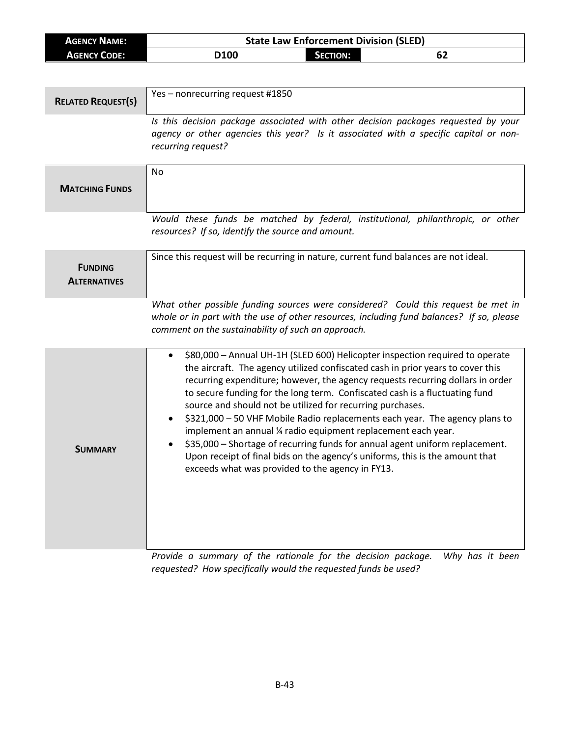| **AGENCY NAME:** | State Law Enforcement Division (SLED) | | |
|---|---|---|---|
| **AGENCY CODE:** | D100 | **SECTION:** | 62 |

| | |
|---|---|
| **RELATED REQUEST(S)** | Yes – nonrecurring request #1850 |
| | *Is this decision package associated with other decision packages requested by your agency or other agencies this year? Is it associated with a specific capital or non-recurring request?* |
| **MATCHING FUNDS** | No |
| | *Would these funds be matched by federal, institutional, philanthropic, or other resources? If so, identify the source and amount.* |
| **FUNDING ALTERNATIVES** | Since this request will be recurring in nature, current fund balances are not ideal. |
| | *What other possible funding sources were considered? Could this request be met in whole or in part with the use of other resources, including fund balances? If so, please comment on the sustainability of such an approach.* |
| **SUMMARY** | • $80,000 – Annual UH-1H (SLED 600) Helicopter inspection required to operate the aircraft. The agency utilized confiscated cash in prior years to cover this recurring expenditure; however, the agency requests recurring dollars in order to secure funding for the long term. Confiscated cash is a fluctuating fund source and should not be utilized for recurring purchases.<br>• $321,000 – 50 VHF Mobile Radio replacements each year. The agency plans to implement an annual ¼ radio equipment replacement each year.<br>• $35,000 – Shortage of recurring funds for annual agent uniform replacement. Upon receipt of final bids on the agency's uniforms, this is the amount that exceeds what was provided to the agency in FY13. |
| | *Provide a summary of the rationale for the decision package. Why has it been requested? How specifically would the requested funds be used?* |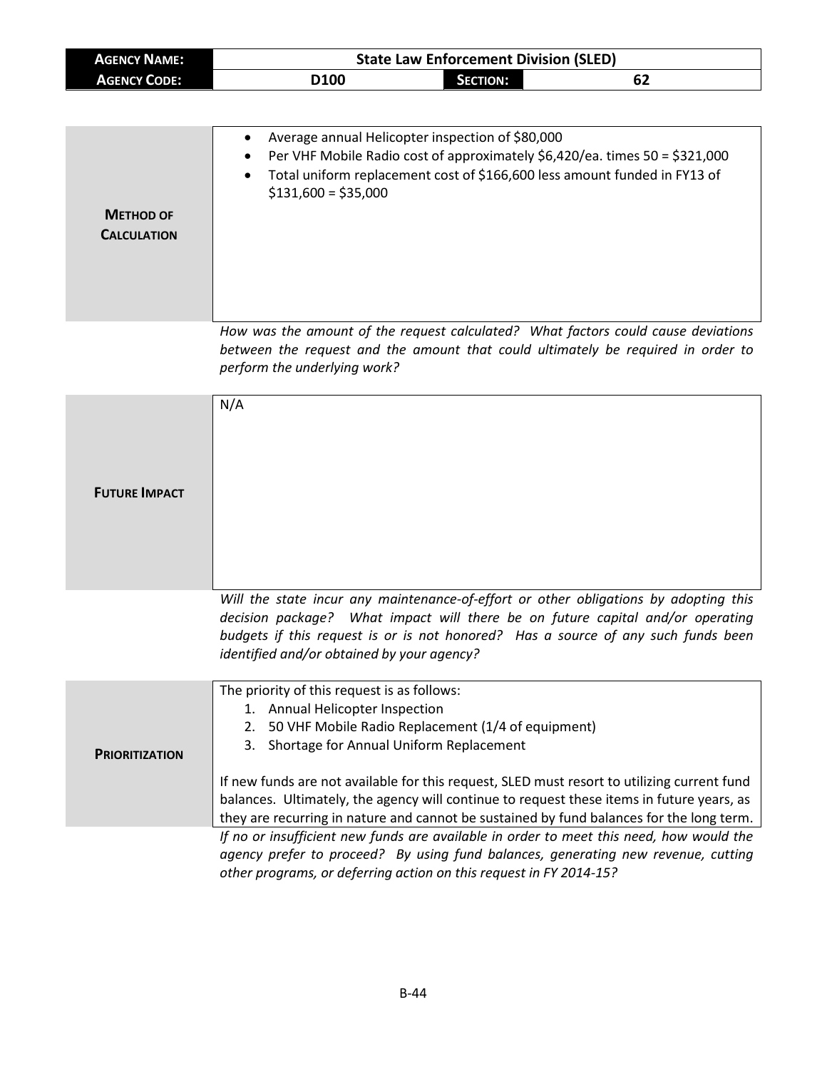| **Agency Name:** | State Law Enforcement Division (SLED) | | |
|---|---|---|---|
| **Agency Code:** | D100 | **Section:** | 62 |

| | |
|---|---|
| **Method of Calculation** | • Average annual Helicopter inspection of $80,000<br>• Per VHF Mobile Radio cost of approximately $6,420/ea. times 50 = $321,000<br>• Total uniform replacement cost of $166,600 less amount funded in FY13 of $131,600 = $35,000 |

*How was the amount of the request calculated? What factors could cause deviations between the request and the amount that could ultimately be required in order to perform the underlying work?*

| | |
|---|---|
| **Future Impact** | N/A |

*Will the state incur any maintenance-of-effort or other obligations by adopting this decision package? What impact will there be on future capital and/or operating budgets if this request is or is not honored? Has a source of any such funds been identified and/or obtained by your agency?*

| | |
|---|---|
| **Prioritization** | The priority of this request is as follows:<br>1. Annual Helicopter Inspection<br>2. 50 VHF Mobile Radio Replacement (1/4 of equipment)<br>3. Shortage for Annual Uniform Replacement<br><br>If new funds are not available for this request, SLED must resort to utilizing current fund balances. Ultimately, the agency will continue to request these items in future years, as they are recurring in nature and cannot be sustained by fund balances for the long term. |

*If no or insufficient new funds are available in order to meet this need, how would the agency prefer to proceed? By using fund balances, generating new revenue, cutting other programs, or deferring action on this request in FY 2014-15?*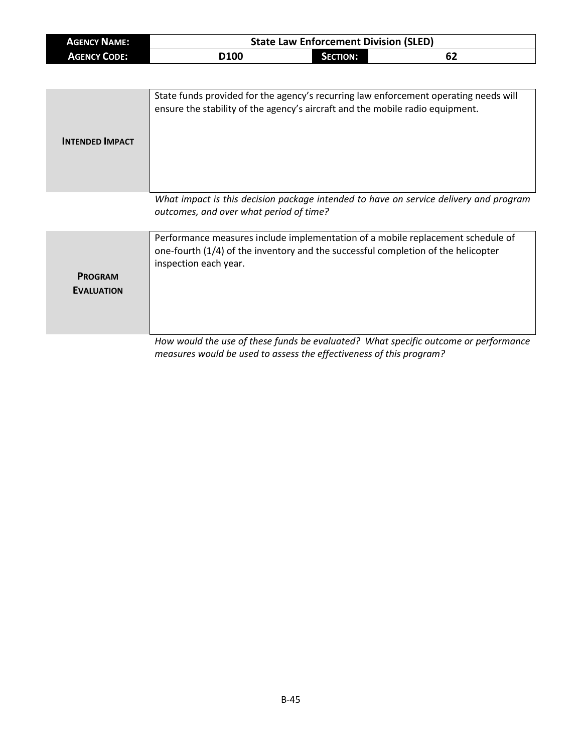| AGENCY NAME: | State Law Enforcement Division (SLED) | | |
|---|---|---|---|
| AGENCY CODE: | D100 | SECTION: | 62 |

| | |
|---|---|
| **INTENDED IMPACT** | State funds provided for the agency's recurring law enforcement operating needs will ensure the stability of the agency's aircraft and the mobile radio equipment. |

*What impact is this decision package intended to have on service delivery and program outcomes, and over what period of time?*

| | |
|---|---|
| **PROGRAM EVALUATION** | Performance measures include implementation of a mobile replacement schedule of one-fourth (1/4) of the inventory and the successful completion of the helicopter inspection each year. |

*How would the use of these funds be evaluated? What specific outcome or performance measures would be used to assess the effectiveness of this program?*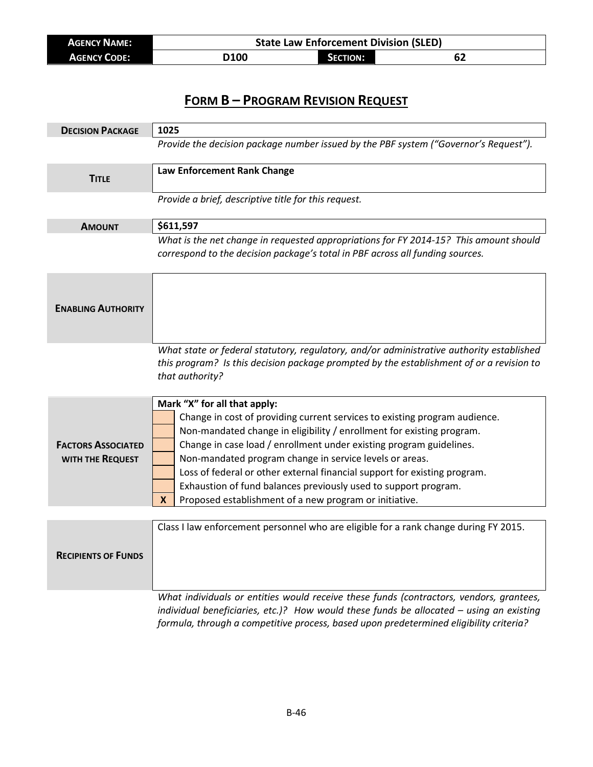| **Agency Name:** | State Law Enforcement Division (SLED) | | |
|---|---|---|---|
| **Agency Code:** | D100 | **Section:** | 62 |

# Form B – Program Revision Request

| | |
|---|---|
| **Decision Package** | **1025** |
| | *Provide the decision package number issued by the PBF system ("Governor's Request").* |
| **Title** | **Law Enforcement Rank Change** |
| | *Provide a brief, descriptive title for this request.* |
| **Amount** | **$611,597** |
| | *What is the net change in requested appropriations for FY 2014-15? This amount should correspond to the decision package's total in PBF across all funding sources.* |
| **Enabling Authority** | |
| | *What state or federal statutory, regulatory, and/or administrative authority established this program? Is this decision package prompted by the establishment of or a revision to that authority?* |

**Factors Associated with the Request**

**Mark "X" for all that apply:**

| | |
|---|---|
| | Change in cost of providing current services to existing program audience. |
| | Non-mandated change in eligibility / enrollment for existing program. |
| | Change in case load / enrollment under existing program guidelines. |
| | Non-mandated program change in service levels or areas. |
| | Loss of federal or other external financial support for existing program. |
| | Exhaustion of fund balances previously used to support program. |
| X | Proposed establishment of a new program or initiative. |

| | |
|---|---|
| **Recipients of Funds** | Class I law enforcement personnel who are eligible for a rank change during FY 2015. |
| | *What individuals or entities would receive these funds (contractors, vendors, grantees, individual beneficiaries, etc.)? How would these funds be allocated – using an existing formula, through a competitive process, based upon predetermined eligibility criteria?* |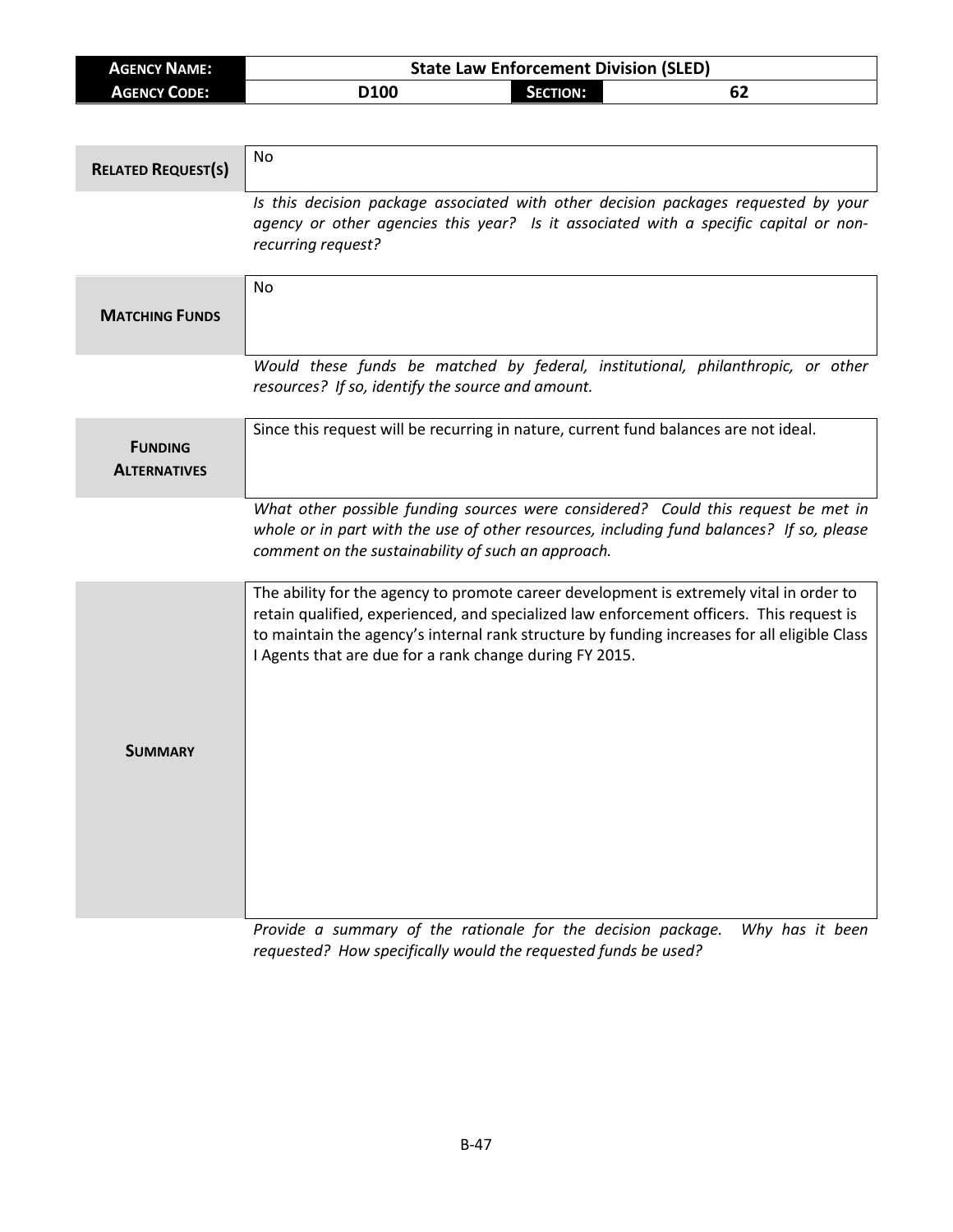| **AGENCY NAME:** | State Law Enforcement Division (SLED) | | |
|---|---|---|---|
| **AGENCY CODE:** | D100 | **SECTION:** | 62 |

| | |
|---|---|
| **RELATED REQUEST(S)** | No |
| | *Is this decision package associated with other decision packages requested by your agency or other agencies this year? Is it associated with a specific capital or non-recurring request?* |
| **MATCHING FUNDS** | No |
| | *Would these funds be matched by federal, institutional, philanthropic, or other resources? If so, identify the source and amount.* |
| **FUNDING ALTERNATIVES** | Since this request will be recurring in nature, current fund balances are not ideal. |
| | *What other possible funding sources were considered? Could this request be met in whole or in part with the use of other resources, including fund balances? If so, please comment on the sustainability of such an approach.* |
| **SUMMARY** | The ability for the agency to promote career development is extremely vital in order to retain qualified, experienced, and specialized law enforcement officers. This request is to maintain the agency's internal rank structure by funding increases for all eligible Class I Agents that are due for a rank change during FY 2015. |
| | *Provide a summary of the rationale for the decision package. Why has it been requested? How specifically would the requested funds be used?* |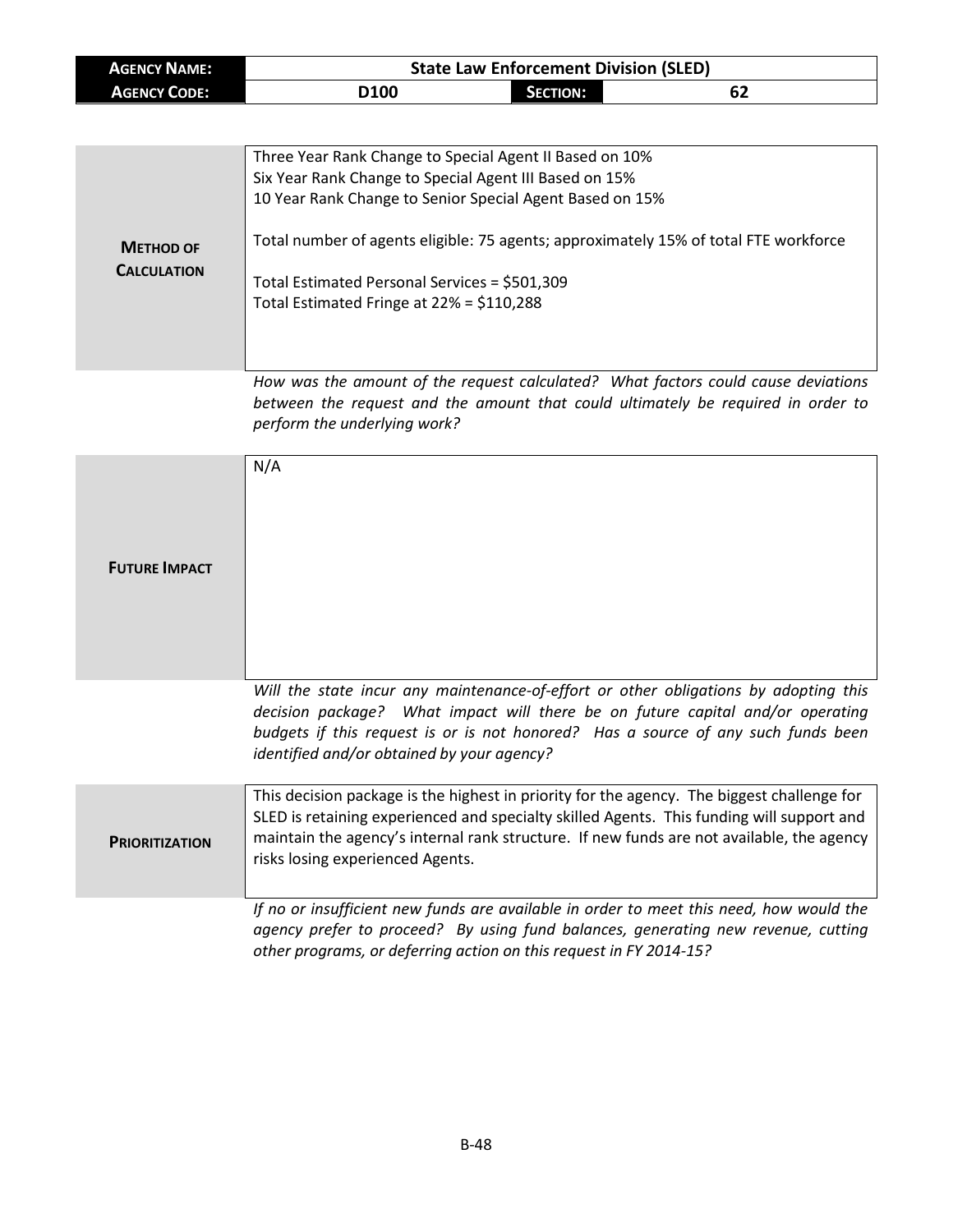| **Agency Name:** | **State Law Enforcement Division (SLED)** | | |
|---|---|---|---|
| **Agency Code:** | **D100** | **Section:** | **62** |

| | |
|---|---|
| **Method of Calculation** | Three Year Rank Change to Special Agent II Based on 10%<br>Six Year Rank Change to Special Agent III Based on 15%<br>10 Year Rank Change to Senior Special Agent Based on 15%<br><br>Total number of agents eligible: 75 agents; approximately 15% of total FTE workforce<br><br>Total Estimated Personal Services = $501,309<br>Total Estimated Fringe at 22% = $110,288 |

*How was the amount of the request calculated? What factors could cause deviations between the request and the amount that could ultimately be required in order to perform the underlying work?*

| | |
|---|---|
| **Future Impact** | N/A |

*Will the state incur any maintenance-of-effort or other obligations by adopting this decision package? What impact will there be on future capital and/or operating budgets if this request is or is not honored? Has a source of any such funds been identified and/or obtained by your agency?*

| | |
|---|---|
| **Prioritization** | This decision package is the highest in priority for the agency. The biggest challenge for SLED is retaining experienced and specialty skilled Agents. This funding will support and maintain the agency's internal rank structure. If new funds are not available, the agency risks losing experienced Agents. |

*If no or insufficient new funds are available in order to meet this need, how would the agency prefer to proceed? By using fund balances, generating new revenue, cutting other programs, or deferring action on this request in FY 2014-15?*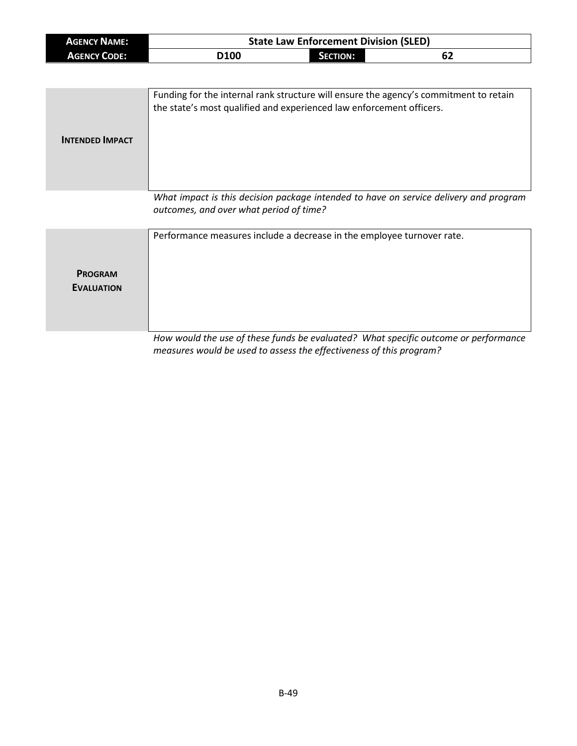| **Agency Name:** | State Law Enforcement Division (SLED) | | |
| --- | --- | --- | --- |
| **Agency Code:** | D100 | **Section:** | 62 |

| **Intended Impact** | Funding for the internal rank structure will ensure the agency's commitment to retain the state's most qualified and experienced law enforcement officers. |
| --- | --- |

*What impact is this decision package intended to have on service delivery and program outcomes, and over what period of time?*

| **Program Evaluation** | Performance measures include a decrease in the employee turnover rate. |
| --- | --- |

*How would the use of these funds be evaluated? What specific outcome or performance measures would be used to assess the effectiveness of this program?*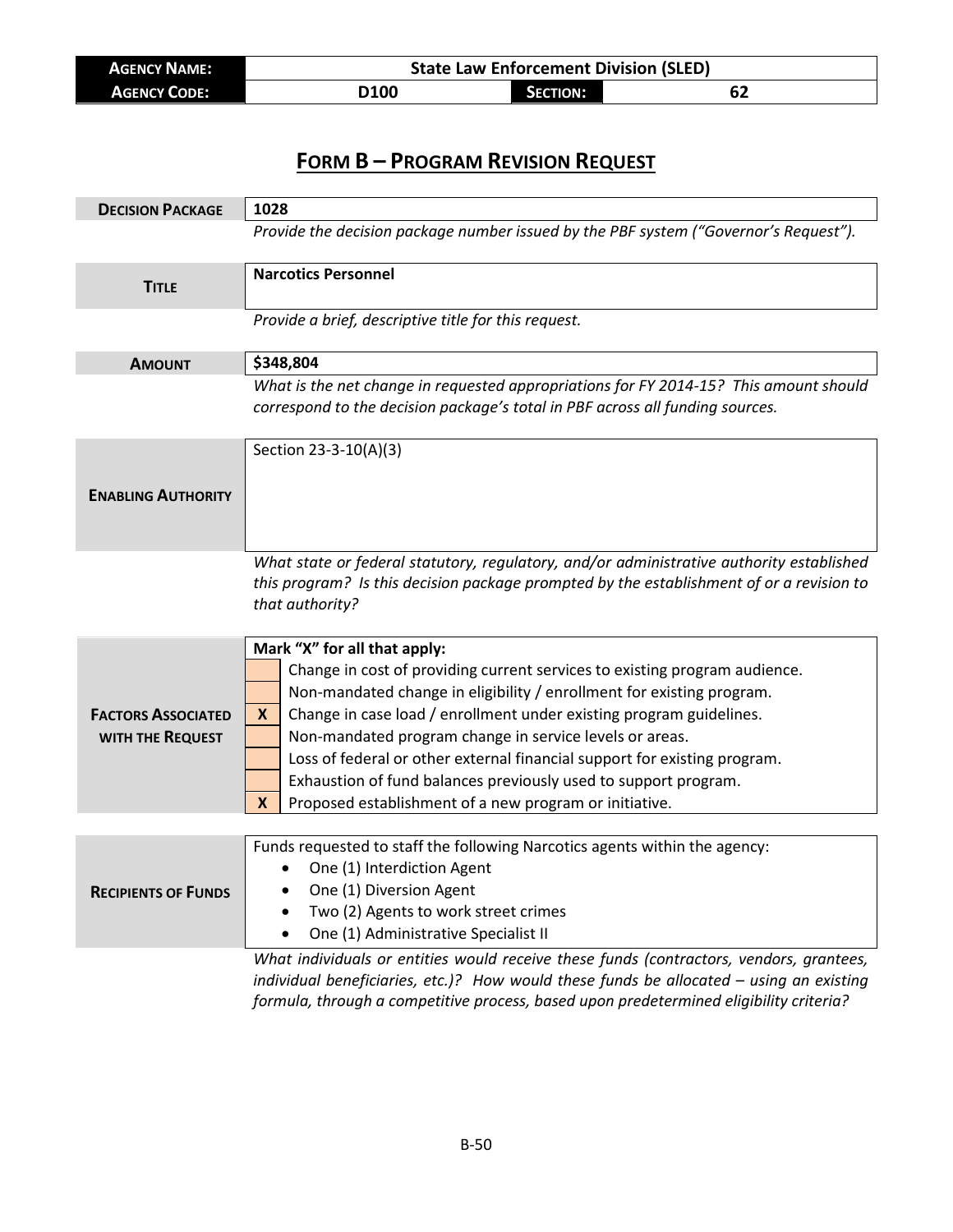| **Agency Name:** | State Law Enforcement Division (SLED) | | |
|---|---|---|---|
| **Agency Code:** | D100 | **Section:** | 62 |

# FORM B – PROGRAM REVISION REQUEST

| **Decision Package** | 1028 |
|---|---|
| | *Provide the decision package number issued by the PBF system ("Governor's Request").* |

| **Title** | **Narcotics Personnel** |
|---|---|
| | *Provide a brief, descriptive title for this request.* |

| **Amount** | **$348,804** |
|---|---|
| | *What is the net change in requested appropriations for FY 2014-15? This amount should correspond to the decision package's total in PBF across all funding sources.* |

| **Enabling Authority** | Section 23-3-10(A)(3) |
|---|---|
| | *What state or federal statutory, regulatory, and/or administrative authority established this program? Is this decision package prompted by the establishment of or a revision to that authority?* |

**Factors Associated with the Request**

**Mark "X" for all that apply:**

| | |
|---|---|
| | Change in cost of providing current services to existing program audience. |
| | Non-mandated change in eligibility / enrollment for existing program. |
| X | Change in case load / enrollment under existing program guidelines. |
| | Non-mandated program change in service levels or areas. |
| | Loss of federal or other external financial support for existing program. |
| | Exhaustion of fund balances previously used to support program. |
| X | Proposed establishment of a new program or initiative. |

**Recipients of Funds**

Funds requested to staff the following Narcotics agents within the agency:

- One (1) Interdiction Agent
- One (1) Diversion Agent
- Two (2) Agents to work street crimes
- One (1) Administrative Specialist II

*What individuals or entities would receive these funds (contractors, vendors, grantees, individual beneficiaries, etc.)? How would these funds be allocated – using an existing formula, through a competitive process, based upon predetermined eligibility criteria?*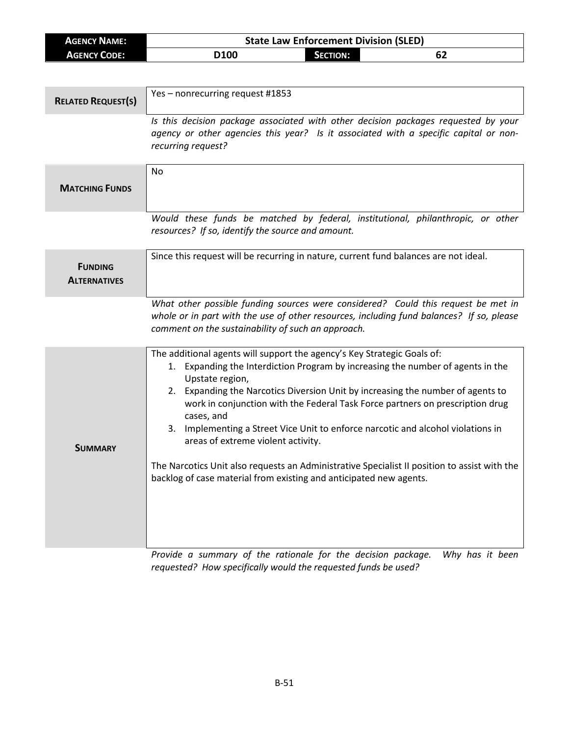| **AGENCY NAME:** | State Law Enforcement Division (SLED) | | |
|---|---|---|---|
| **AGENCY CODE:** | D100 | **SECTION:** | 62 |

| | |
|---|---|
| **RELATED REQUEST(S)** | Yes – nonrecurring request #1853 |
| | *Is this decision package associated with other decision packages requested by your agency or other agencies this year? Is it associated with a specific capital or non-recurring request?* |
| **MATCHING FUNDS** | No |
| | *Would these funds be matched by federal, institutional, philanthropic, or other resources? If so, identify the source and amount.* |
| **FUNDING ALTERNATIVES** | Since this request will be recurring in nature, current fund balances are not ideal. |
| | *What other possible funding sources were considered? Could this request be met in whole or in part with the use of other resources, including fund balances? If so, please comment on the sustainability of such an approach.* |
| **SUMMARY** | The additional agents will support the agency's Key Strategic Goals of:<br>1. Expanding the Interdiction Program by increasing the number of agents in the Upstate region,<br>2. Expanding the Narcotics Diversion Unit by increasing the number of agents to work in conjunction with the Federal Task Force partners on prescription drug cases, and<br>3. Implementing a Street Vice Unit to enforce narcotic and alcohol violations in areas of extreme violent activity.<br><br>The Narcotics Unit also requests an Administrative Specialist II position to assist with the backlog of case material from existing and anticipated new agents. |
| | *Provide a summary of the rationale for the decision package. Why has it been requested? How specifically would the requested funds be used?* |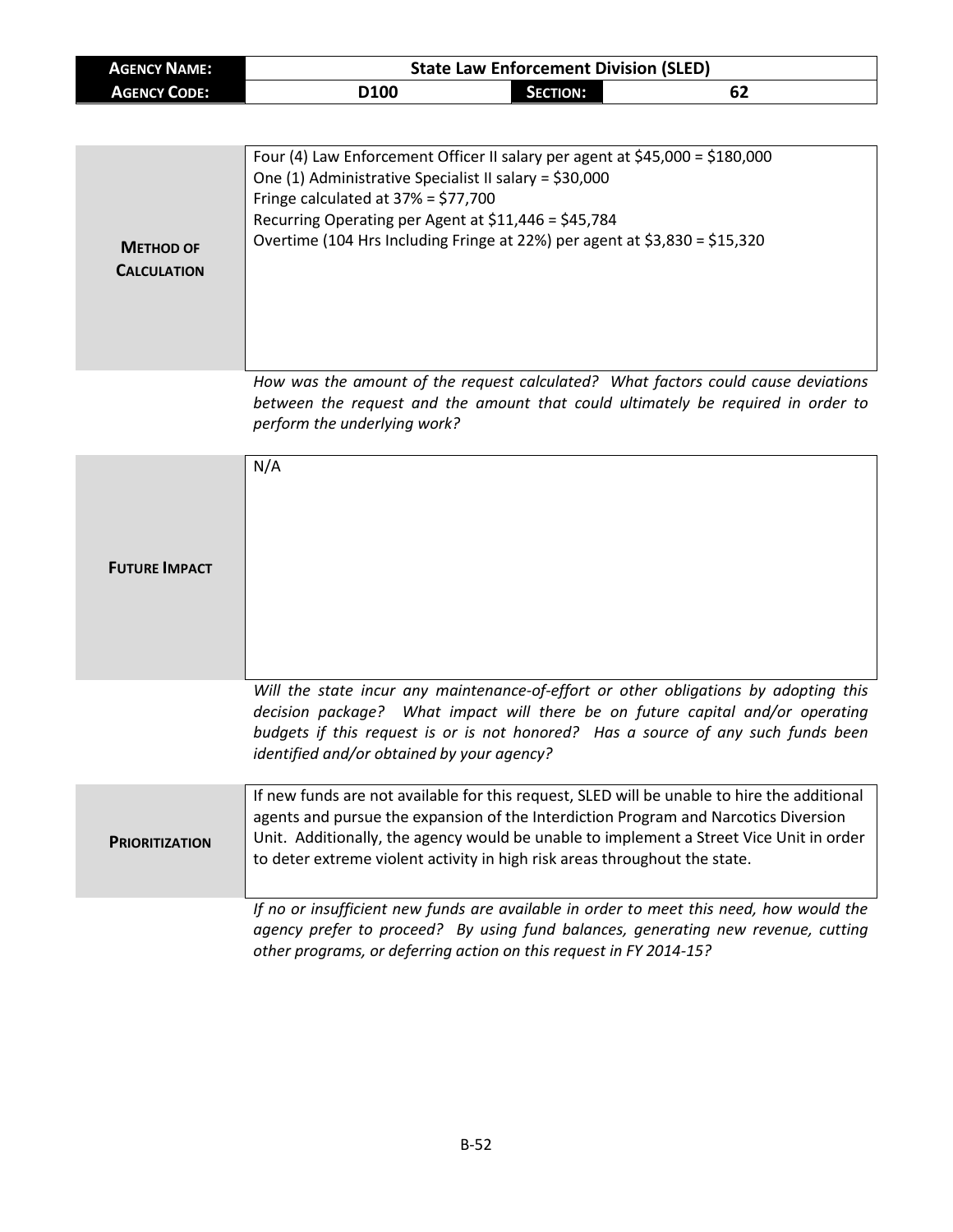| **Agency Name:** | State Law Enforcement Division (SLED) | | |
|---|---|---|---|
| **Agency Code:** | D100 | **Section:** | 62 |

| | |
|---|---|
| **Method of Calculation** | Four (4) Law Enforcement Officer II salary per agent at $45,000 = $180,000<br>One (1) Administrative Specialist II salary = $30,000<br>Fringe calculated at 37% = $77,700<br>Recurring Operating per Agent at $11,446 = $45,784<br>Overtime (104 Hrs Including Fringe at 22%) per agent at $3,830 = $15,320 |

*How was the amount of the request calculated? What factors could cause deviations between the request and the amount that could ultimately be required in order to perform the underlying work?*

| | |
|---|---|
| **Future Impact** | N/A |

*Will the state incur any maintenance-of-effort or other obligations by adopting this decision package? What impact will there be on future capital and/or operating budgets if this request is or is not honored? Has a source of any such funds been identified and/or obtained by your agency?*

| | |
|---|---|
| **Prioritization** | If new funds are not available for this request, SLED will be unable to hire the additional agents and pursue the expansion of the Interdiction Program and Narcotics Diversion Unit. Additionally, the agency would be unable to implement a Street Vice Unit in order to deter extreme violent activity in high risk areas throughout the state. |

*If no or insufficient new funds are available in order to meet this need, how would the agency prefer to proceed? By using fund balances, generating new revenue, cutting other programs, or deferring action on this request in FY 2014-15?*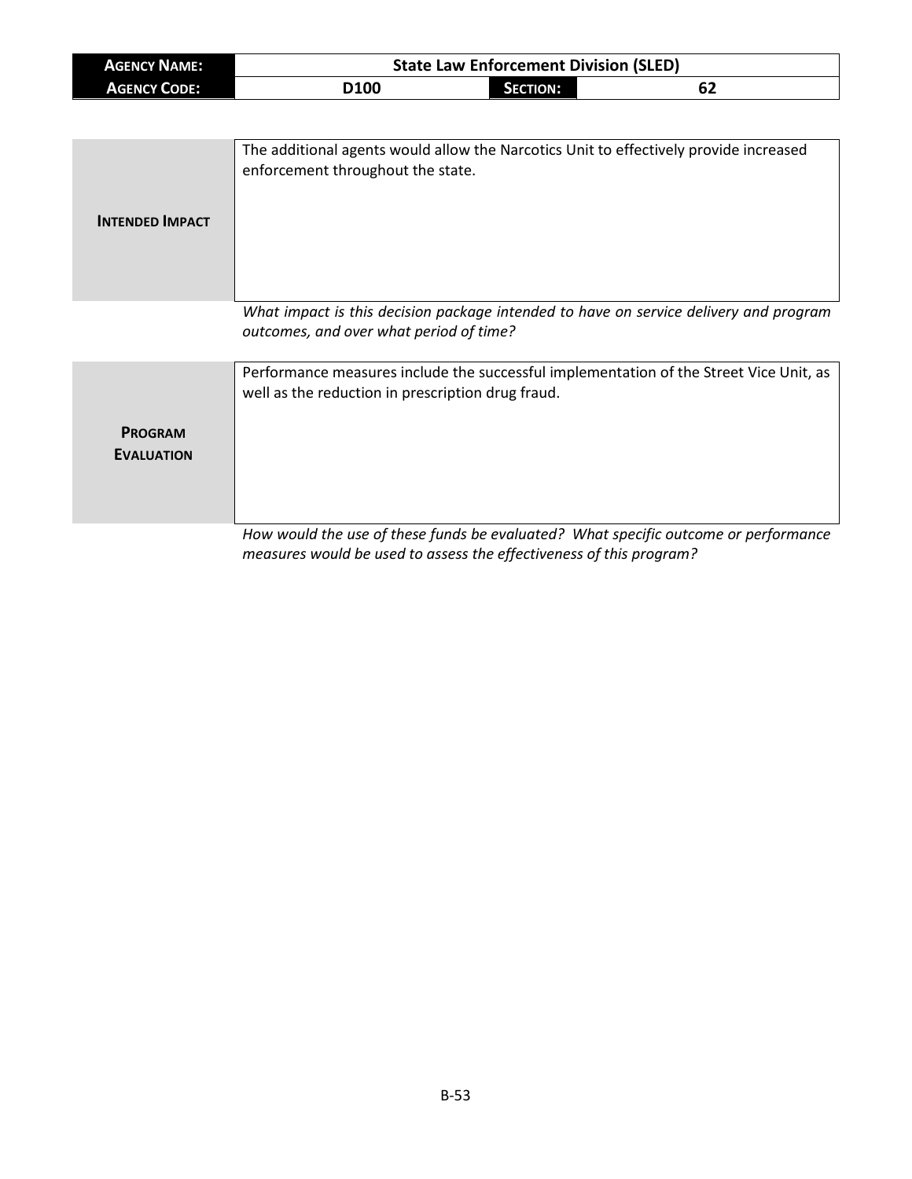| AGENCY NAME: | State Law Enforcement Division (SLED) | | |
|---|---|---|---|
| AGENCY CODE: | D100 | SECTION: | 62 |

| | |
|---|---|
| **INTENDED IMPACT** | The additional agents would allow the Narcotics Unit to effectively provide increased enforcement throughout the state. |

*What impact is this decision package intended to have on service delivery and program outcomes, and over what period of time?*

| | |
|---|---|
| **PROGRAM EVALUATION** | Performance measures include the successful implementation of the Street Vice Unit, as well as the reduction in prescription drug fraud. |

*How would the use of these funds be evaluated? What specific outcome or performance measures would be used to assess the effectiveness of this program?*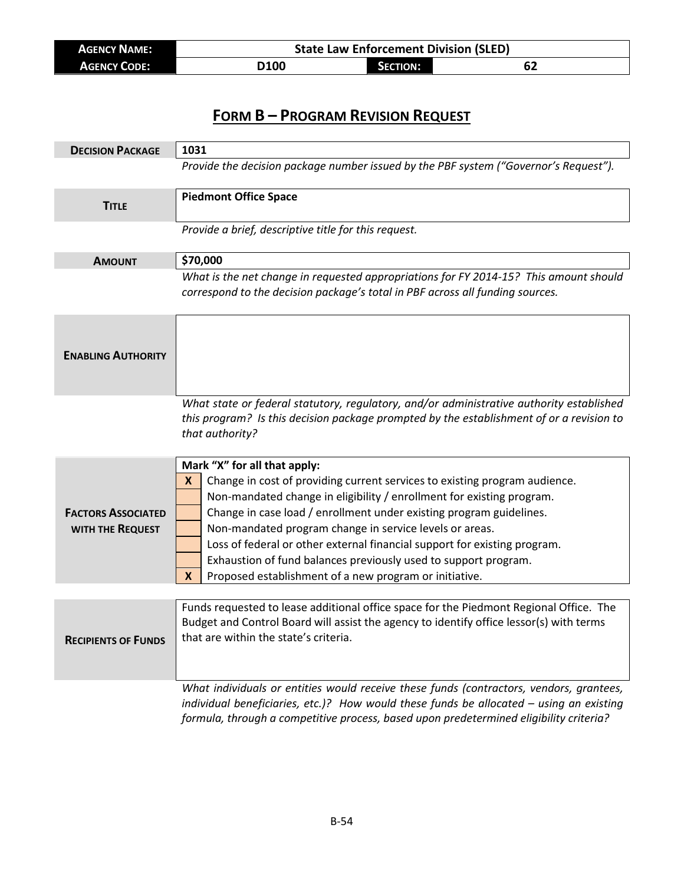| **AGENCY NAME:** | **State Law Enforcement Division (SLED)** | | |
|---|---|---|---|
| **AGENCY CODE:** | **D100** | **SECTION:** | **62** |

# FORM B – PROGRAM REVISION REQUEST

| | |
|---|---|
| **DECISION PACKAGE** | **1031** |
| | *Provide the decision package number issued by the PBF system ("Governor's Request").* |
| **TITLE** | **Piedmont Office Space** |
| | *Provide a brief, descriptive title for this request.* |
| **AMOUNT** | **$70,000** |
| | *What is the net change in requested appropriations for FY 2014-15? This amount should correspond to the decision package's total in PBF across all funding sources.* |
| **ENABLING AUTHORITY** | |
| | *What state or federal statutory, regulatory, and/or administrative authority established this program? Is this decision package prompted by the establishment of or a revision to that authority?* |

**FACTORS ASSOCIATED WITH THE REQUEST**

**Mark "X" for all that apply:**

| | |
|---|---|
| **X** | Change in cost of providing current services to existing program audience. |
| | Non-mandated change in eligibility / enrollment for existing program. |
| | Change in case load / enrollment under existing program guidelines. |
| | Non-mandated program change in service levels or areas. |
| | Loss of federal or other external financial support for existing program. |
| | Exhaustion of fund balances previously used to support program. |
| **X** | Proposed establishment of a new program or initiative. |

| | |
|---|---|
| **RECIPIENTS OF FUNDS** | Funds requested to lease additional office space for the Piedmont Regional Office. The Budget and Control Board will assist the agency to identify office lessor(s) with terms that are within the state's criteria. |
| | *What individuals or entities would receive these funds (contractors, vendors, grantees, individual beneficiaries, etc.)? How would these funds be allocated – using an existing formula, through a competitive process, based upon predetermined eligibility criteria?* |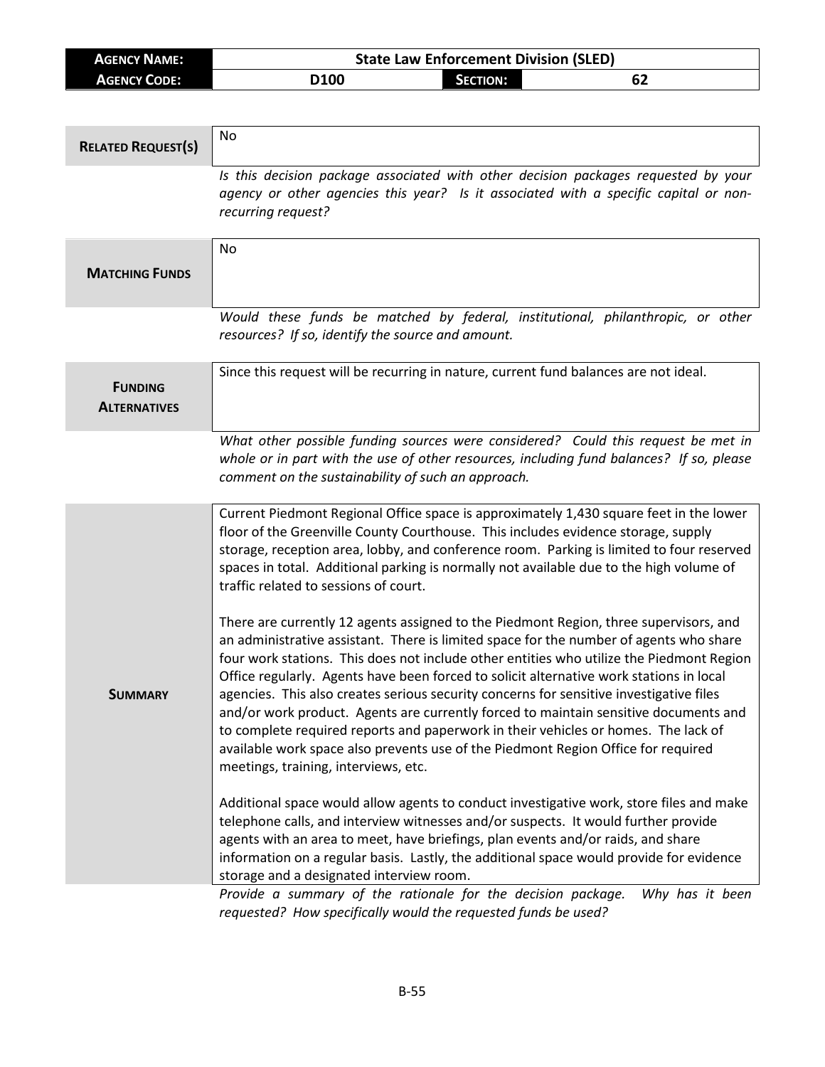| **Agency Name:** | State Law Enforcement Division (SLED) | | |
|---|---|---|---|
| **Agency Code:** | D100 | **Section:** | 62 |

| | |
|---|---|
| **Related Request(s)** | No |
| | *Is this decision package associated with other decision packages requested by your agency or other agencies this year? Is it associated with a specific capital or non-recurring request?* |
| **Matching Funds** | No |
| | *Would these funds be matched by federal, institutional, philanthropic, or other resources? If so, identify the source and amount.* |
| **Funding Alternatives** | Since this request will be recurring in nature, current fund balances are not ideal. |
| | *What other possible funding sources were considered? Could this request be met in whole or in part with the use of other resources, including fund balances? If so, please comment on the sustainability of such an approach.* |
| **Summary** | Current Piedmont Regional Office space is approximately 1,430 square feet in the lower floor of the Greenville County Courthouse. This includes evidence storage, supply storage, reception area, lobby, and conference room. Parking is limited to four reserved spaces in total. Additional parking is normally not available due to the high volume of traffic related to sessions of court.<br><br>There are currently 12 agents assigned to the Piedmont Region, three supervisors, and an administrative assistant. There is limited space for the number of agents who share four work stations. This does not include other entities who utilize the Piedmont Region Office regularly. Agents have been forced to solicit alternative work stations in local agencies. This also creates serious security concerns for sensitive investigative files and/or work product. Agents are currently forced to maintain sensitive documents and to complete required reports and paperwork in their vehicles or homes. The lack of available work space also prevents use of the Piedmont Region Office for required meetings, training, interviews, etc.<br><br>Additional space would allow agents to conduct investigative work, store files and make telephone calls, and interview witnesses and/or suspects. It would further provide agents with an area to meet, have briefings, plan events and/or raids, and share information on a regular basis. Lastly, the additional space would provide for evidence storage and a designated interview room. |
| | *Provide a summary of the rationale for the decision package. Why has it been requested? How specifically would the requested funds be used?* |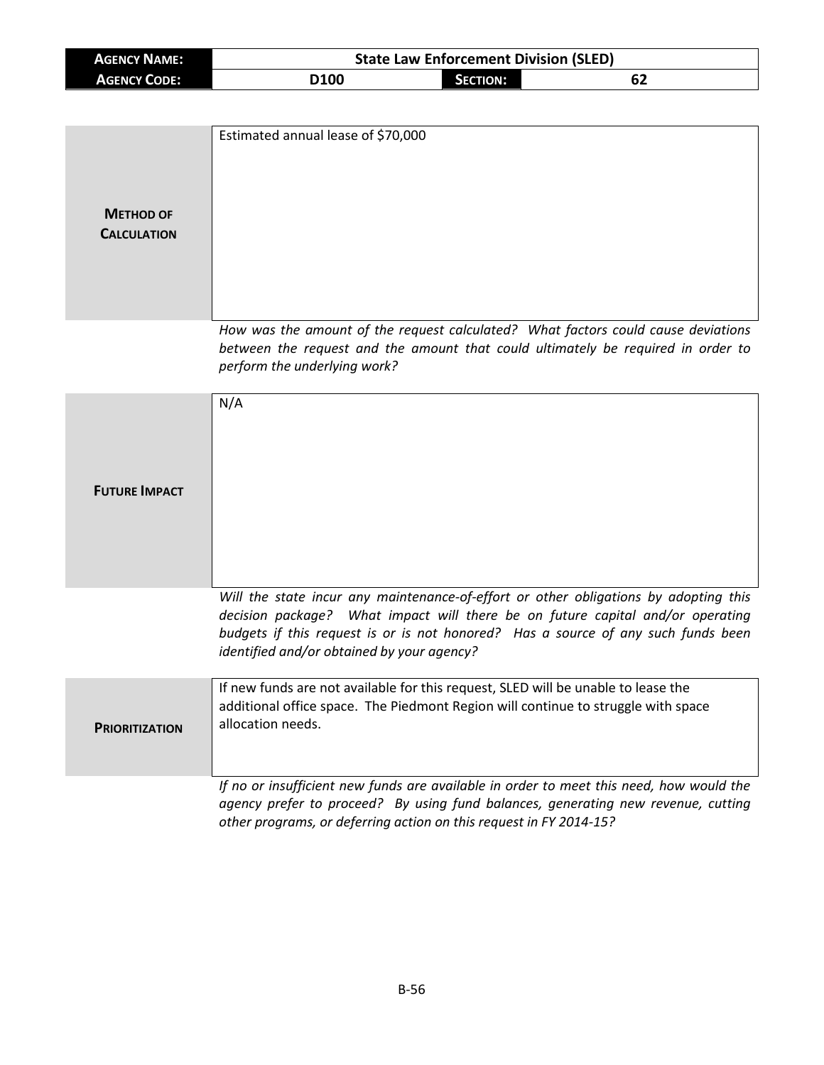| **Agency Name:** | State Law Enforcement Division (SLED) | | |
| --- | --- | --- | --- |
| **Agency Code:** | D100 | **Section:** | 62 |

| | |
| --- | --- |
| **Method of Calculation** | Estimated annual lease of $70,000 |

*How was the amount of the request calculated? What factors could cause deviations between the request and the amount that could ultimately be required in order to perform the underlying work?*

| | |
| --- | --- |
| **Future Impact** | N/A |

*Will the state incur any maintenance-of-effort or other obligations by adopting this decision package? What impact will there be on future capital and/or operating budgets if this request is or is not honored? Has a source of any such funds been identified and/or obtained by your agency?*

| | |
| --- | --- |
| **Prioritization** | If new funds are not available for this request, SLED will be unable to lease the additional office space. The Piedmont Region will continue to struggle with space allocation needs. |

*If no or insufficient new funds are available in order to meet this need, how would the agency prefer to proceed? By using fund balances, generating new revenue, cutting other programs, or deferring action on this request in FY 2014-15?*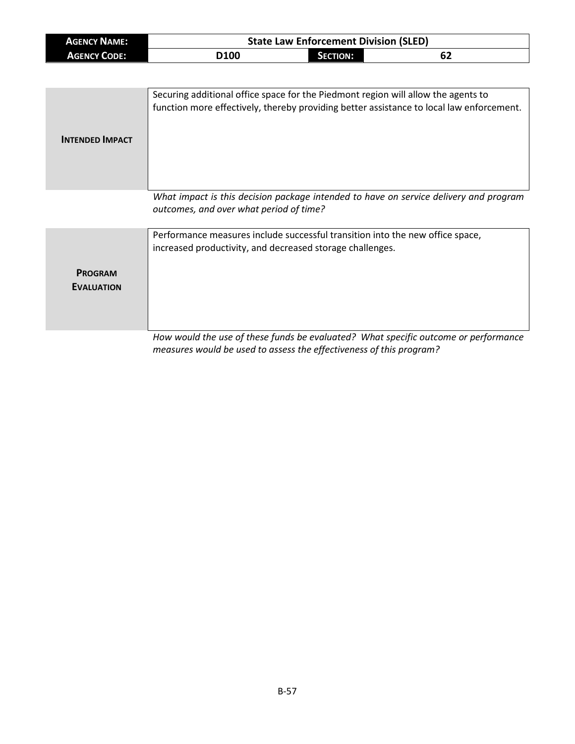| **Agency Name:** | State Law Enforcement Division (SLED) | | |
|---|---|---|---|
| **Agency Code:** | D100 | **Section:** | 62 |

| | |
|---|---|
| **Intended Impact** | Securing additional office space for the Piedmont region will allow the agents to function more effectively, thereby providing better assistance to local law enforcement. |

*What impact is this decision package intended to have on service delivery and program outcomes, and over what period of time?*

| | |
|---|---|
| **Program Evaluation** | Performance measures include successful transition into the new office space, increased productivity, and decreased storage challenges. |

*How would the use of these funds be evaluated? What specific outcome or performance measures would be used to assess the effectiveness of this program?*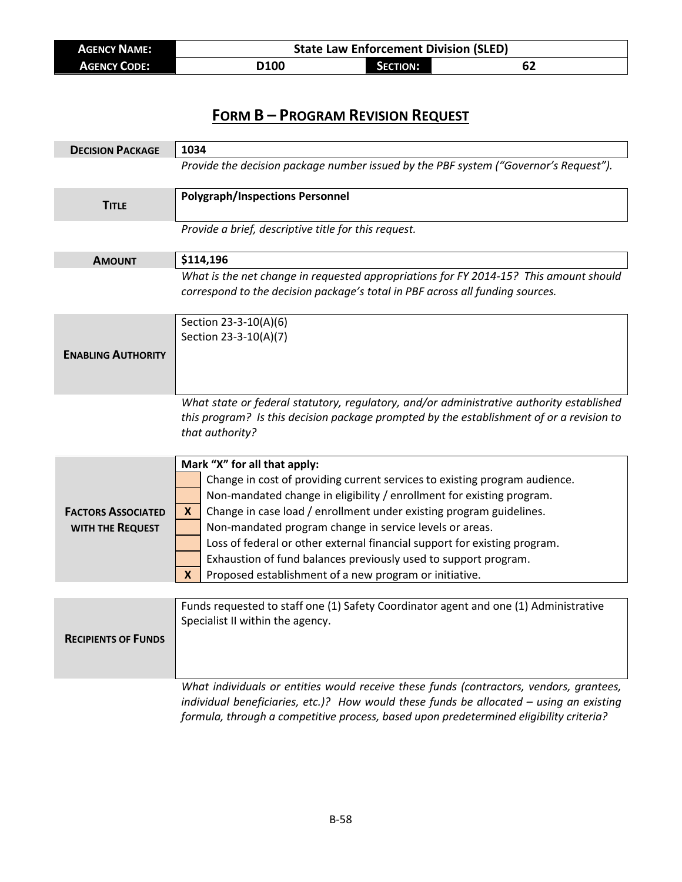| **AGENCY NAME:** | State Law Enforcement Division (SLED) | | |
|---|---|---|---|
| **AGENCY CODE:** | D100 | **SECTION:** | 62 |

# FORM B – PROGRAM REVISION REQUEST

| | |
|---|---|
| **DECISION PACKAGE** | 1034 |
| | *Provide the decision package number issued by the PBF system ("Governor's Request").* |
| **TITLE** | **Polygraph/Inspections Personnel** |
| | *Provide a brief, descriptive title for this request.* |
| **AMOUNT** | **$114,196** |
| | *What is the net change in requested appropriations for FY 2014-15? This amount should correspond to the decision package's total in PBF across all funding sources.* |
| **ENABLING AUTHORITY** | Section 23-3-10(A)(6)<br>Section 23-3-10(A)(7) |
| | *What state or federal statutory, regulatory, and/or administrative authority established this program? Is this decision package prompted by the establishment of or a revision to that authority?* |

**FACTORS ASSOCIATED WITH THE REQUEST**

**Mark "X" for all that apply:**

| | |
|---|---|
| | Change in cost of providing current services to existing program audience. |
| | Non-mandated change in eligibility / enrollment for existing program. |
| **X** | Change in case load / enrollment under existing program guidelines. |
| | Non-mandated program change in service levels or areas. |
| | Loss of federal or other external financial support for existing program. |
| | Exhaustion of fund balances previously used to support program. |
| **X** | Proposed establishment of a new program or initiative. |

| | |
|---|---|
| **RECIPIENTS OF FUNDS** | Funds requested to staff one (1) Safety Coordinator agent and one (1) Administrative Specialist II within the agency. |
| | *What individuals or entities would receive these funds (contractors, vendors, grantees, individual beneficiaries, etc.)? How would these funds be allocated – using an existing formula, through a competitive process, based upon predetermined eligibility criteria?* |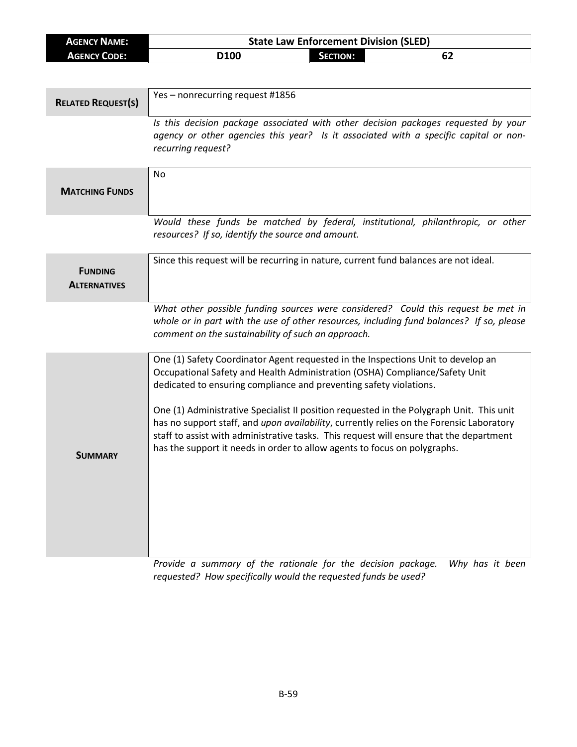| **AGENCY NAME:** | **State Law Enforcement Division (SLED)** | | |
| --- | --- | --- | --- |
| **AGENCY CODE:** | **D100** | **SECTION:** | **62** |

| | |
| --- | --- |
| **RELATED REQUEST(S)** | Yes – nonrecurring request #1856 |
| | *Is this decision package associated with other decision packages requested by your agency or other agencies this year? Is it associated with a specific capital or non-recurring request?* |
| **MATCHING FUNDS** | No |
| | *Would these funds be matched by federal, institutional, philanthropic, or other resources? If so, identify the source and amount.* |
| **FUNDING ALTERNATIVES** | Since this request will be recurring in nature, current fund balances are not ideal. |
| | *What other possible funding sources were considered? Could this request be met in whole or in part with the use of other resources, including fund balances? If so, please comment on the sustainability of such an approach.* |
| **SUMMARY** | One (1) Safety Coordinator Agent requested in the Inspections Unit to develop an Occupational Safety and Health Administration (OSHA) Compliance/Safety Unit dedicated to ensuring compliance and preventing safety violations.<br><br>One (1) Administrative Specialist II position requested in the Polygraph Unit. This unit has no support staff, and *upon availability*, currently relies on the Forensic Laboratory staff to assist with administrative tasks. This request will ensure that the department has the support it needs in order to allow agents to focus on polygraphs. |
| | *Provide a summary of the rationale for the decision package. Why has it been requested? How specifically would the requested funds be used?* |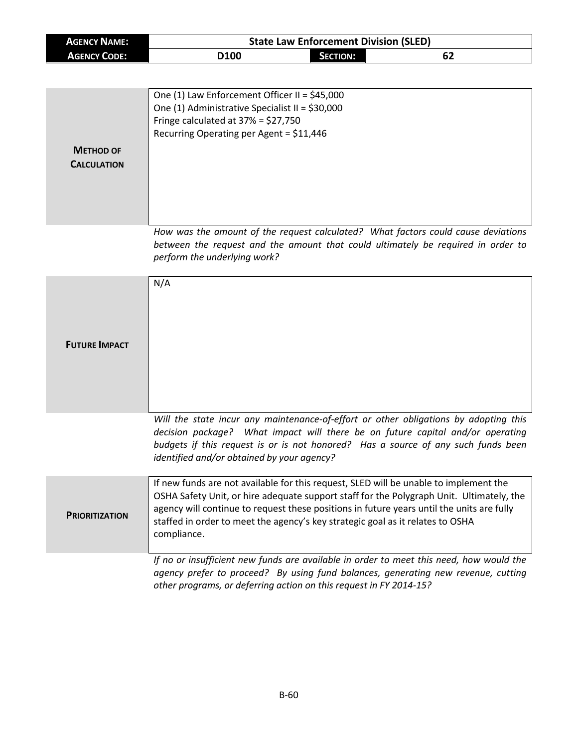| **Agency Name:** | State Law Enforcement Division (SLED) | | |
|---|---|---|---|
| **Agency Code:** | D100 | **Section:** | 62 |

| | |
|---|---|
| **Method of Calculation** | One (1) Law Enforcement Officer II = $45,000<br>One (1) Administrative Specialist II = $30,000<br>Fringe calculated at 37% = $27,750<br>Recurring Operating per Agent = $11,446 |

*How was the amount of the request calculated? What factors could cause deviations between the request and the amount that could ultimately be required in order to perform the underlying work?*

| | |
|---|---|
| **Future Impact** | N/A |

*Will the state incur any maintenance-of-effort or other obligations by adopting this decision package? What impact will there be on future capital and/or operating budgets if this request is or is not honored? Has a source of any such funds been identified and/or obtained by your agency?*

| | |
|---|---|
| **Prioritization** | If new funds are not available for this request, SLED will be unable to implement the OSHA Safety Unit, or hire adequate support staff for the Polygraph Unit. Ultimately, the agency will continue to request these positions in future years until the units are fully staffed in order to meet the agency's key strategic goal as it relates to OSHA compliance. |

*If no or insufficient new funds are available in order to meet this need, how would the agency prefer to proceed? By using fund balances, generating new revenue, cutting other programs, or deferring action on this request in FY 2014-15?*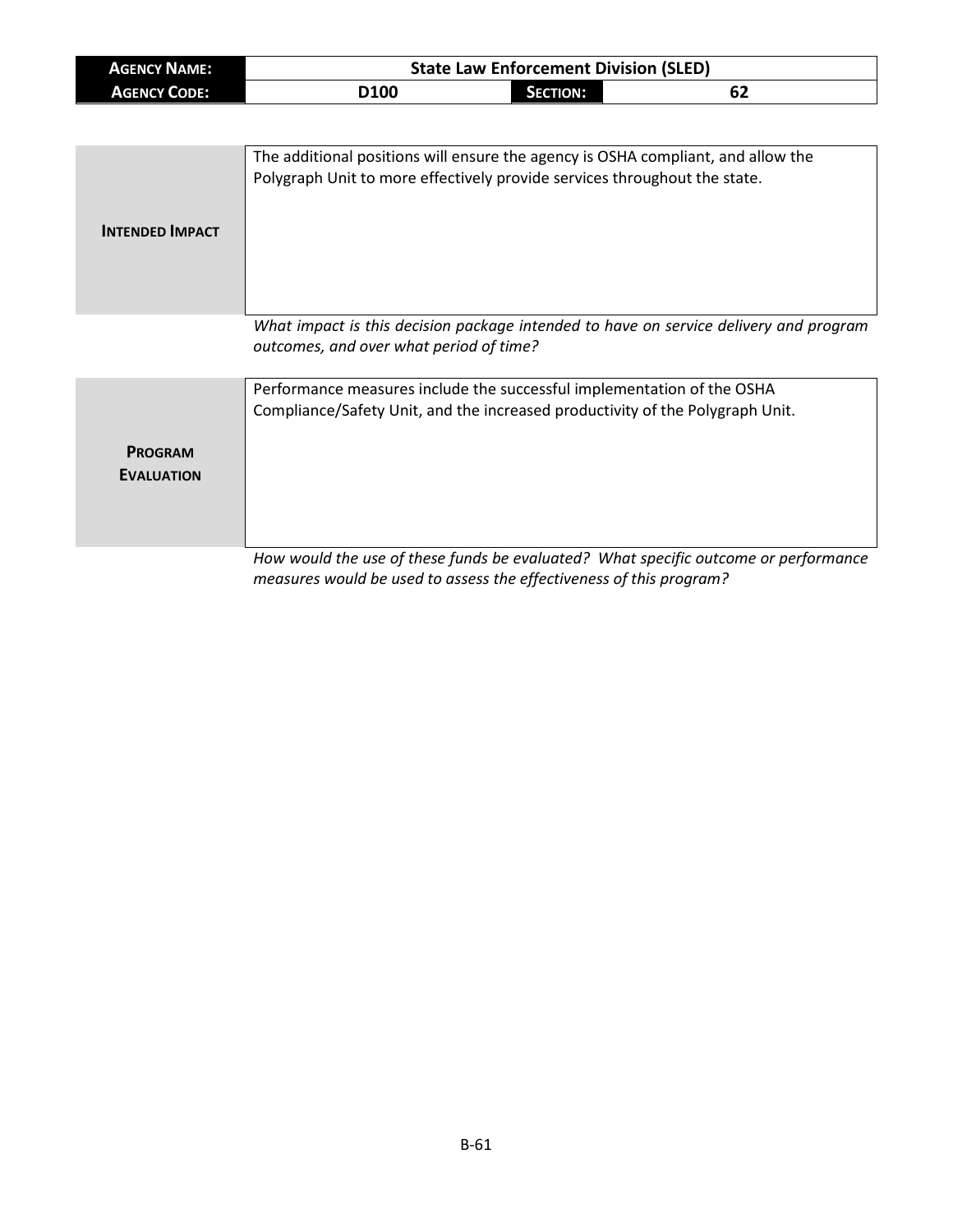| AGENCY NAME: | State Law Enforcement Division (SLED) | | |
|---|---|---|---|
| AGENCY CODE: | D100 | SECTION: | 62 |

| | |
|---|---|
| **INTENDED IMPACT** | The additional positions will ensure the agency is OSHA compliant, and allow the Polygraph Unit to more effectively provide services throughout the state. |

*What impact is this decision package intended to have on service delivery and program outcomes, and over what period of time?*

| | |
|---|---|
| **PROGRAM EVALUATION** | Performance measures include the successful implementation of the OSHA Compliance/Safety Unit, and the increased productivity of the Polygraph Unit. |

*How would the use of these funds be evaluated? What specific outcome or performance measures would be used to assess the effectiveness of this program?*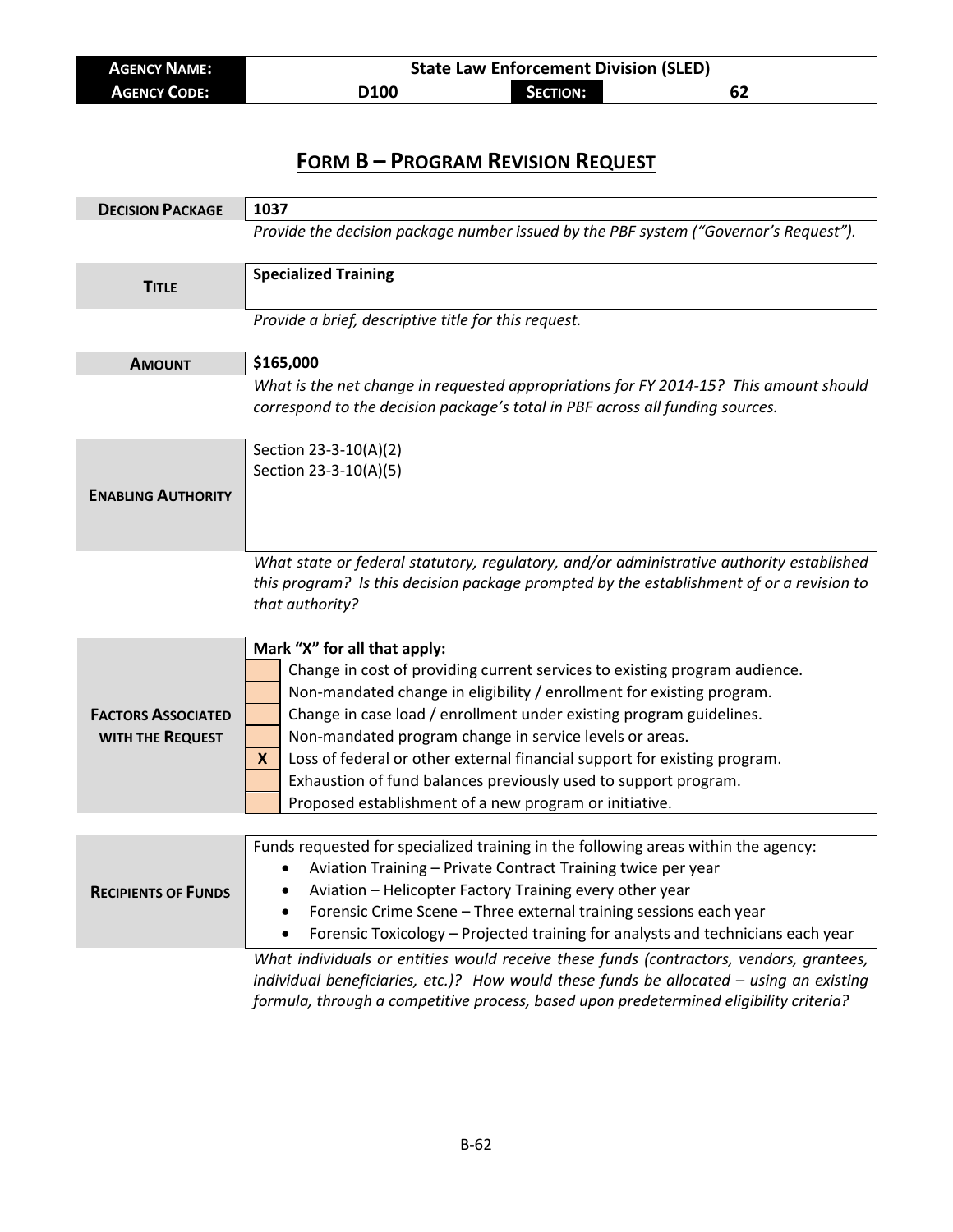| **Agency Name:** | State Law Enforcement Division (SLED) | | |
|---|---|---|---|
| **Agency Code:** | D100 | **Section:** | 62 |

# FORM B – PROGRAM REVISION REQUEST

| | |
|---|---|
| **DECISION PACKAGE** | **1037** |
| | *Provide the decision package number issued by the PBF system ("Governor's Request").* |
| **TITLE** | **Specialized Training** |
| | *Provide a brief, descriptive title for this request.* |
| **AMOUNT** | **$165,000** |
| | *What is the net change in requested appropriations for FY 2014-15? This amount should correspond to the decision package's total in PBF across all funding sources.* |
| **ENABLING AUTHORITY** | Section 23-3-10(A)(2)<br>Section 23-3-10(A)(5) |
| | *What state or federal statutory, regulatory, and/or administrative authority established this program? Is this decision package prompted by the establishment of or a revision to that authority?* |

**FACTORS ASSOCIATED WITH THE REQUEST**

**Mark "X" for all that apply:**

| | |
|---|---|
| | Change in cost of providing current services to existing program audience. |
| | Non-mandated change in eligibility / enrollment for existing program. |
| | Change in case load / enrollment under existing program guidelines. |
| | Non-mandated program change in service levels or areas. |
| **X** | Loss of federal or other external financial support for existing program. |
| | Exhaustion of fund balances previously used to support program. |
| | Proposed establishment of a new program or initiative. |

**RECIPIENTS OF FUNDS**

Funds requested for specialized training in the following areas within the agency:

- Aviation Training – Private Contract Training twice per year
- Aviation – Helicopter Factory Training every other year
- Forensic Crime Scene – Three external training sessions each year
- Forensic Toxicology – Projected training for analysts and technicians each year

*What individuals or entities would receive these funds (contractors, vendors, grantees, individual beneficiaries, etc.)? How would these funds be allocated – using an existing formula, through a competitive process, based upon predetermined eligibility criteria?*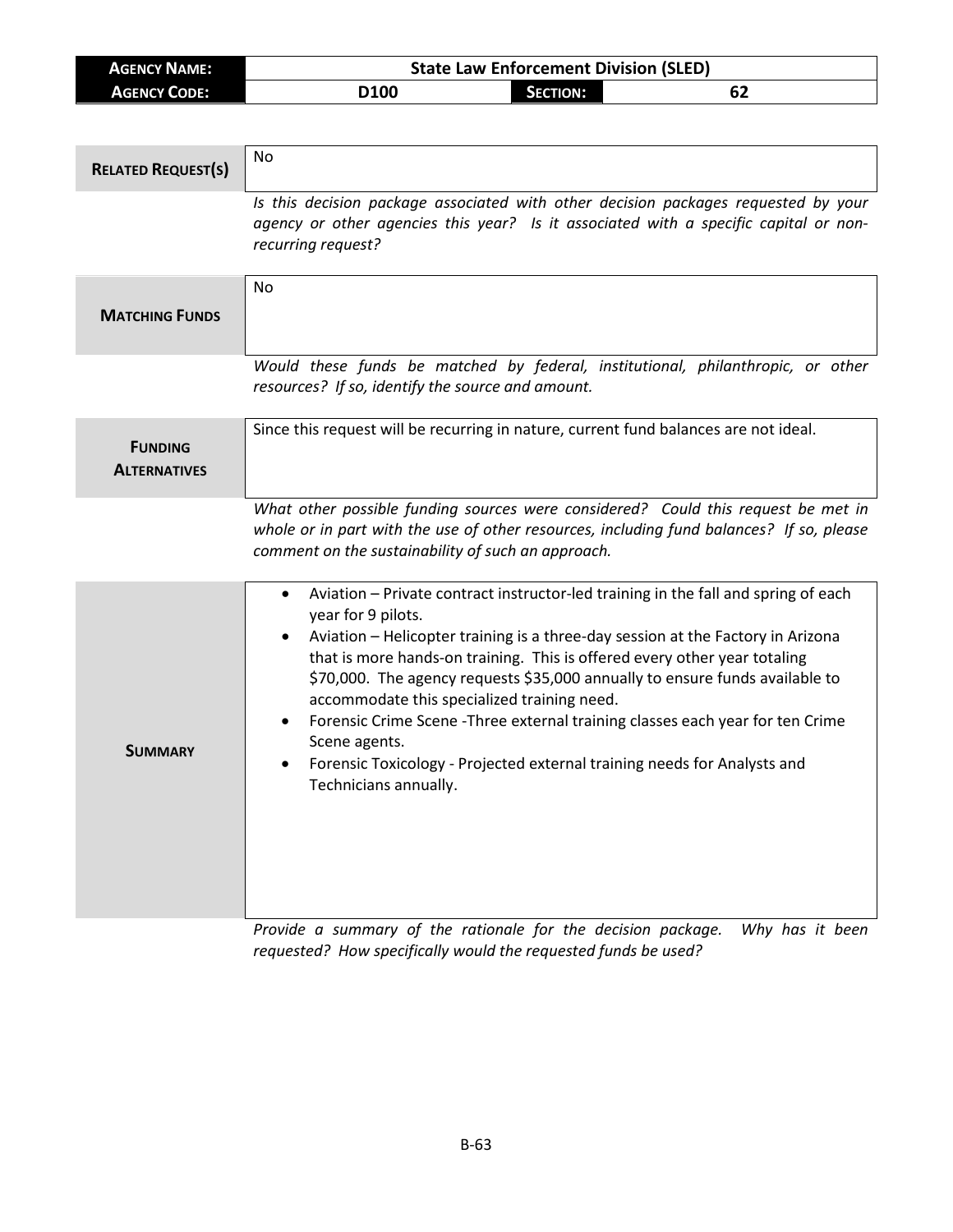| **AGENCY NAME:** | **State Law Enforcement Division (SLED)** | | |
| --- | --- | --- | --- |
| **AGENCY CODE:** | **D100** | **SECTION:** | **62** |

| | |
| --- | --- |
| **RELATED REQUEST(S)** | No |
| | *Is this decision package associated with other decision packages requested by your agency or other agencies this year? Is it associated with a specific capital or non-recurring request?* |
| **MATCHING FUNDS** | No |
| | *Would these funds be matched by federal, institutional, philanthropic, or other resources? If so, identify the source and amount.* |
| **FUNDING ALTERNATIVES** | Since this request will be recurring in nature, current fund balances are not ideal. |
| | *What other possible funding sources were considered? Could this request be met in whole or in part with the use of other resources, including fund balances? If so, please comment on the sustainability of such an approach.* |
| **SUMMARY** | • Aviation – Private contract instructor-led training in the fall and spring of each year for 9 pilots.<br>• Aviation – Helicopter training is a three-day session at the Factory in Arizona that is more hands-on training. This is offered every other year totaling $70,000. The agency requests $35,000 annually to ensure funds available to accommodate this specialized training need.<br>• Forensic Crime Scene -Three external training classes each year for ten Crime Scene agents.<br>• Forensic Toxicology - Projected external training needs for Analysts and Technicians annually. |
| | *Provide a summary of the rationale for the decision package. Why has it been requested? How specifically would the requested funds be used?* |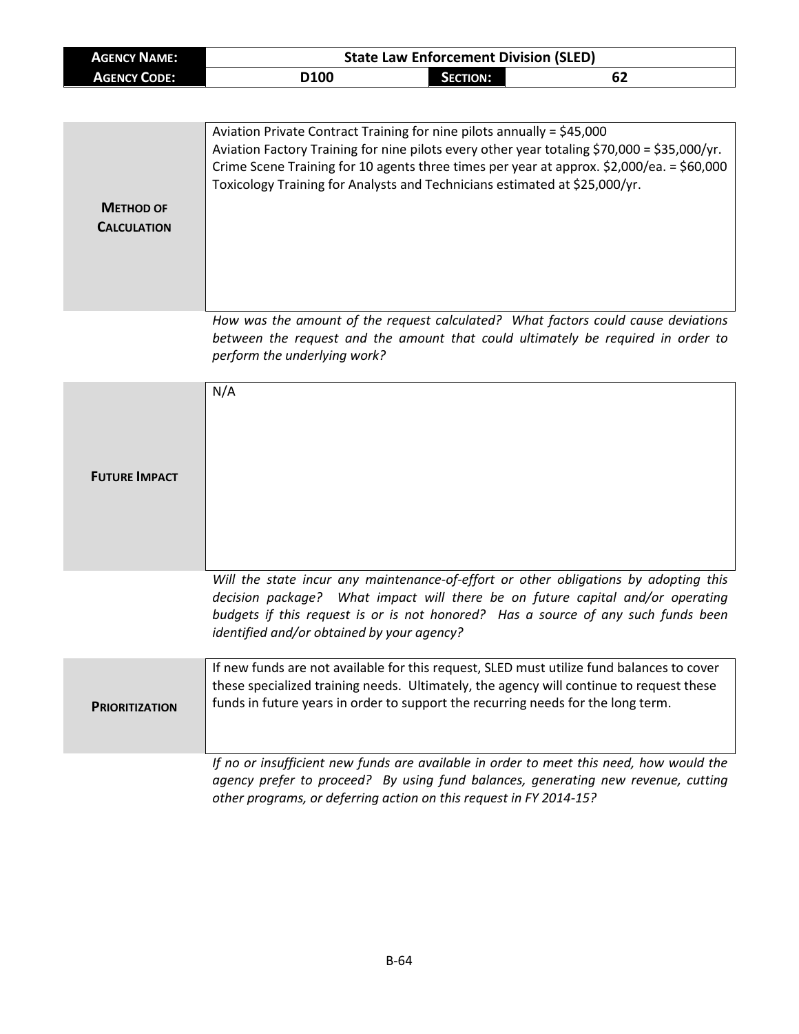| **AGENCY NAME:** | State Law Enforcement Division (SLED) | | |
|---|---|---|---|
| **AGENCY CODE:** | D100 | **SECTION:** | 62 |

| | |
|---|---|
| **METHOD OF CALCULATION** | Aviation Private Contract Training for nine pilots annually = $45,000<br>Aviation Factory Training for nine pilots every other year totaling $70,000 = $35,000/yr.<br>Crime Scene Training for 10 agents three times per year at approx. $2,000/ea. = $60,000<br>Toxicology Training for Analysts and Technicians estimated at $25,000/yr. |

*How was the amount of the request calculated? What factors could cause deviations between the request and the amount that could ultimately be required in order to perform the underlying work?*

| | |
|---|---|
| **FUTURE IMPACT** | N/A |

*Will the state incur any maintenance-of-effort or other obligations by adopting this decision package? What impact will there be on future capital and/or operating budgets if this request is or is not honored? Has a source of any such funds been identified and/or obtained by your agency?*

| | |
|---|---|
| **PRIORITIZATION** | If new funds are not available for this request, SLED must utilize fund balances to cover these specialized training needs. Ultimately, the agency will continue to request these funds in future years in order to support the recurring needs for the long term. |

*If no or insufficient new funds are available in order to meet this need, how would the agency prefer to proceed? By using fund balances, generating new revenue, cutting other programs, or deferring action on this request in FY 2014-15?*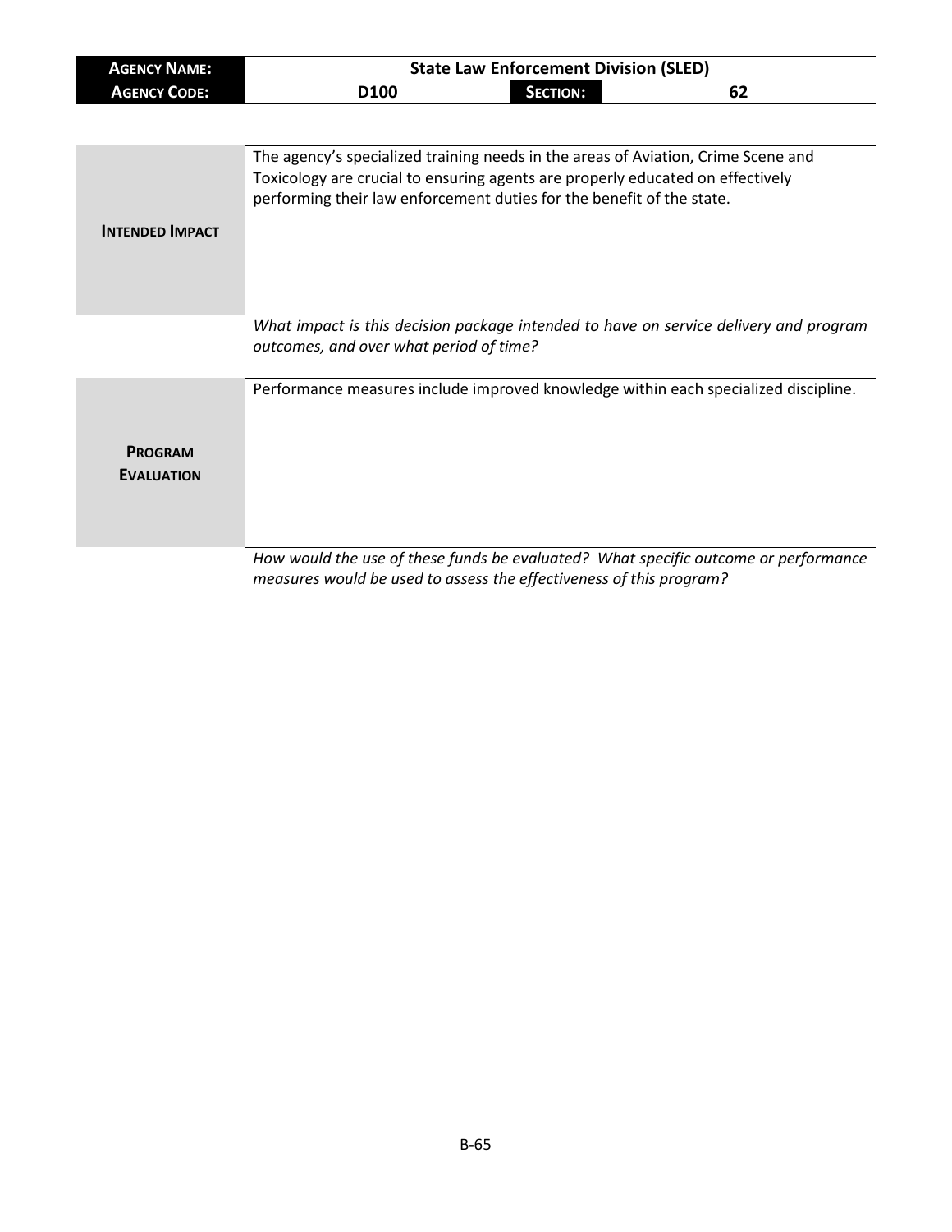| **AGENCY NAME:** | State Law Enforcement Division (SLED) | | |
|---|---|---|---|
| **AGENCY CODE:** | D100 | **SECTION:** | 62 |

| | |
|---|---|
| **INTENDED IMPACT** | The agency's specialized training needs in the areas of Aviation, Crime Scene and Toxicology are crucial to ensuring agents are properly educated on effectively performing their law enforcement duties for the benefit of the state. |

*What impact is this decision package intended to have on service delivery and program outcomes, and over what period of time?*

| | |
|---|---|
| **PROGRAM EVALUATION** | Performance measures include improved knowledge within each specialized discipline. |

*How would the use of these funds be evaluated? What specific outcome or performance measures would be used to assess the effectiveness of this program?*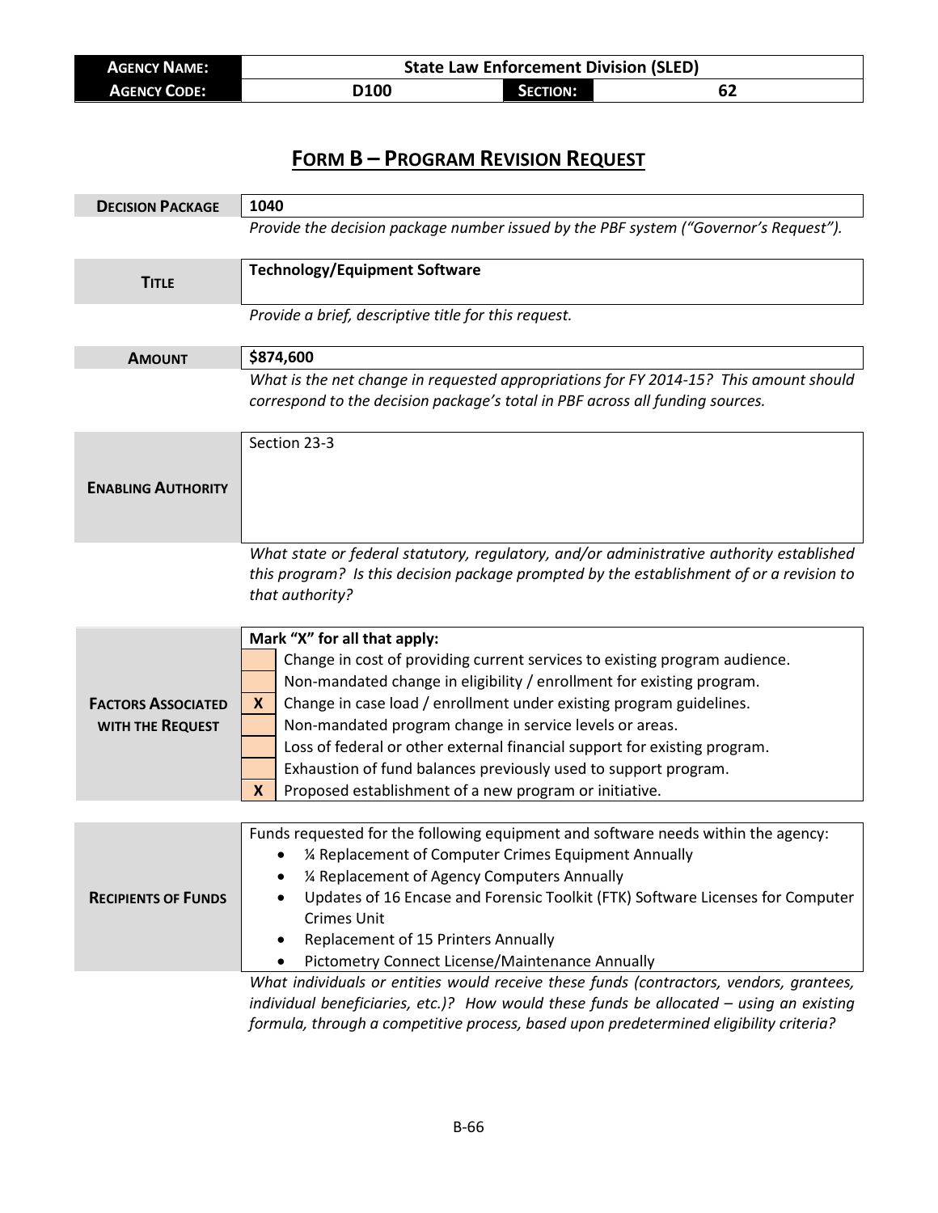| **Agency Name:** | State Law Enforcement Division (SLED) | | |
|---|---|---|---|
| **Agency Code:** | D100 | **Section:** | 62 |

# Form B – Program Revision Request

| | |
|---|---|
| **Decision Package** | 1040 |
| | *Provide the decision package number issued by the PBF system ("Governor's Request").* |
| **Title** | Technology/Equipment Software |
| | *Provide a brief, descriptive title for this request.* |
| **Amount** | $874,600 |
| | *What is the net change in requested appropriations for FY 2014-15? This amount should correspond to the decision package's total in PBF across all funding sources.* |
| **Enabling Authority** | Section 23-3 |
| | *What state or federal statutory, regulatory, and/or administrative authority established this program? Is this decision package prompted by the establishment of or a revision to that authority?* |

**Factors Associated with the Request**

Mark "X" for all that apply:

| | |
|---|---|
| | Change in cost of providing current services to existing program audience. |
| | Non-mandated change in eligibility / enrollment for existing program. |
| X | Change in case load / enrollment under existing program guidelines. |
| | Non-mandated program change in service levels or areas. |
| | Loss of federal or other external financial support for existing program. |
| | Exhaustion of fund balances previously used to support program. |
| X | Proposed establishment of a new program or initiative. |

**Recipients of Funds**

Funds requested for the following equipment and software needs within the agency:

- ¼ Replacement of Computer Crimes Equipment Annually
- ¼ Replacement of Agency Computers Annually
- Updates of 16 Encase and Forensic Toolkit (FTK) Software Licenses for Computer Crimes Unit
- Replacement of 15 Printers Annually
- Pictometry Connect License/Maintenance Annually

*What individuals or entities would receive these funds (contractors, vendors, grantees, individual beneficiaries, etc.)? How would these funds be allocated – using an existing formula, through a competitive process, based upon predetermined eligibility criteria?*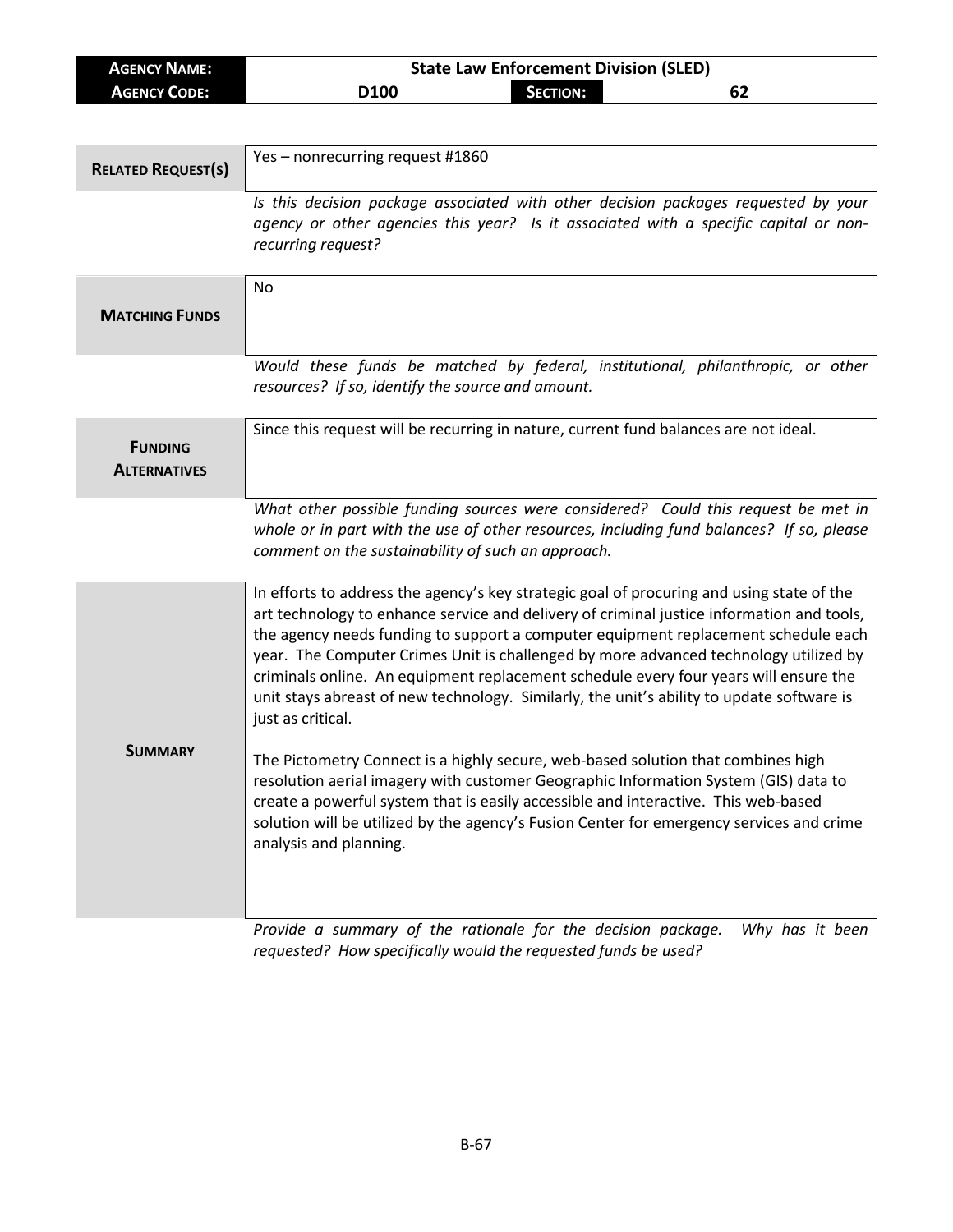| **AGENCY NAME:** | **State Law Enforcement Division (SLED)** | | |
|---|---|---|---|
| **AGENCY CODE:** | **D100** | **SECTION:** | **62** |

| | |
|---|---|
| **RELATED REQUEST(S)** | Yes – nonrecurring request #1860 |
| | *Is this decision package associated with other decision packages requested by your agency or other agencies this year? Is it associated with a specific capital or non-recurring request?* |
| **MATCHING FUNDS** | No |
| | *Would these funds be matched by federal, institutional, philanthropic, or other resources? If so, identify the source and amount.* |
| **FUNDING ALTERNATIVES** | Since this request will be recurring in nature, current fund balances are not ideal. |
| | *What other possible funding sources were considered? Could this request be met in whole or in part with the use of other resources, including fund balances? If so, please comment on the sustainability of such an approach.* |
| **SUMMARY** | In efforts to address the agency's key strategic goal of procuring and using state of the art technology to enhance service and delivery of criminal justice information and tools, the agency needs funding to support a computer equipment replacement schedule each year. The Computer Crimes Unit is challenged by more advanced technology utilized by criminals online. An equipment replacement schedule every four years will ensure the unit stays abreast of new technology. Similarly, the unit's ability to update software is just as critical.<br><br>The Pictometry Connect is a highly secure, web-based solution that combines high resolution aerial imagery with customer Geographic Information System (GIS) data to create a powerful system that is easily accessible and interactive. This web-based solution will be utilized by the agency's Fusion Center for emergency services and crime analysis and planning. |
| | *Provide a summary of the rationale for the decision package. Why has it been requested? How specifically would the requested funds be used?* |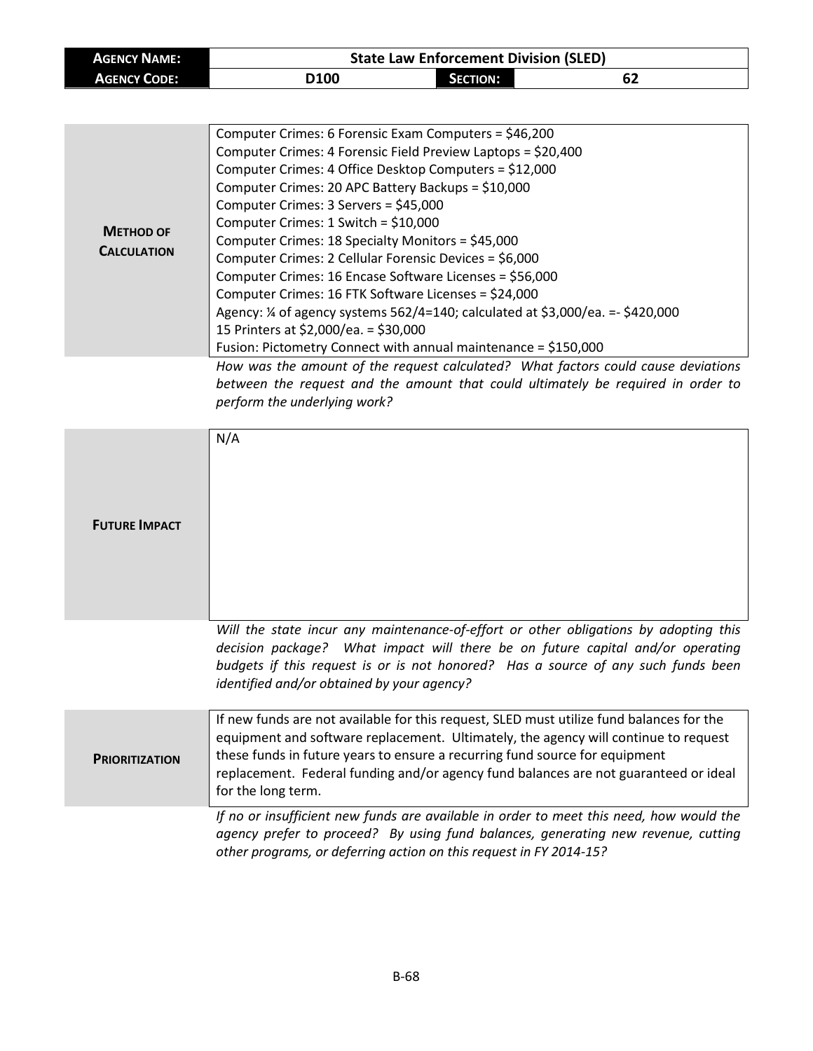| **Agency Name:** | State Law Enforcement Division (SLED) | | |
|---|---|---|---|
| **Agency Code:** | D100 | **Section:** | 62 |

| | |
|---|---|
| **Method of Calculation** | Computer Crimes: 6 Forensic Exam Computers = $46,200<br>Computer Crimes: 4 Forensic Field Preview Laptops = $20,400<br>Computer Crimes: 4 Office Desktop Computers = $12,000<br>Computer Crimes: 20 APC Battery Backups = $10,000<br>Computer Crimes: 3 Servers = $45,000<br>Computer Crimes: 1 Switch = $10,000<br>Computer Crimes: 18 Specialty Monitors = $45,000<br>Computer Crimes: 2 Cellular Forensic Devices = $6,000<br>Computer Crimes: 16 Encase Software Licenses = $56,000<br>Computer Crimes: 16 FTK Software Licenses = $24,000<br>Agency: ¼ of agency systems 562/4=140; calculated at $3,000/ea. =- $420,000<br>15 Printers at $2,000/ea. = $30,000<br>Fusion: Pictometry Connect with annual maintenance = $150,000 |

*How was the amount of the request calculated? What factors could cause deviations between the request and the amount that could ultimately be required in order to perform the underlying work?*

| | |
|---|---|
| **Future Impact** | N/A |

*Will the state incur any maintenance-of-effort or other obligations by adopting this decision package? What impact will there be on future capital and/or operating budgets if this request is or is not honored? Has a source of any such funds been identified and/or obtained by your agency?*

| | |
|---|---|
| **Prioritization** | If new funds are not available for this request, SLED must utilize fund balances for the equipment and software replacement. Ultimately, the agency will continue to request these funds in future years to ensure a recurring fund source for equipment replacement. Federal funding and/or agency fund balances are not guaranteed or ideal for the long term. |

*If no or insufficient new funds are available in order to meet this need, how would the agency prefer to proceed? By using fund balances, generating new revenue, cutting other programs, or deferring action on this request in FY 2014-15?*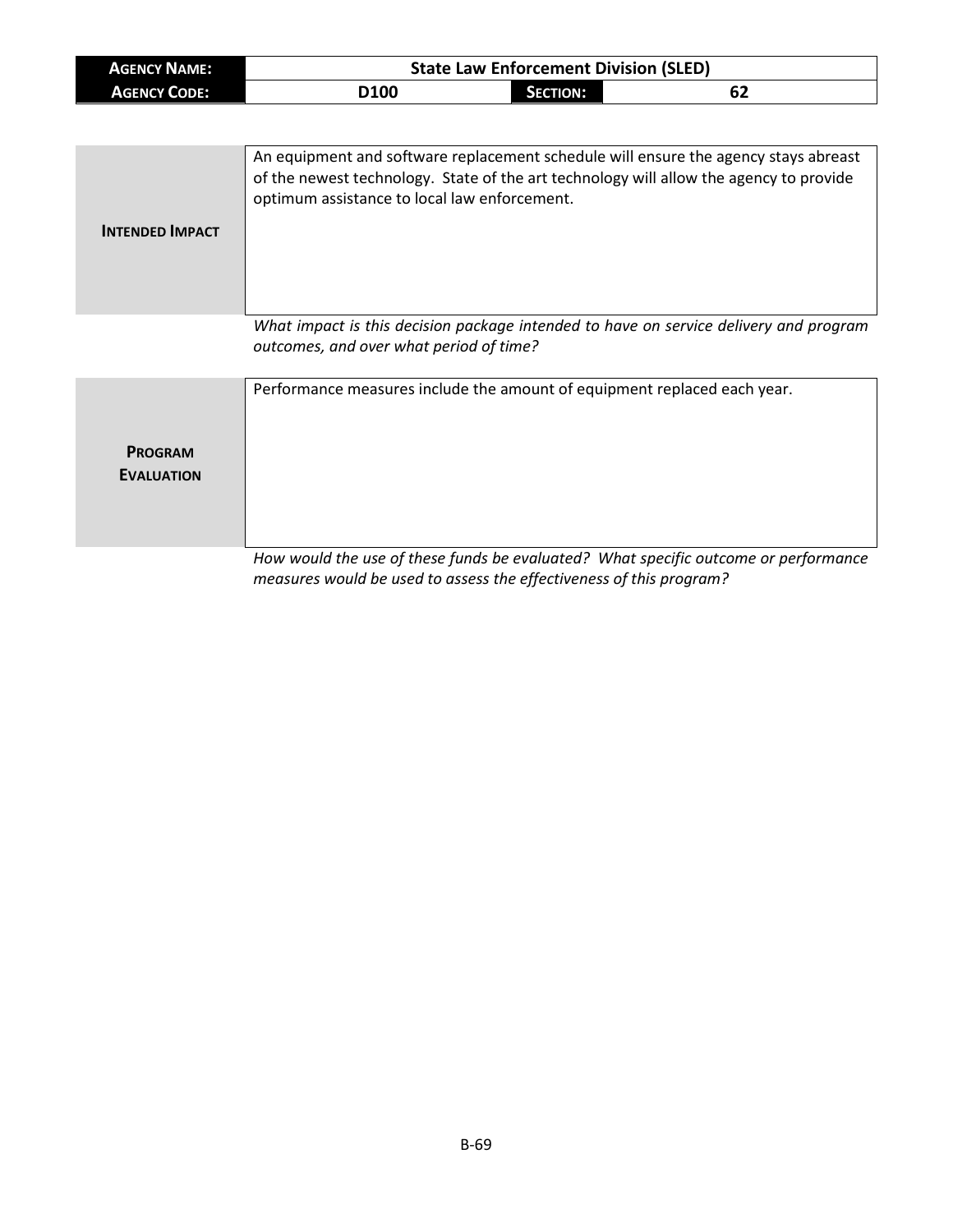| Agency Name: | State Law Enforcement Division (SLED) | | |
|---|---|---|---|
| Agency Code: | D100 | Section: | 62 |

| | |
|---|---|
| **Intended Impact** | An equipment and software replacement schedule will ensure the agency stays abreast of the newest technology. State of the art technology will allow the agency to provide optimum assistance to local law enforcement. |

*What impact is this decision package intended to have on service delivery and program outcomes, and over what period of time?*

| | |
|---|---|
| **Program Evaluation** | Performance measures include the amount of equipment replaced each year. |

*How would the use of these funds be evaluated? What specific outcome or performance measures would be used to assess the effectiveness of this program?*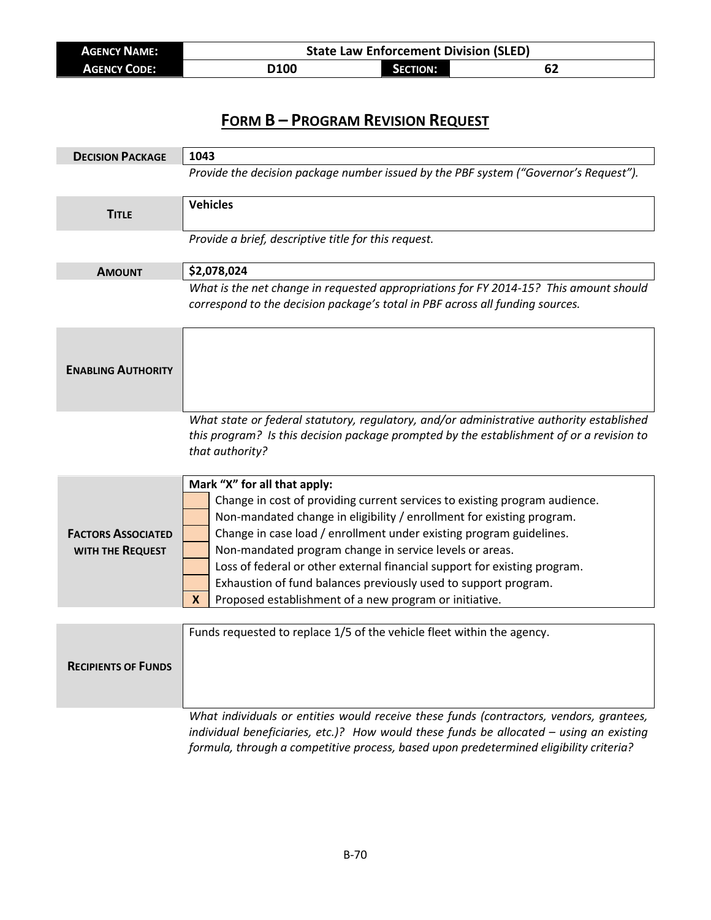| **Agency Name:** | State Law Enforcement Division (SLED) | | |
|---|---|---|---|
| **Agency Code:** | D100 | **Section:** | 62 |

# Form B – Program Revision Request

| | |
|---|---|
| **Decision Package** | 1043 |
| | *Provide the decision package number issued by the PBF system ("Governor's Request").* |
| **Title** | Vehicles |
| | *Provide a brief, descriptive title for this request.* |
| **Amount** | $2,078,024 |
| | *What is the net change in requested appropriations for FY 2014-15? This amount should correspond to the decision package's total in PBF across all funding sources.* |
| **Enabling Authority** | |
| | *What state or federal statutory, regulatory, and/or administrative authority established this program? Is this decision package prompted by the establishment of or a revision to that authority?* |

**Factors Associated with the Request**

Mark "X" for all that apply:

| | |
|---|---|
| | Change in cost of providing current services to existing program audience. |
| | Non-mandated change in eligibility / enrollment for existing program. |
| | Change in case load / enrollment under existing program guidelines. |
| | Non-mandated program change in service levels or areas. |
| | Loss of federal or other external financial support for existing program. |
| | Exhaustion of fund balances previously used to support program. |
| X | Proposed establishment of a new program or initiative. |

| | |
|---|---|
| **Recipients of Funds** | Funds requested to replace 1/5 of the vehicle fleet within the agency. |
| | *What individuals or entities would receive these funds (contractors, vendors, grantees, individual beneficiaries, etc.)? How would these funds be allocated – using an existing formula, through a competitive process, based upon predetermined eligibility criteria?* |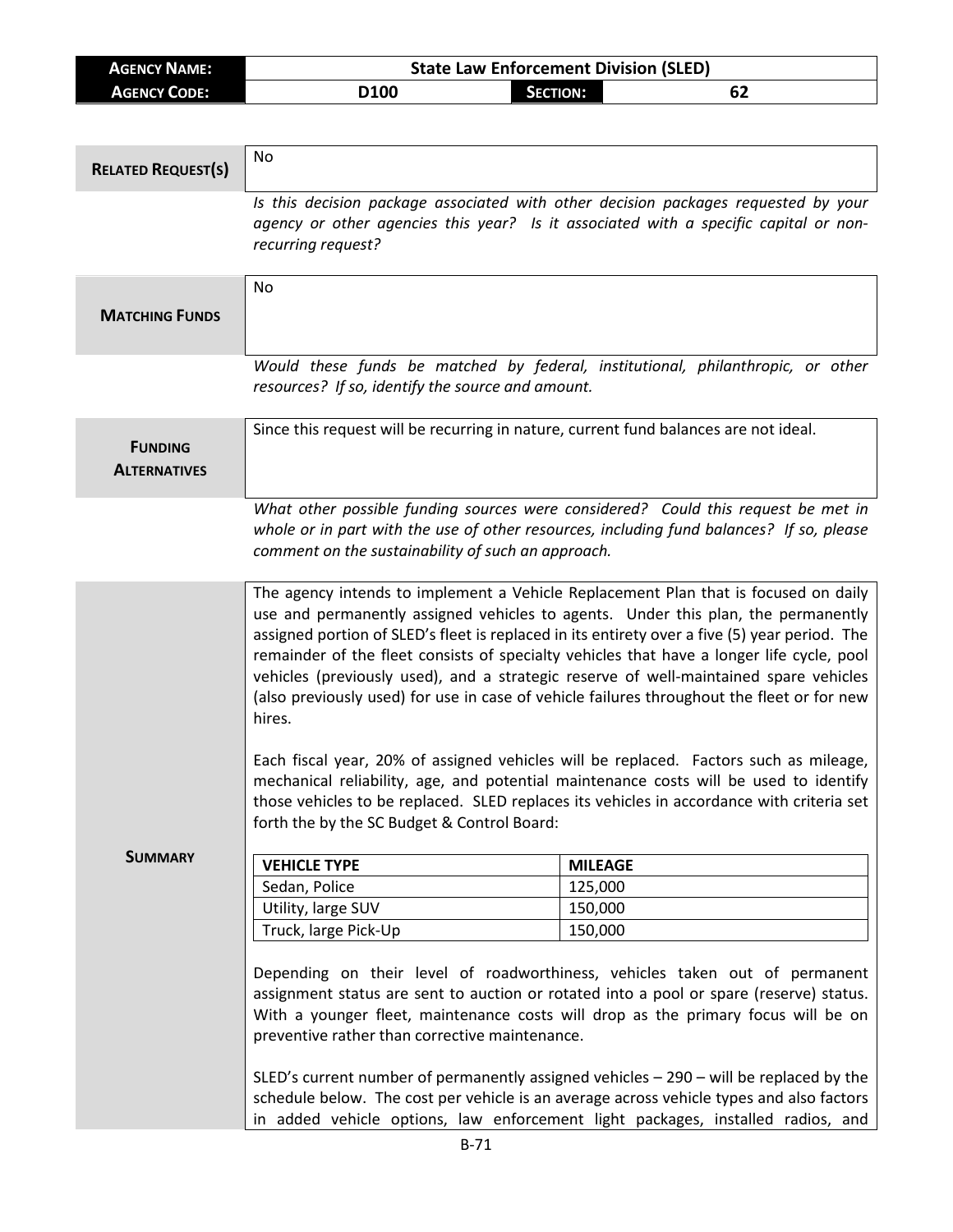| **AGENCY NAME:** | State Law Enforcement Division (SLED) | | |
|---|---|---|---|
| **AGENCY CODE:** | D100 | **SECTION:** | 62 |

**RELATED REQUEST(S)**

No

*Is this decision package associated with other decision packages requested by your agency or other agencies this year? Is it associated with a specific capital or non-recurring request?*

**MATCHING FUNDS**

No

*Would these funds be matched by federal, institutional, philanthropic, or other resources? If so, identify the source and amount.*

**FUNDING ALTERNATIVES**

Since this request will be recurring in nature, current fund balances are not ideal.

*What other possible funding sources were considered? Could this request be met in whole or in part with the use of other resources, including fund balances? If so, please comment on the sustainability of such an approach.*

**SUMMARY**

The agency intends to implement a Vehicle Replacement Plan that is focused on daily use and permanently assigned vehicles to agents. Under this plan, the permanently assigned portion of SLED's fleet is replaced in its entirety over a five (5) year period. The remainder of the fleet consists of specialty vehicles that have a longer life cycle, pool vehicles (previously used), and a strategic reserve of well-maintained spare vehicles (also previously used) for use in case of vehicle failures throughout the fleet or for new hires.

Each fiscal year, 20% of assigned vehicles will be replaced. Factors such as mileage, mechanical reliability, age, and potential maintenance costs will be used to identify those vehicles to be replaced. SLED replaces its vehicles in accordance with criteria set forth the by the SC Budget & Control Board:

| VEHICLE TYPE | MILEAGE |
|---|---|
| Sedan, Police | 125,000 |
| Utility, large SUV | 150,000 |
| Truck, large Pick-Up | 150,000 |

Depending on their level of roadworthiness, vehicles taken out of permanent assignment status are sent to auction or rotated into a pool or spare (reserve) status. With a younger fleet, maintenance costs will drop as the primary focus will be on preventive rather than corrective maintenance.

SLED's current number of permanently assigned vehicles – 290 – will be replaced by the schedule below. The cost per vehicle is an average across vehicle types and also factors in added vehicle options, law enforcement light packages, installed radios, and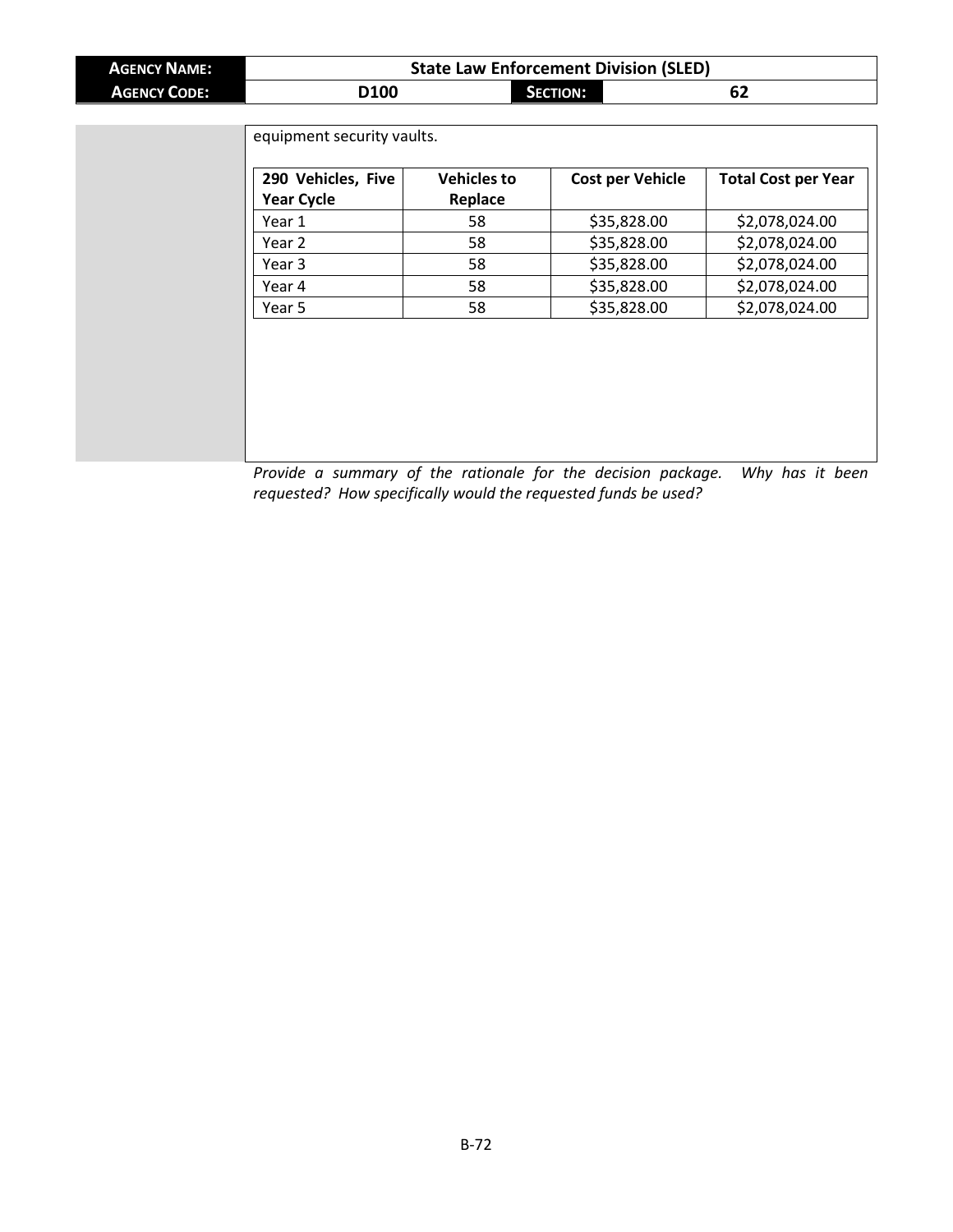| **AGENCY NAME:** | **State Law Enforcement Division (SLED)** | | |
|---|---|---|---|
| **AGENCY CODE:** | **D100** | **SECTION:** | **62** |

equipment security vaults.

| 290 Vehicles, Five Year Cycle | Vehicles to Replace | Cost per Vehicle | Total Cost per Year |
|---|---|---|---|
| Year 1 | 58 | $35,828.00 | $2,078,024.00 |
| Year 2 | 58 | $35,828.00 | $2,078,024.00 |
| Year 3 | 58 | $35,828.00 | $2,078,024.00 |
| Year 4 | 58 | $35,828.00 | $2,078,024.00 |
| Year 5 | 58 | $35,828.00 | $2,078,024.00 |

*Provide a summary of the rationale for the decision package. Why has it been requested? How specifically would the requested funds be used?*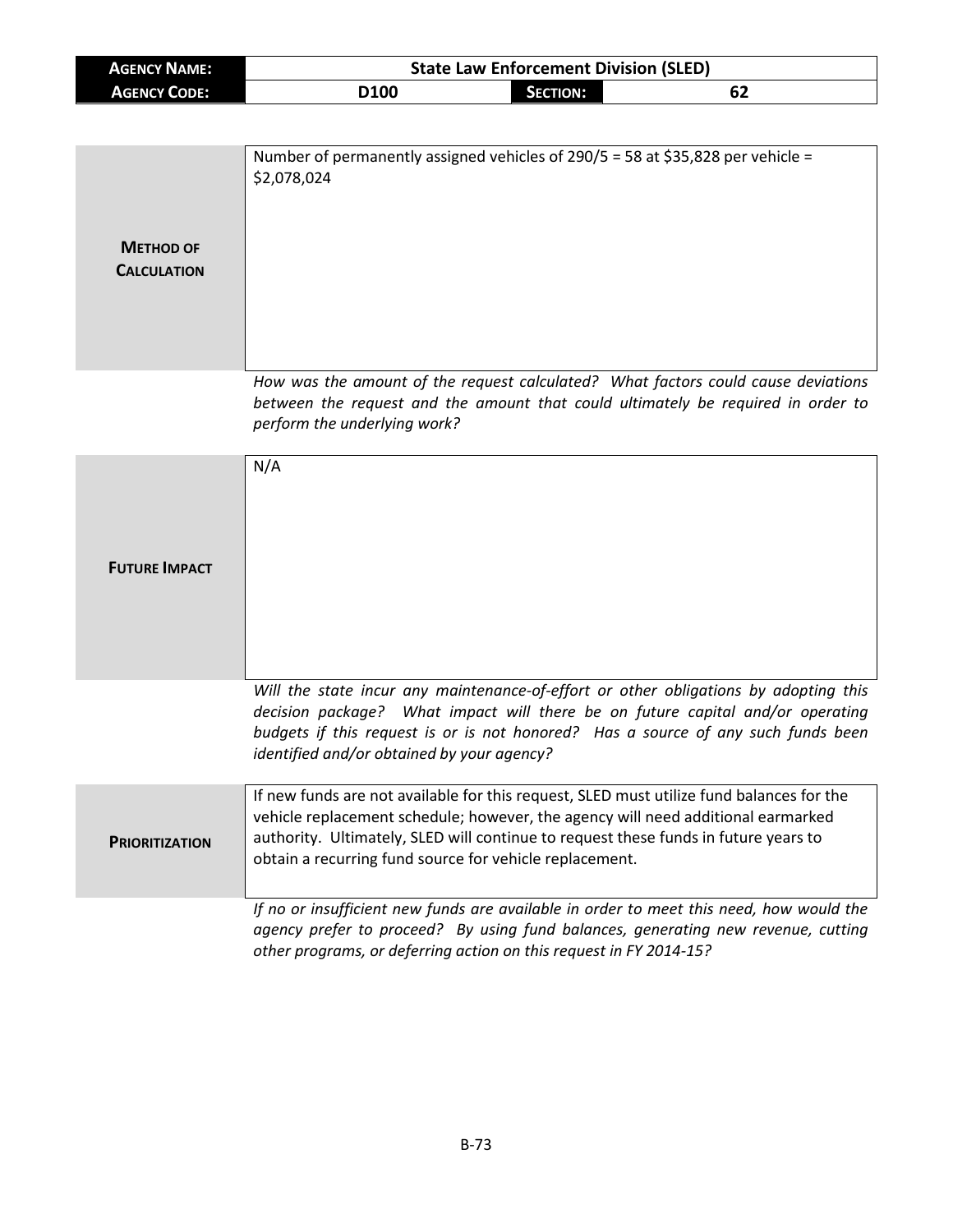| **AGENCY NAME:** | State Law Enforcement Division (SLED) | | |
|---|---|---|---|
| **AGENCY CODE:** | D100 | **SECTION:** | 62 |

| | |
|---|---|
| **METHOD OF CALCULATION** | Number of permanently assigned vehicles of 290/5 = 58 at $35,828 per vehicle = $2,078,024 |

*How was the amount of the request calculated? What factors could cause deviations between the request and the amount that could ultimately be required in order to perform the underlying work?*

| | |
|---|---|
| **FUTURE IMPACT** | N/A |

*Will the state incur any maintenance-of-effort or other obligations by adopting this decision package? What impact will there be on future capital and/or operating budgets if this request is or is not honored? Has a source of any such funds been identified and/or obtained by your agency?*

| | |
|---|---|
| **PRIORITIZATION** | If new funds are not available for this request, SLED must utilize fund balances for the vehicle replacement schedule; however, the agency will need additional earmarked authority. Ultimately, SLED will continue to request these funds in future years to obtain a recurring fund source for vehicle replacement. |

*If no or insufficient new funds are available in order to meet this need, how would the agency prefer to proceed? By using fund balances, generating new revenue, cutting other programs, or deferring action on this request in FY 2014-15?*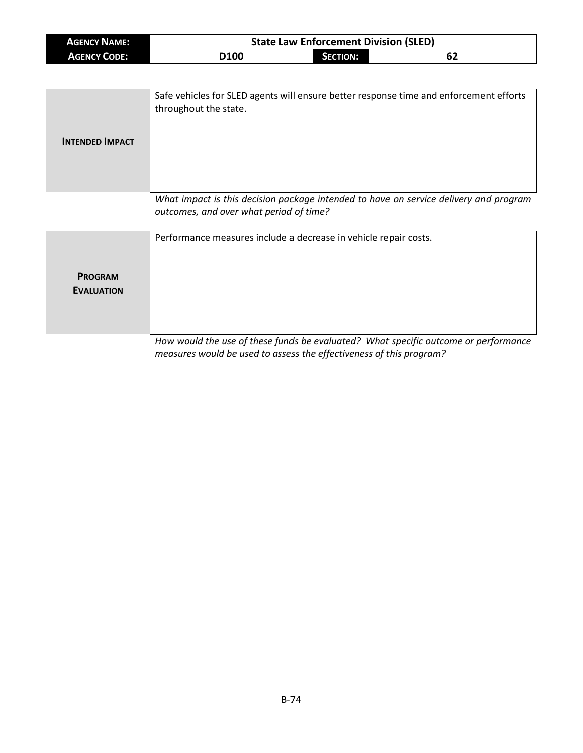| **AGENCY NAME:** | State Law Enforcement Division (SLED) | | |
|---|---|---|---|
| **AGENCY CODE:** | D100 | **SECTION:** | 62 |

| | |
|---|---|
| **INTENDED IMPACT** | Safe vehicles for SLED agents will ensure better response time and enforcement efforts throughout the state. |

*What impact is this decision package intended to have on service delivery and program outcomes, and over what period of time?*

| | |
|---|---|
| **PROGRAM EVALUATION** | Performance measures include a decrease in vehicle repair costs. |

*How would the use of these funds be evaluated? What specific outcome or performance measures would be used to assess the effectiveness of this program?*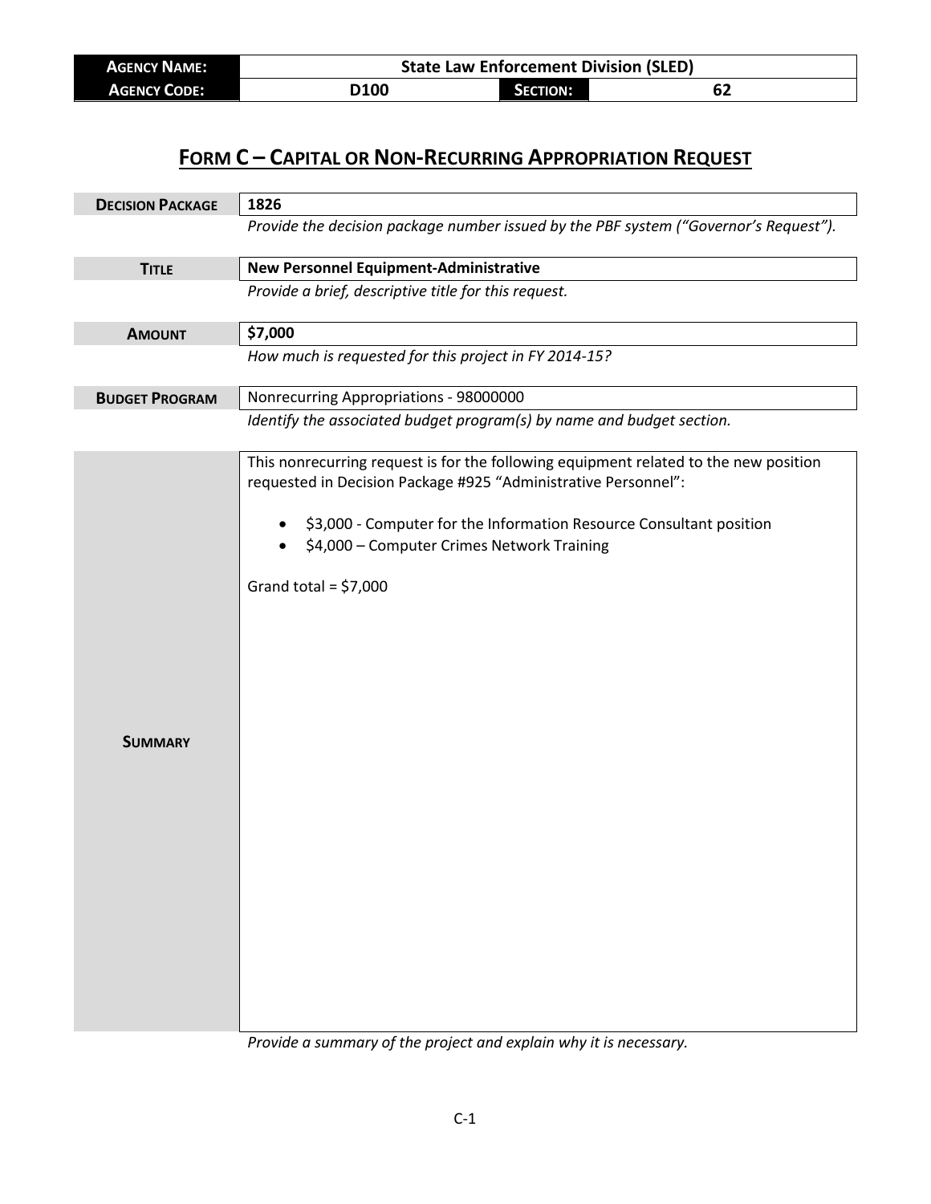| **Agency Name:** | **State Law Enforcement Division (SLED)** | | |
| --- | --- | --- | --- |
| **Agency Code:** | **D100** | **Section:** | **62** |

# FORM C – CAPITAL OR NON-RECURRING APPROPRIATION REQUEST

| | |
| --- | --- |
| **Decision Package** | **1826** |
| | *Provide the decision package number issued by the PBF system ("Governor's Request").* |
| **Title** | **New Personnel Equipment-Administrative** |
| | *Provide a brief, descriptive title for this request.* |
| **Amount** | **$7,000** |
| | *How much is requested for this project in FY 2014-15?* |
| **Budget Program** | Nonrecurring Appropriations - 98000000 |
| | *Identify the associated budget program(s) by name and budget section.* |
| **Summary** | This nonrecurring request is for the following equipment related to the new position requested in Decision Package #925 "Administrative Personnel":<br><br>• $3,000 - Computer for the Information Resource Consultant position<br>• $4,000 – Computer Crimes Network Training<br><br>Grand total = $7,000 |
| | *Provide a summary of the project and explain why it is necessary.* |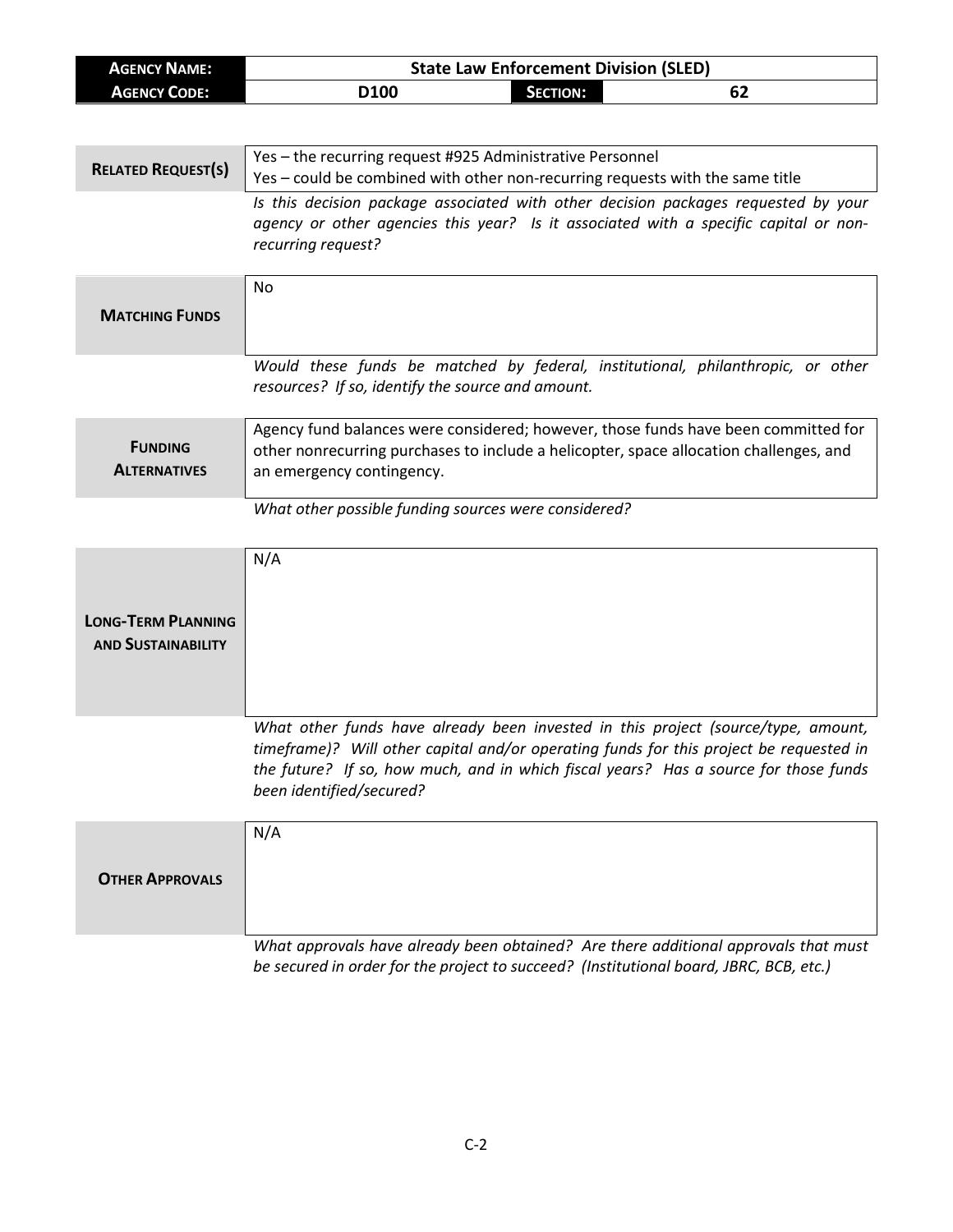| **AGENCY NAME:** | State Law Enforcement Division (SLED) | | |
| --- | --- | --- | --- |
| **AGENCY CODE:** | D100 | **SECTION:** | 62 |

| **RELATED REQUEST(S)** | Yes – the recurring request #925 Administrative Personnel<br>Yes – could be combined with other non-recurring requests with the same title |
| --- | --- |
| | *Is this decision package associated with other decision packages requested by your agency or other agencies this year? Is it associated with a specific capital or non-recurring request?* |

| **MATCHING FUNDS** | No |
| --- | --- |
| | *Would these funds be matched by federal, institutional, philanthropic, or other resources? If so, identify the source and amount.* |

| **FUNDING ALTERNATIVES** | Agency fund balances were considered; however, those funds have been committed for other nonrecurring purchases to include a helicopter, space allocation challenges, and an emergency contingency. |
| --- | --- |
| | *What other possible funding sources were considered?* |

| **LONG-TERM PLANNING AND SUSTAINABILITY** | N/A |
| --- | --- |
| | *What other funds have already been invested in this project (source/type, amount, timeframe)? Will other capital and/or operating funds for this project be requested in the future? If so, how much, and in which fiscal years? Has a source for those funds been identified/secured?* |

| **OTHER APPROVALS** | N/A |
| --- | --- |
| | *What approvals have already been obtained? Are there additional approvals that must be secured in order for the project to succeed? (Institutional board, JBRC, BCB, etc.)* |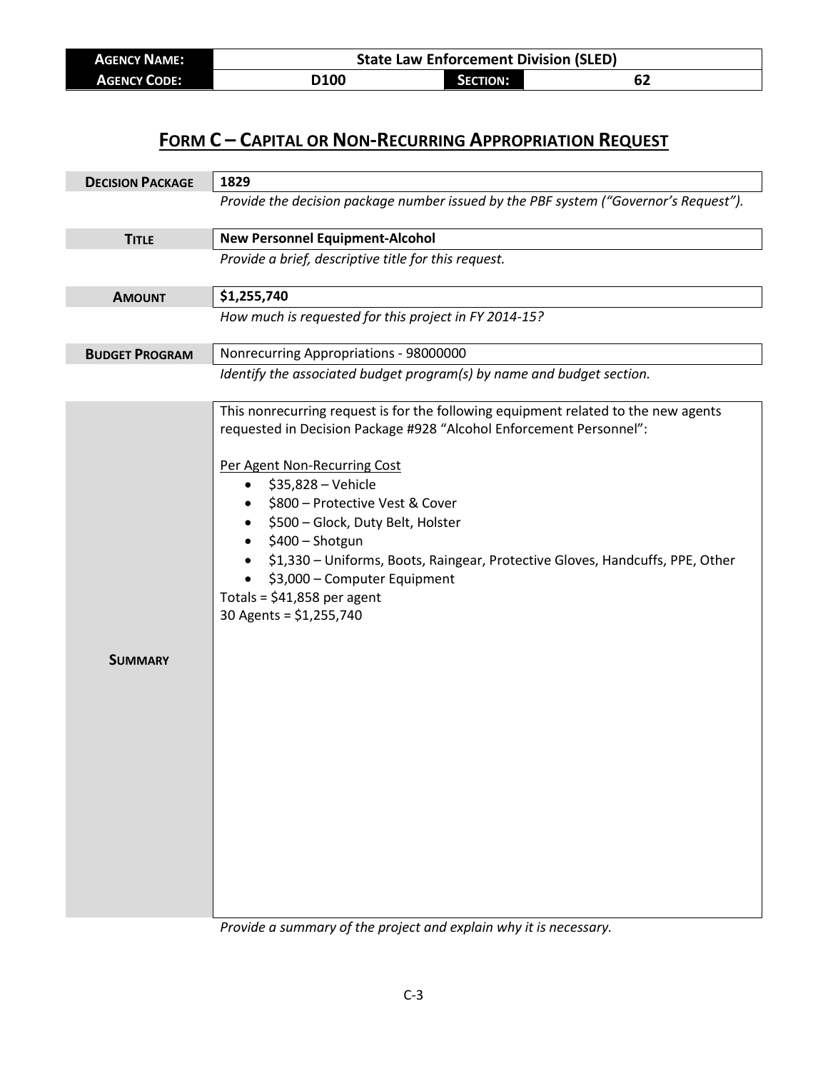| **Agency Name:** | State Law Enforcement Division (SLED) | | |
| --- | --- | --- | --- |
| **Agency Code:** | D100 | **Section:** | 62 |

# Form C – Capital or Non-Recurring Appropriation Request

| | |
| --- | --- |
| **Decision Package** | **1829** |
| | *Provide the decision package number issued by the PBF system ("Governor's Request").* |
| **Title** | **New Personnel Equipment-Alcohol** |
| | *Provide a brief, descriptive title for this request.* |
| **Amount** | **$1,255,740** |
| | *How much is requested for this project in FY 2014-15?* |
| **Budget Program** | Nonrecurring Appropriations - 98000000 |
| | *Identify the associated budget program(s) by name and budget section.* |

**Summary**

This nonrecurring request is for the following equipment related to the new agents requested in Decision Package #928 "Alcohol Enforcement Personnel":

Per Agent Non-Recurring Cost

- $35,828 – Vehicle
- $800 – Protective Vest & Cover
- $500 – Glock, Duty Belt, Holster
- $400 – Shotgun
- $1,330 – Uniforms, Boots, Raingear, Protective Gloves, Handcuffs, PPE, Other
- $3,000 – Computer Equipment

Totals = $41,858 per agent
30 Agents = $1,255,740

*Provide a summary of the project and explain why it is necessary.*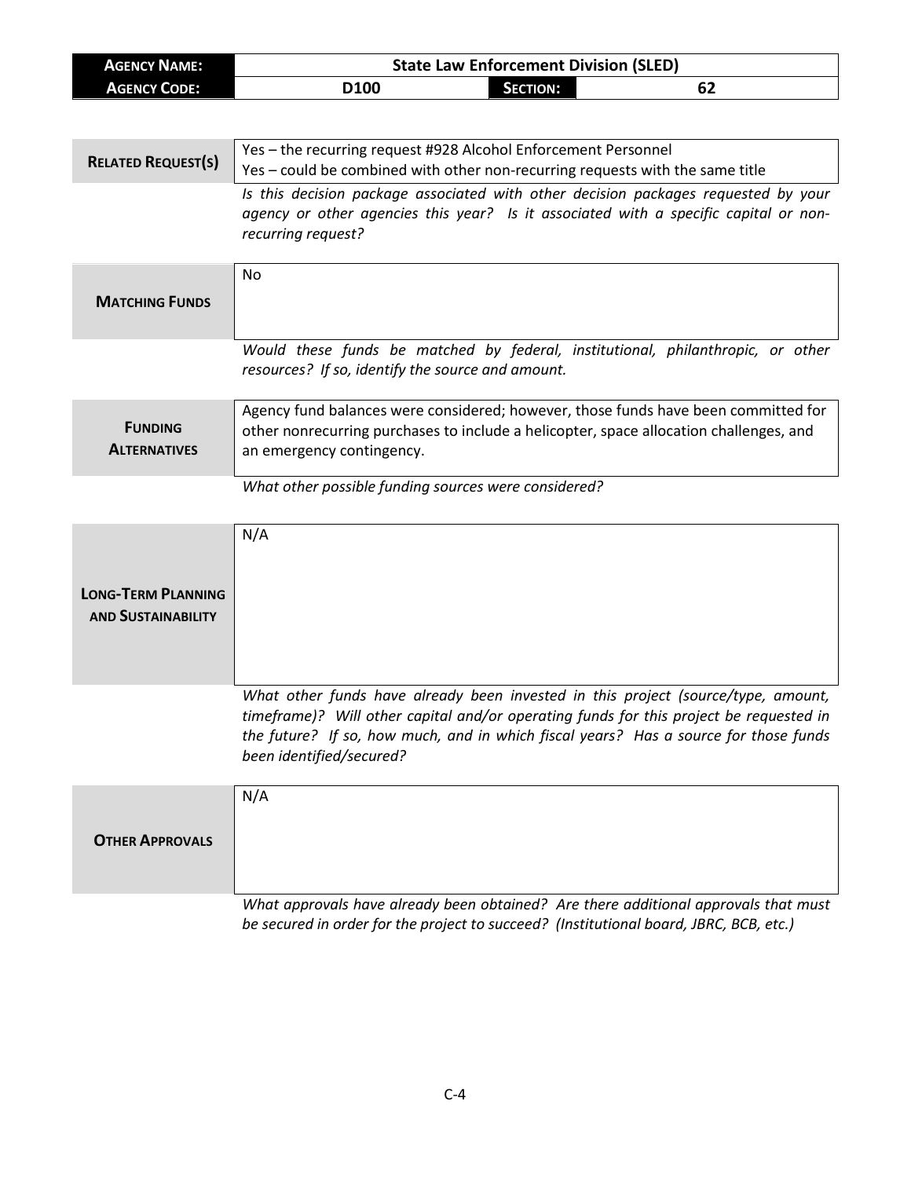| **AGENCY NAME:** | State Law Enforcement Division (SLED) | | |
|---|---|---|---|
| **AGENCY CODE:** | D100 | **SECTION:** | 62 |

| | |
|---|---|
| **RELATED REQUEST(S)** | Yes – the recurring request #928 Alcohol Enforcement Personnel<br>Yes – could be combined with other non-recurring requests with the same title |
| | *Is this decision package associated with other decision packages requested by your agency or other agencies this year? Is it associated with a specific capital or non-recurring request?* |
| **MATCHING FUNDS** | No |
| | *Would these funds be matched by federal, institutional, philanthropic, or other resources? If so, identify the source and amount.* |
| **FUNDING ALTERNATIVES** | Agency fund balances were considered; however, those funds have been committed for other nonrecurring purchases to include a helicopter, space allocation challenges, and an emergency contingency. |
| | *What other possible funding sources were considered?* |
| **LONG-TERM PLANNING AND SUSTAINABILITY** | N/A |
| | *What other funds have already been invested in this project (source/type, amount, timeframe)? Will other capital and/or operating funds for this project be requested in the future? If so, how much, and in which fiscal years? Has a source for those funds been identified/secured?* |
| **OTHER APPROVALS** | N/A |
| | *What approvals have already been obtained? Are there additional approvals that must be secured in order for the project to succeed? (Institutional board, JBRC, BCB, etc.)* |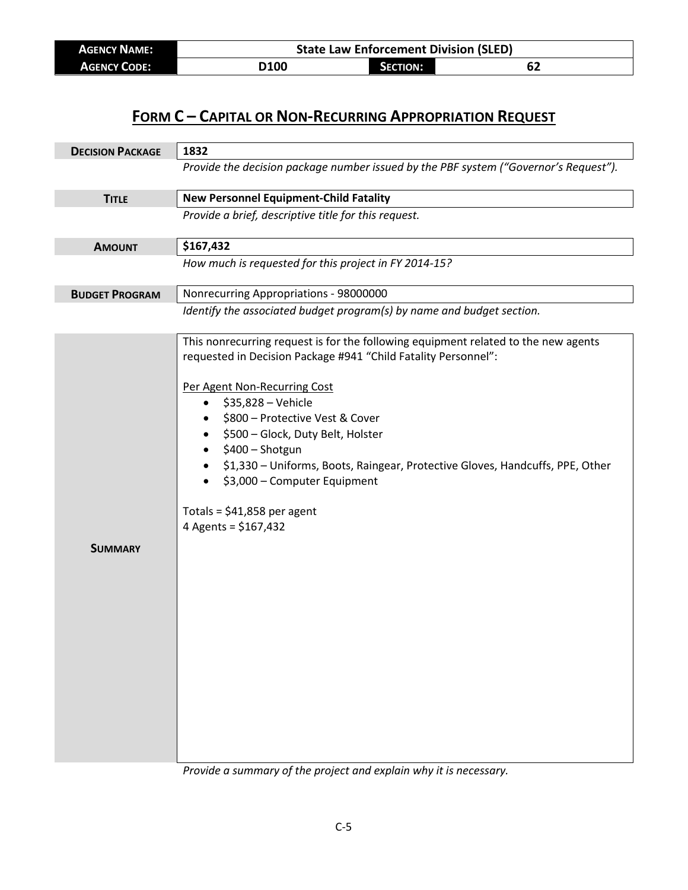| **AGENCY NAME:** | State Law Enforcement Division (SLED) | | |
|---|---|---|---|
| **AGENCY CODE:** | D100 | **SECTION:** | 62 |

# FORM C – CAPITAL OR NON-RECURRING APPROPRIATION REQUEST

| **DECISION PACKAGE** | **1832** |
|---|---|
| | *Provide the decision package number issued by the PBF system ("Governor's Request").* |

| **TITLE** | **New Personnel Equipment-Child Fatality** |
|---|---|
| | *Provide a brief, descriptive title for this request.* |

| **AMOUNT** | **$167,432** |
|---|---|
| | *How much is requested for this project in FY 2014-15?* |

| **BUDGET PROGRAM** | Nonrecurring Appropriations - 98000000 |
|---|---|
| | *Identify the associated budget program(s) by name and budget section.* |

**SUMMARY**

This nonrecurring request is for the following equipment related to the new agents requested in Decision Package #941 "Child Fatality Personnel":

Per Agent Non-Recurring Cost

- $35,828 – Vehicle
- $800 – Protective Vest & Cover
- $500 – Glock, Duty Belt, Holster
- $400 – Shotgun
- $1,330 – Uniforms, Boots, Raingear, Protective Gloves, Handcuffs, PPE, Other
- $3,000 – Computer Equipment

Totals = $41,858 per agent
4 Agents = $167,432

*Provide a summary of the project and explain why it is necessary.*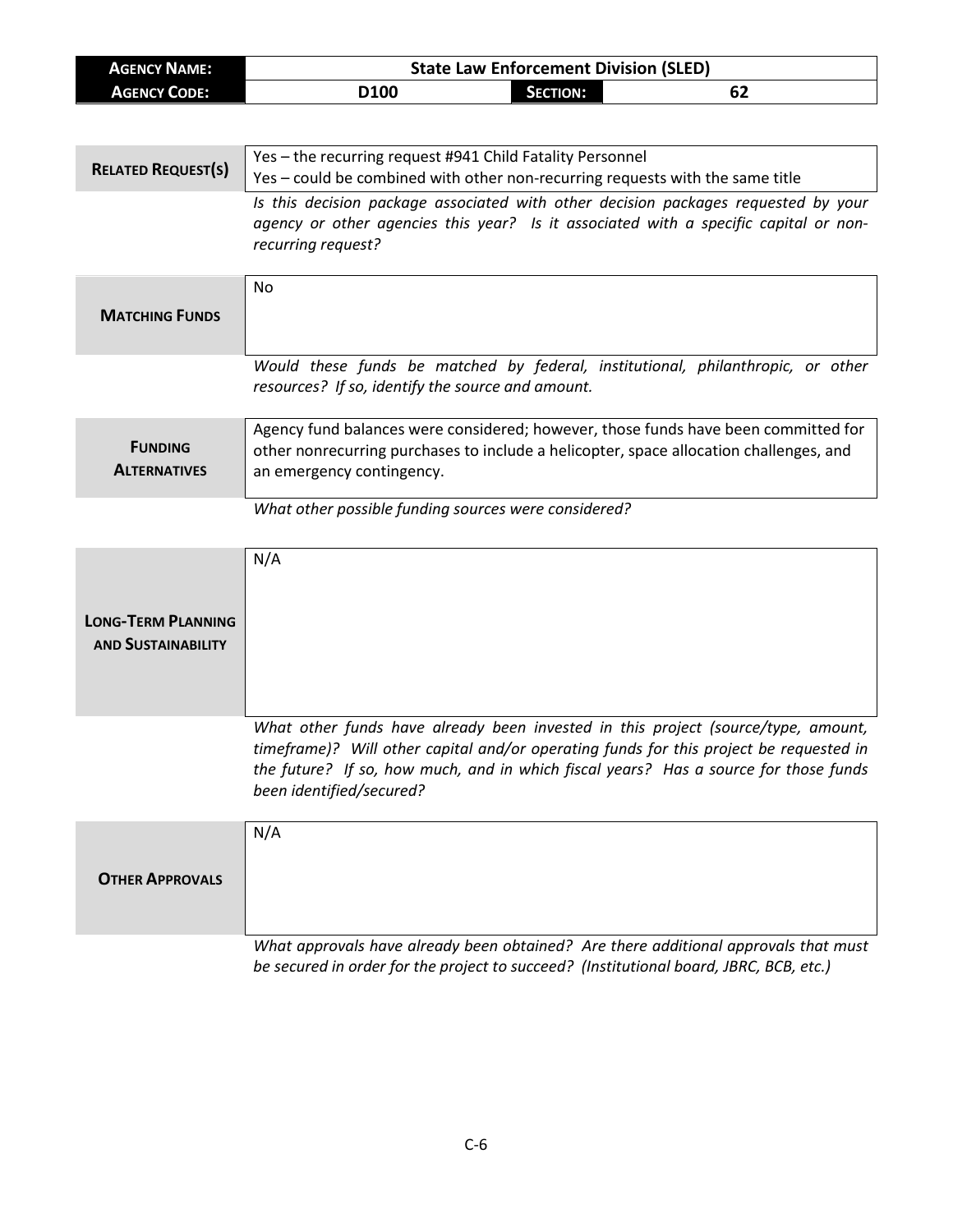| **AGENCY NAME:** | State Law Enforcement Division (SLED) | | |
|---|---|---|---|
| **AGENCY CODE:** | D100 | **SECTION:** | 62 |

| | |
|---|---|
| **RELATED REQUEST(S)** | Yes – the recurring request #941 Child Fatality Personnel<br>Yes – could be combined with other non-recurring requests with the same title |
| | *Is this decision package associated with other decision packages requested by your agency or other agencies this year? Is it associated with a specific capital or non-recurring request?* |

| | |
|---|---|
| **MATCHING FUNDS** | No |
| | *Would these funds be matched by federal, institutional, philanthropic, or other resources? If so, identify the source and amount.* |

| | |
|---|---|
| **FUNDING ALTERNATIVES** | Agency fund balances were considered; however, those funds have been committed for other nonrecurring purchases to include a helicopter, space allocation challenges, and an emergency contingency. |
| | *What other possible funding sources were considered?* |

| | |
|---|---|
| **LONG-TERM PLANNING AND SUSTAINABILITY** | N/A |
| | *What other funds have already been invested in this project (source/type, amount, timeframe)? Will other capital and/or operating funds for this project be requested in the future? If so, how much, and in which fiscal years? Has a source for those funds been identified/secured?* |

| | |
|---|---|
| **OTHER APPROVALS** | N/A |
| | *What approvals have already been obtained? Are there additional approvals that must be secured in order for the project to succeed? (Institutional board, JBRC, BCB, etc.)* |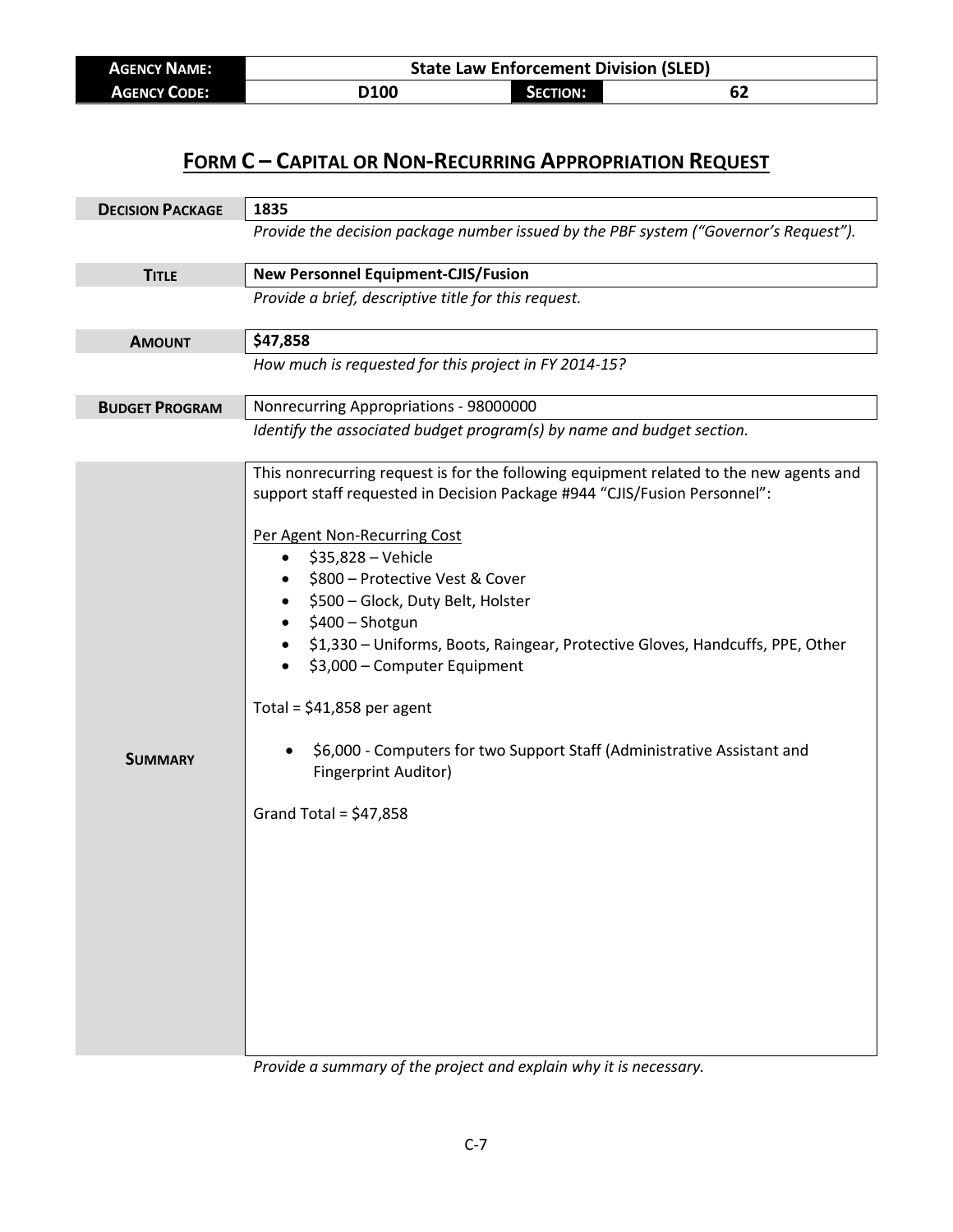| **Agency Name:** | State Law Enforcement Division (SLED) | | |
|---|---|---|---|
| **Agency Code:** | D100 | **Section:** | 62 |

# Form C – Capital or Non-Recurring Appropriation Request

| | |
|---|---|
| **Decision Package** | **1835** |
| | *Provide the decision package number issued by the PBF system ("Governor's Request").* |
| **Title** | **New Personnel Equipment-CJIS/Fusion** |
| | *Provide a brief, descriptive title for this request.* |
| **Amount** | **$47,858** |
| | *How much is requested for this project in FY 2014-15?* |
| **Budget Program** | Nonrecurring Appropriations - 98000000 |
| | *Identify the associated budget program(s) by name and budget section.* |

**Summary**

This nonrecurring request is for the following equipment related to the new agents and support staff requested in Decision Package #944 "CJIS/Fusion Personnel":

Per Agent Non-Recurring Cost

- $35,828 – Vehicle
- $800 – Protective Vest & Cover
- $500 – Glock, Duty Belt, Holster
- $400 – Shotgun
- $1,330 – Uniforms, Boots, Raingear, Protective Gloves, Handcuffs, PPE, Other
- $3,000 – Computer Equipment

Total = $41,858 per agent

- $6,000 - Computers for two Support Staff (Administrative Assistant and Fingerprint Auditor)

Grand Total = $47,858

*Provide a summary of the project and explain why it is necessary.*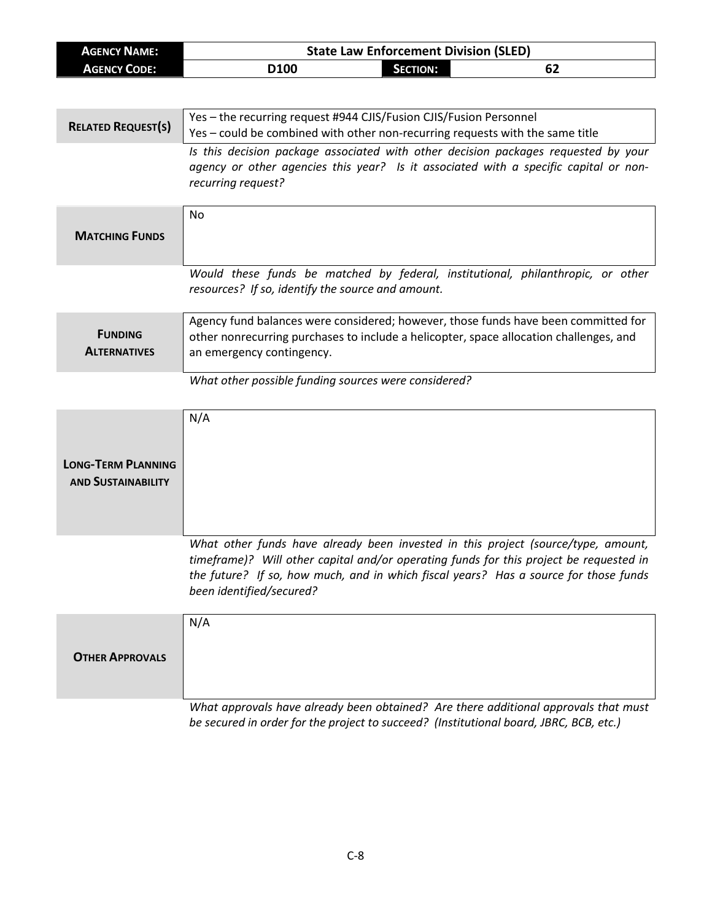| **AGENCY NAME:** | State Law Enforcement Division (SLED) | | |
|---|---|---|---|
| **AGENCY CODE:** | D100 | **SECTION:** | 62 |

| | |
|---|---|
| **RELATED REQUEST(S)** | Yes – the recurring request #944 CJIS/Fusion CJIS/Fusion Personnel<br>Yes – could be combined with other non-recurring requests with the same title |
| | *Is this decision package associated with other decision packages requested by your agency or other agencies this year? Is it associated with a specific capital or non-recurring request?* |
| **MATCHING FUNDS** | No |
| | *Would these funds be matched by federal, institutional, philanthropic, or other resources? If so, identify the source and amount.* |
| **FUNDING ALTERNATIVES** | Agency fund balances were considered; however, those funds have been committed for other nonrecurring purchases to include a helicopter, space allocation challenges, and an emergency contingency. |
| | *What other possible funding sources were considered?* |
| **LONG-TERM PLANNING AND SUSTAINABILITY** | N/A |
| | *What other funds have already been invested in this project (source/type, amount, timeframe)? Will other capital and/or operating funds for this project be requested in the future? If so, how much, and in which fiscal years? Has a source for those funds been identified/secured?* |
| **OTHER APPROVALS** | N/A |
| | *What approvals have already been obtained? Are there additional approvals that must be secured in order for the project to succeed? (Institutional board, JBRC, BCB, etc.)* |

C-8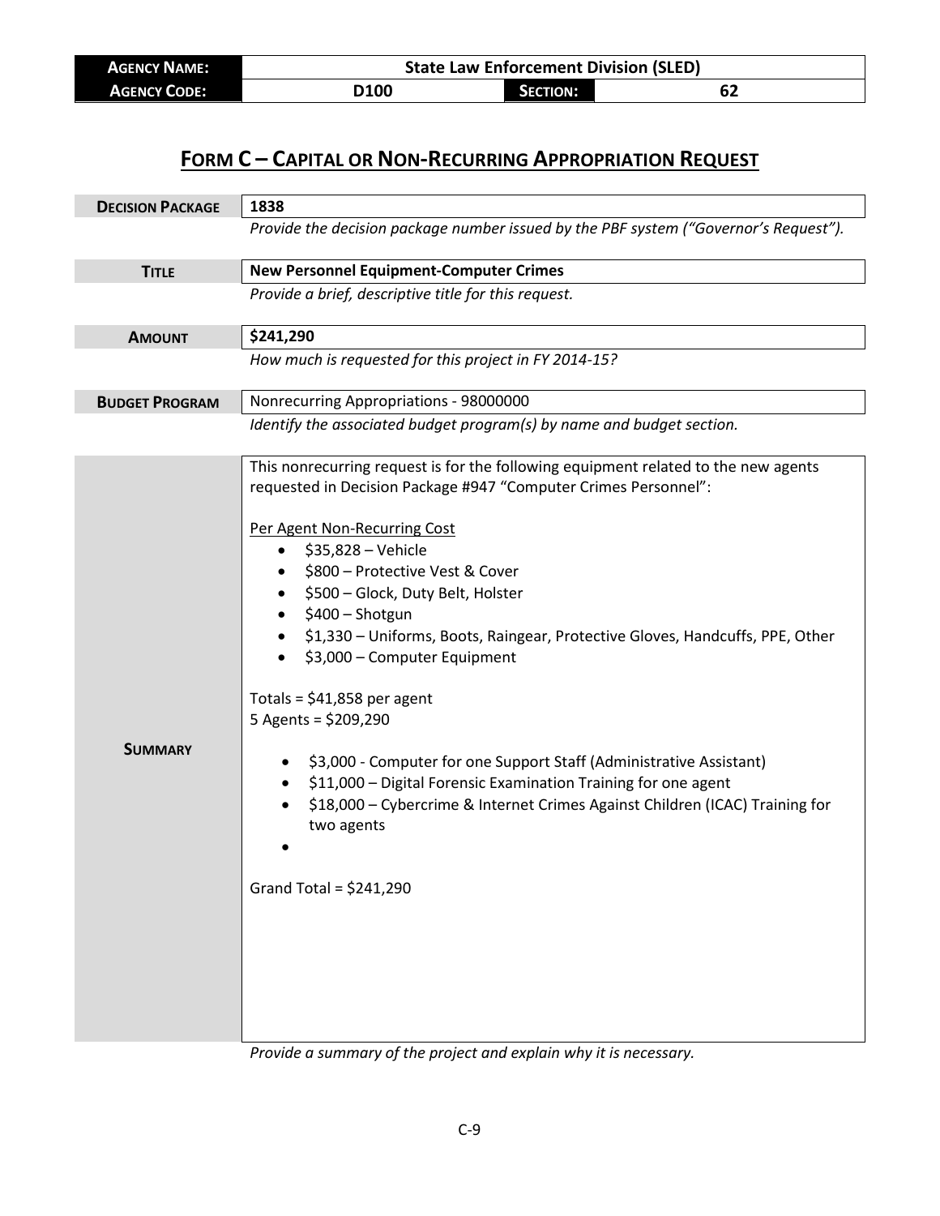| **AGENCY NAME:** | State Law Enforcement Division (SLED) | | |
| --- | --- | --- | --- |
| **AGENCY CODE:** | D100 | **SECTION:** | 62 |

# FORM C – CAPITAL OR NON-RECURRING APPROPRIATION REQUEST

| | |
| --- | --- |
| **DECISION PACKAGE** | **1838** |
| | *Provide the decision package number issued by the PBF system ("Governor's Request").* |
| **TITLE** | **New Personnel Equipment-Computer Crimes** |
| | *Provide a brief, descriptive title for this request.* |
| **AMOUNT** | **$241,290** |
| | *How much is requested for this project in FY 2014-15?* |
| **BUDGET PROGRAM** | Nonrecurring Appropriations - 98000000 |
| | *Identify the associated budget program(s) by name and budget section.* |

**SUMMARY**

This nonrecurring request is for the following equipment related to the new agents requested in Decision Package #947 "Computer Crimes Personnel":

Per Agent Non-Recurring Cost

- $35,828 – Vehicle
- $800 – Protective Vest & Cover
- $500 – Glock, Duty Belt, Holster
- $400 – Shotgun
- $1,330 – Uniforms, Boots, Raingear, Protective Gloves, Handcuffs, PPE, Other
- $3,000 – Computer Equipment

Totals = $41,858 per agent
5 Agents = $209,290

- $3,000 - Computer for one Support Staff (Administrative Assistant)
- $11,000 – Digital Forensic Examination Training for one agent
- $18,000 – Cybercrime & Internet Crimes Against Children (ICAC) Training for two agents

Grand Total = $241,290

*Provide a summary of the project and explain why it is necessary.*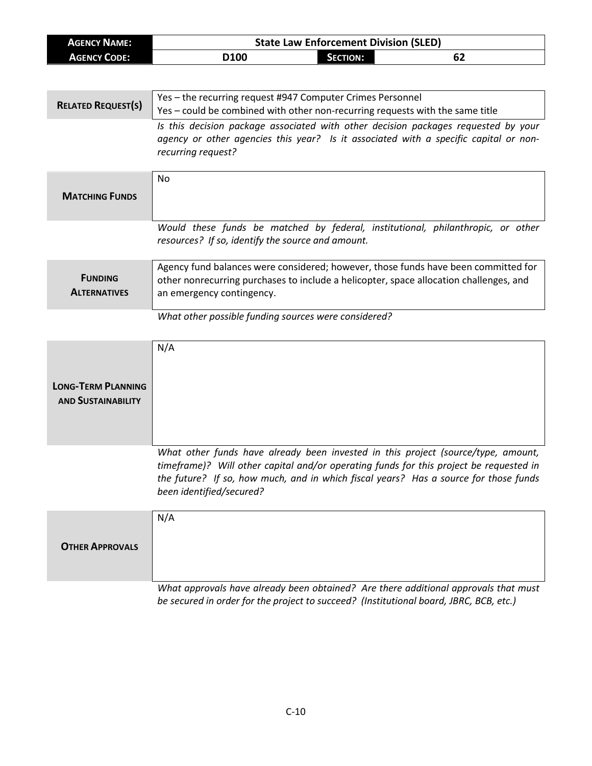| AGENCY NAME: | State Law Enforcement Division (SLED) | | |
|---|---|---|---|
| AGENCY CODE: | D100 | SECTION: | 62 |

| | |
|---|---|
| **RELATED REQUEST(S)** | Yes – the recurring request #947 Computer Crimes Personnel<br>Yes – could be combined with other non-recurring requests with the same title |
| | *Is this decision package associated with other decision packages requested by your agency or other agencies this year? Is it associated with a specific capital or non-recurring request?* |
| **MATCHING FUNDS** | No |
| | *Would these funds be matched by federal, institutional, philanthropic, or other resources? If so, identify the source and amount.* |
| **FUNDING ALTERNATIVES** | Agency fund balances were considered; however, those funds have been committed for other nonrecurring purchases to include a helicopter, space allocation challenges, and an emergency contingency. |
| | *What other possible funding sources were considered?* |
| **LONG-TERM PLANNING AND SUSTAINABILITY** | N/A |
| | *What other funds have already been invested in this project (source/type, amount, timeframe)? Will other capital and/or operating funds for this project be requested in the future? If so, how much, and in which fiscal years? Has a source for those funds been identified/secured?* |
| **OTHER APPROVALS** | N/A |
| | *What approvals have already been obtained? Are there additional approvals that must be secured in order for the project to succeed? (Institutional board, JBRC, BCB, etc.)* |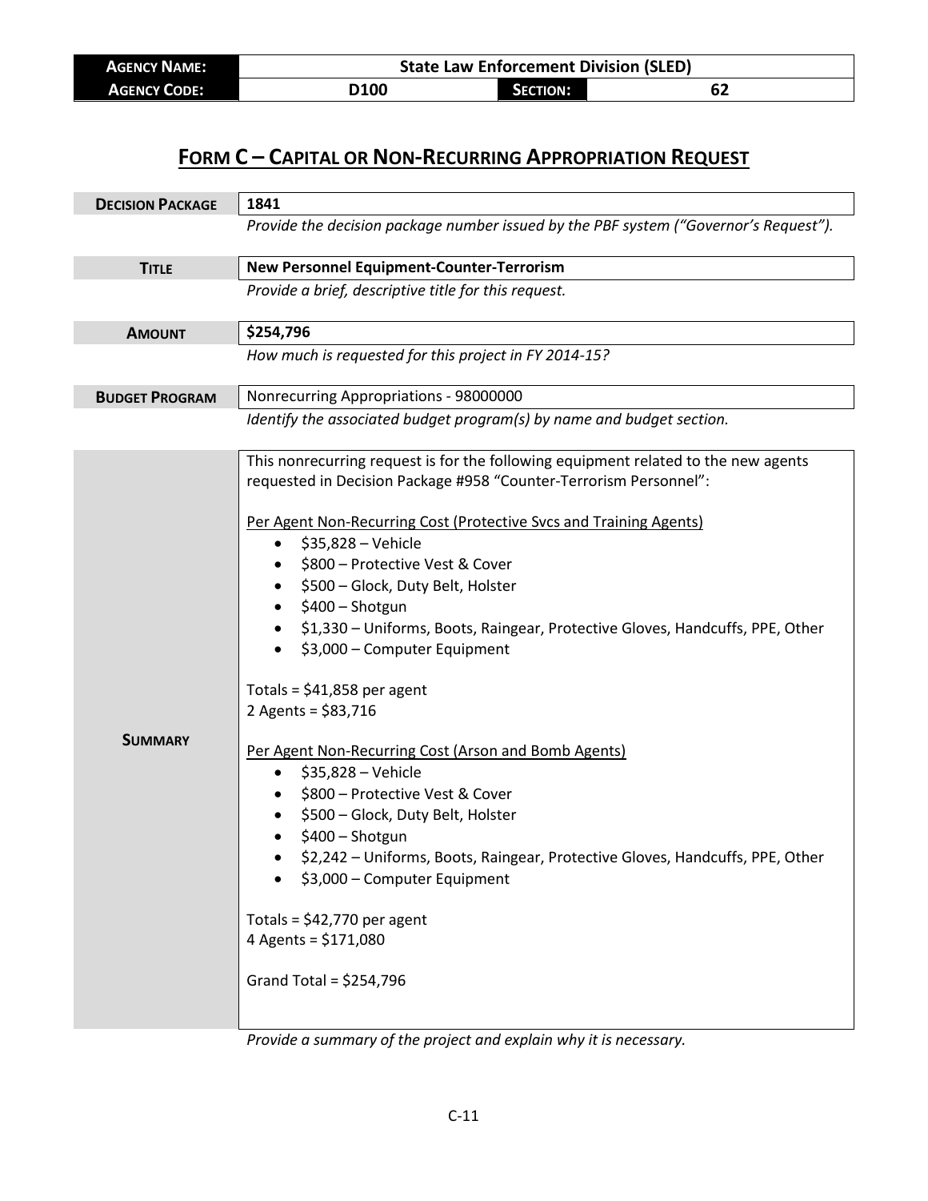| Agency Name: | State Law Enforcement Division (SLED) | | |
|---|---|---|---|
| Agency Code: | D100 | Section: | 62 |

# Form C – Capital or Non-Recurring Appropriation Request

| | |
|---|---|
| **Decision Package** | **1841** |
| | *Provide the decision package number issued by the PBF system ("Governor's Request").* |
| **Title** | **New Personnel Equipment-Counter-Terrorism** |
| | *Provide a brief, descriptive title for this request.* |
| **Amount** | **$254,796** |
| | *How much is requested for this project in FY 2014-15?* |
| **Budget Program** | Nonrecurring Appropriations - 98000000 |
| | *Identify the associated budget program(s) by name and budget section.* |

**Summary**

This nonrecurring request is for the following equipment related to the new agents requested in Decision Package #958 "Counter-Terrorism Personnel":

Per Agent Non-Recurring Cost (Protective Svcs and Training Agents)

- $35,828 – Vehicle
- $800 – Protective Vest & Cover
- $500 – Glock, Duty Belt, Holster
- $400 – Shotgun
- $1,330 – Uniforms, Boots, Raingear, Protective Gloves, Handcuffs, PPE, Other
- $3,000 – Computer Equipment

Totals = $41,858 per agent
2 Agents = $83,716

Per Agent Non-Recurring Cost (Arson and Bomb Agents)

- $35,828 – Vehicle
- $800 – Protective Vest & Cover
- $500 – Glock, Duty Belt, Holster
- $400 – Shotgun
- $2,242 – Uniforms, Boots, Raingear, Protective Gloves, Handcuffs, PPE, Other
- $3,000 – Computer Equipment

Totals = $42,770 per agent
4 Agents = $171,080

Grand Total = $254,796

*Provide a summary of the project and explain why it is necessary.*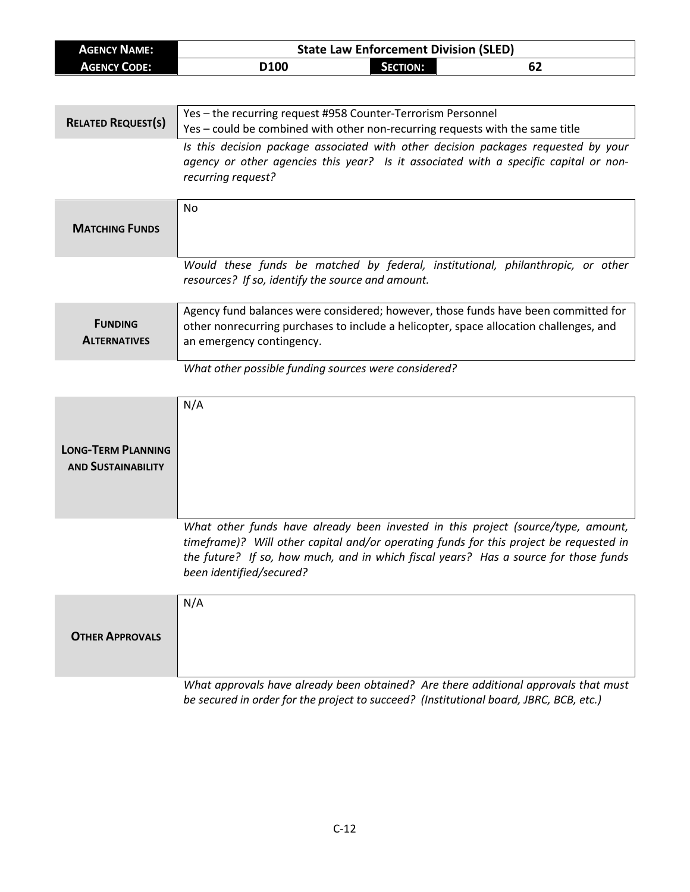| **Agency Name:** | State Law Enforcement Division (SLED) | | |
|---|---|---|---|
| **Agency Code:** | D100 | **Section:** | 62 |

| | |
|---|---|
| **Related Request(s)** | Yes – the recurring request #958 Counter-Terrorism Personnel<br>Yes – could be combined with other non-recurring requests with the same title |
| | *Is this decision package associated with other decision packages requested by your agency or other agencies this year? Is it associated with a specific capital or non-recurring request?* |
| **Matching Funds** | No |
| | *Would these funds be matched by federal, institutional, philanthropic, or other resources? If so, identify the source and amount.* |
| **Funding Alternatives** | Agency fund balances were considered; however, those funds have been committed for other nonrecurring purchases to include a helicopter, space allocation challenges, and an emergency contingency. |
| | *What other possible funding sources were considered?* |
| **Long-Term Planning and Sustainability** | N/A |
| | *What other funds have already been invested in this project (source/type, amount, timeframe)? Will other capital and/or operating funds for this project be requested in the future? If so, how much, and in which fiscal years? Has a source for those funds been identified/secured?* |
| **Other Approvals** | N/A |
| | *What approvals have already been obtained? Are there additional approvals that must be secured in order for the project to succeed? (Institutional board, JBRC, BCB, etc.)* |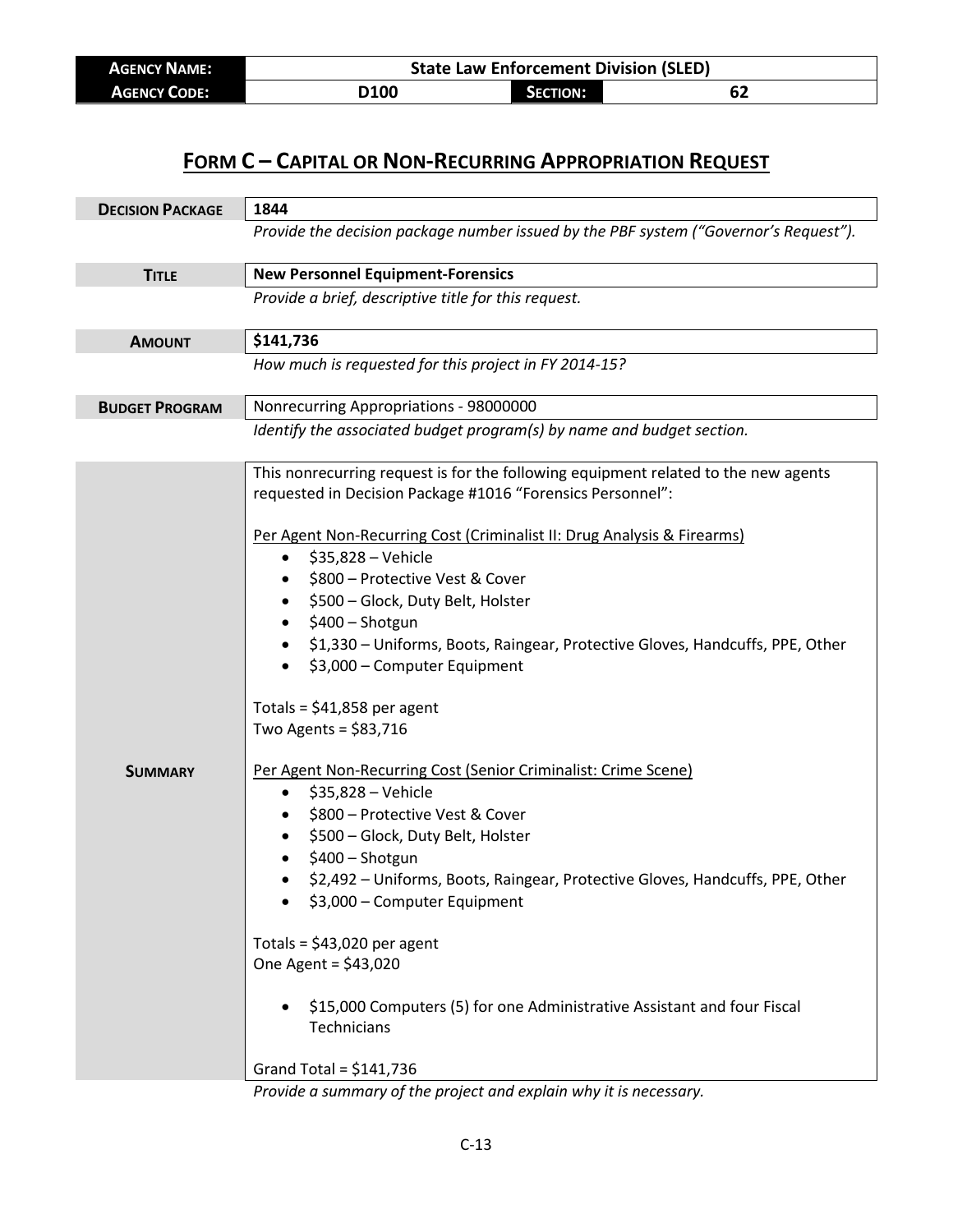| **AGENCY NAME:** | State Law Enforcement Division (SLED) | | |
|---|---|---|---|
| **AGENCY CODE:** | D100 | **SECTION:** | 62 |

# FORM C – CAPITAL OR NON-RECURRING APPROPRIATION REQUEST

**DECISION PACKAGE**

**1844**

*Provide the decision package number issued by the PBF system ("Governor's Request").*

**TITLE**

**New Personnel Equipment-Forensics**

*Provide a brief, descriptive title for this request.*

**AMOUNT**

**$141,736**

*How much is requested for this project in FY 2014-15?*

**BUDGET PROGRAM**

Nonrecurring Appropriations - 98000000

*Identify the associated budget program(s) by name and budget section.*

**SUMMARY**

This nonrecurring request is for the following equipment related to the new agents requested in Decision Package #1016 "Forensics Personnel":

Per Agent Non-Recurring Cost (Criminalist II: Drug Analysis & Firearms)

- $35,828 – Vehicle
- $800 – Protective Vest & Cover
- $500 – Glock, Duty Belt, Holster
- $400 – Shotgun
- $1,330 – Uniforms, Boots, Raingear, Protective Gloves, Handcuffs, PPE, Other
- $3,000 – Computer Equipment

Totals = $41,858 per agent
Two Agents = $83,716

Per Agent Non-Recurring Cost (Senior Criminalist: Crime Scene)

- $35,828 – Vehicle
- $800 – Protective Vest & Cover
- $500 – Glock, Duty Belt, Holster
- $400 – Shotgun
- $2,492 – Uniforms, Boots, Raingear, Protective Gloves, Handcuffs, PPE, Other
- $3,000 – Computer Equipment

Totals = $43,020 per agent
One Agent = $43,020

- $15,000 Computers (5) for one Administrative Assistant and four Fiscal Technicians

Grand Total = $141,736

*Provide a summary of the project and explain why it is necessary.*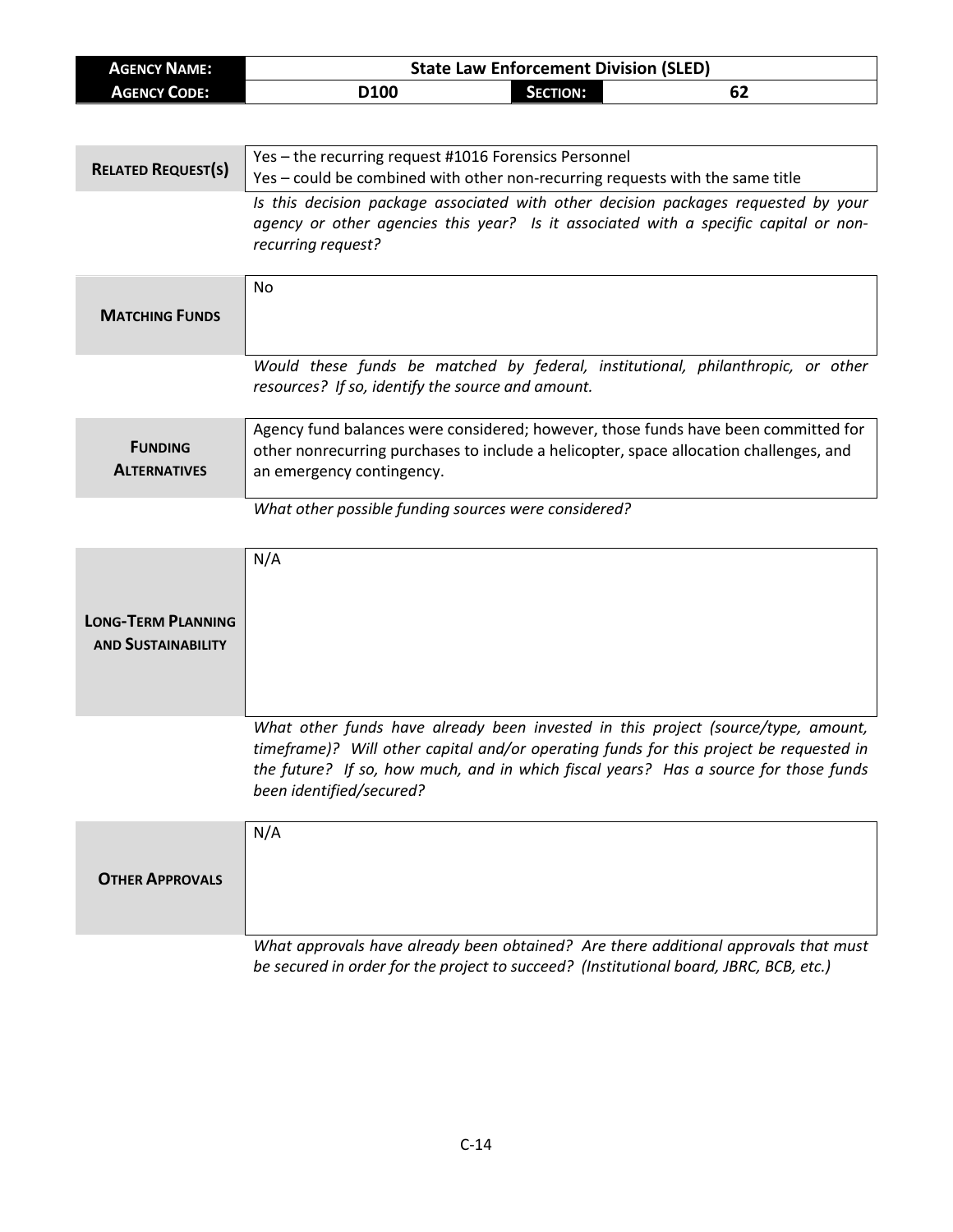| AGENCY NAME: | State Law Enforcement Division (SLED) | | |
|---|---|---|---|
| AGENCY CODE: | D100 | SECTION: | 62 |

| | |
|---|---|
| **RELATED REQUEST(S)** | Yes – the recurring request #1016 Forensics Personnel<br>Yes – could be combined with other non-recurring requests with the same title |
| | *Is this decision package associated with other decision packages requested by your agency or other agencies this year? Is it associated with a specific capital or non-recurring request?* |

| | |
|---|---|
| **MATCHING FUNDS** | No |
| | *Would these funds be matched by federal, institutional, philanthropic, or other resources? If so, identify the source and amount.* |

| | |
|---|---|
| **FUNDING ALTERNATIVES** | Agency fund balances were considered; however, those funds have been committed for other nonrecurring purchases to include a helicopter, space allocation challenges, and an emergency contingency. |
| | *What other possible funding sources were considered?* |

| | |
|---|---|
| **LONG-TERM PLANNING AND SUSTAINABILITY** | N/A |
| | *What other funds have already been invested in this project (source/type, amount, timeframe)? Will other capital and/or operating funds for this project be requested in the future? If so, how much, and in which fiscal years? Has a source for those funds been identified/secured?* |

| | |
|---|---|
| **OTHER APPROVALS** | N/A |
| | *What approvals have already been obtained? Are there additional approvals that must be secured in order for the project to succeed? (Institutional board, JBRC, BCB, etc.)* |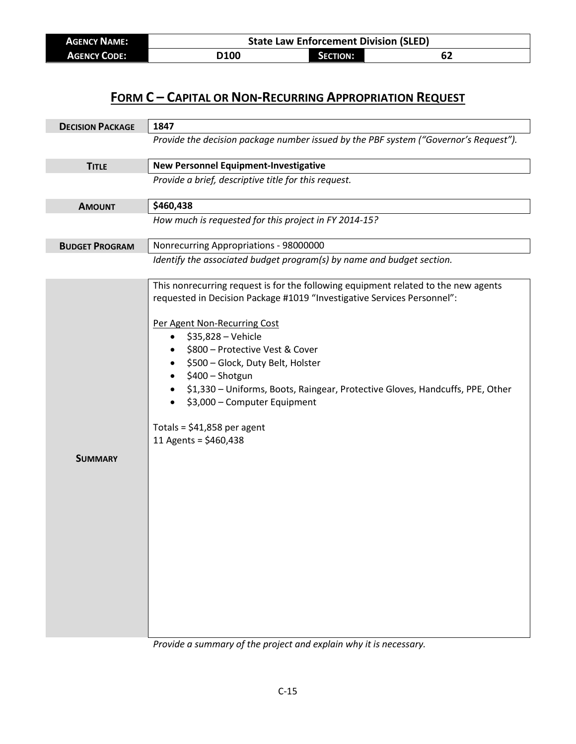| AGENCY NAME: | State Law Enforcement Division (SLED) | | |
|---|---|---|---|
| AGENCY CODE: | D100 | SECTION: | 62 |

# FORM C – CAPITAL OR NON-RECURRING APPROPRIATION REQUEST

**DECISION PACKAGE**

**1847**

*Provide the decision package number issued by the PBF system ("Governor's Request").*

**TITLE**

**New Personnel Equipment-Investigative**

*Provide a brief, descriptive title for this request.*

**AMOUNT**

**$460,438**

*How much is requested for this project in FY 2014-15?*

**BUDGET PROGRAM**

Nonrecurring Appropriations - 98000000

*Identify the associated budget program(s) by name and budget section.*

**SUMMARY**

This nonrecurring request is for the following equipment related to the new agents requested in Decision Package #1019 "Investigative Services Personnel":

Per Agent Non-Recurring Cost

- $35,828 – Vehicle
- $800 – Protective Vest & Cover
- $500 – Glock, Duty Belt, Holster
- $400 – Shotgun
- $1,330 – Uniforms, Boots, Raingear, Protective Gloves, Handcuffs, PPE, Other
- $3,000 – Computer Equipment

Totals = $41,858 per agent

11 Agents = $460,438

*Provide a summary of the project and explain why it is necessary.*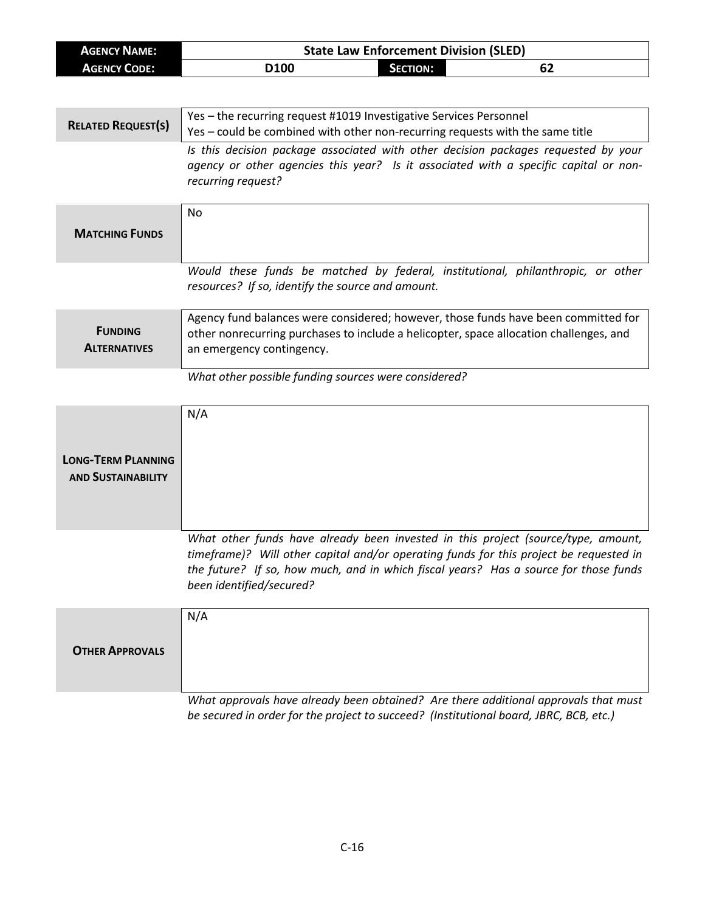| **AGENCY NAME:** | State Law Enforcement Division (SLED) | | |
|---|---|---|---|
| **AGENCY CODE:** | D100 | **SECTION:** | 62 |

| | |
|---|---|
| **RELATED REQUEST(S)** | Yes – the recurring request #1019 Investigative Services Personnel<br>Yes – could be combined with other non-recurring requests with the same title |
| | *Is this decision package associated with other decision packages requested by your agency or other agencies this year? Is it associated with a specific capital or non-recurring request?* |
| **MATCHING FUNDS** | No |
| | *Would these funds be matched by federal, institutional, philanthropic, or other resources? If so, identify the source and amount.* |
| **FUNDING ALTERNATIVES** | Agency fund balances were considered; however, those funds have been committed for other nonrecurring purchases to include a helicopter, space allocation challenges, and an emergency contingency. |
| | *What other possible funding sources were considered?* |
| **LONG-TERM PLANNING AND SUSTAINABILITY** | N/A |
| | *What other funds have already been invested in this project (source/type, amount, timeframe)? Will other capital and/or operating funds for this project be requested in the future? If so, how much, and in which fiscal years? Has a source for those funds been identified/secured?* |
| **OTHER APPROVALS** | N/A |
| | *What approvals have already been obtained? Are there additional approvals that must be secured in order for the project to succeed? (Institutional board, JBRC, BCB, etc.)* |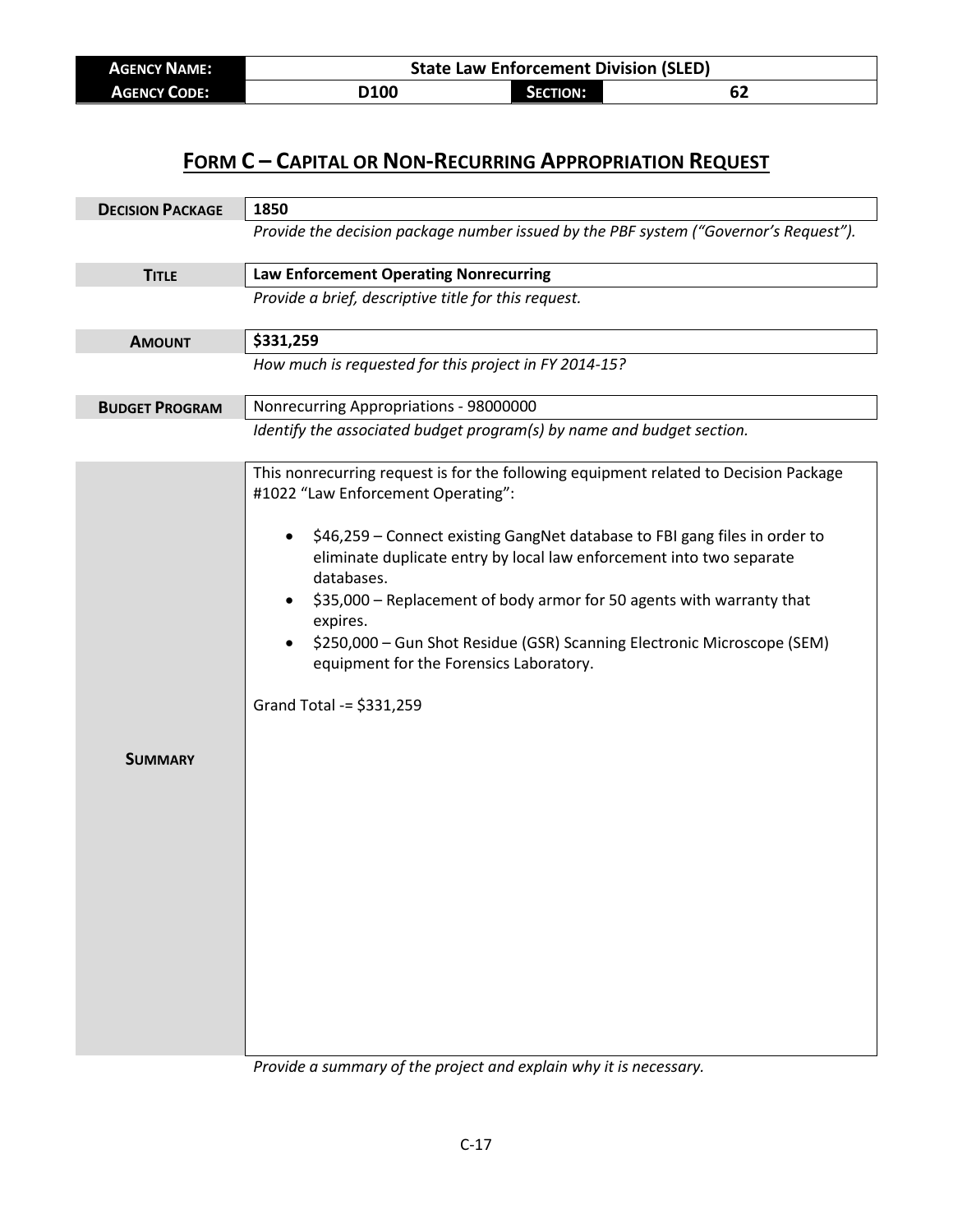| **Agency Name:** | **State Law Enforcement Division (SLED)** | | |
| --- | --- | --- | --- |
| **Agency Code:** | **D100** | **Section:** | **62** |

# Form C – Capital or Non-Recurring Appropriation Request

| | |
| --- | --- |
| **Decision Package** | **1850** |
| | *Provide the decision package number issued by the PBF system ("Governor's Request").* |
| **Title** | **Law Enforcement Operating Nonrecurring** |
| | *Provide a brief, descriptive title for this request.* |
| **Amount** | **$331,259** |
| | *How much is requested for this project in FY 2014-15?* |
| **Budget Program** | Nonrecurring Appropriations - 98000000 |
| | *Identify the associated budget program(s) by name and budget section.* |
| **Summary** | This nonrecurring request is for the following equipment related to Decision Package #1022 "Law Enforcement Operating":<br><br>• $46,259 – Connect existing GangNet database to FBI gang files in order to eliminate duplicate entry by local law enforcement into two separate databases.<br>• $35,000 – Replacement of body armor for 50 agents with warranty that expires.<br>• $250,000 – Gun Shot Residue (GSR) Scanning Electronic Microscope (SEM) equipment for the Forensics Laboratory.<br><br>Grand Total -= $331,259 |
| | *Provide a summary of the project and explain why it is necessary.* |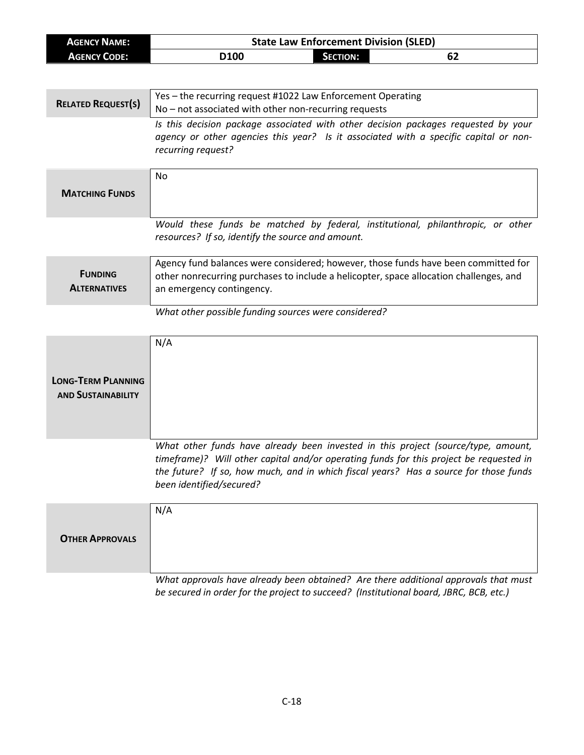| **AGENCY NAME:** | State Law Enforcement Division (SLED) | | |
| --- | --- | --- | --- |
| **AGENCY CODE:** | D100 | **SECTION:** | 62 |

| | |
| --- | --- |
| **RELATED REQUEST(S)** | Yes – the recurring request #1022 Law Enforcement Operating<br>No – not associated with other non-recurring requests |
| | *Is this decision package associated with other decision packages requested by your agency or other agencies this year? Is it associated with a specific capital or non-recurring request?* |

| | |
| --- | --- |
| **MATCHING FUNDS** | No |
| | *Would these funds be matched by federal, institutional, philanthropic, or other resources? If so, identify the source and amount.* |

| | |
| --- | --- |
| **FUNDING ALTERNATIVES** | Agency fund balances were considered; however, those funds have been committed for other nonrecurring purchases to include a helicopter, space allocation challenges, and an emergency contingency. |
| | *What other possible funding sources were considered?* |

| | |
| --- | --- |
| **LONG-TERM PLANNING AND SUSTAINABILITY** | N/A |
| | *What other funds have already been invested in this project (source/type, amount, timeframe)? Will other capital and/or operating funds for this project be requested in the future? If so, how much, and in which fiscal years? Has a source for those funds been identified/secured?* |

| | |
| --- | --- |
| **OTHER APPROVALS** | N/A |
| | *What approvals have already been obtained? Are there additional approvals that must be secured in order for the project to succeed? (Institutional board, JBRC, BCB, etc.)* |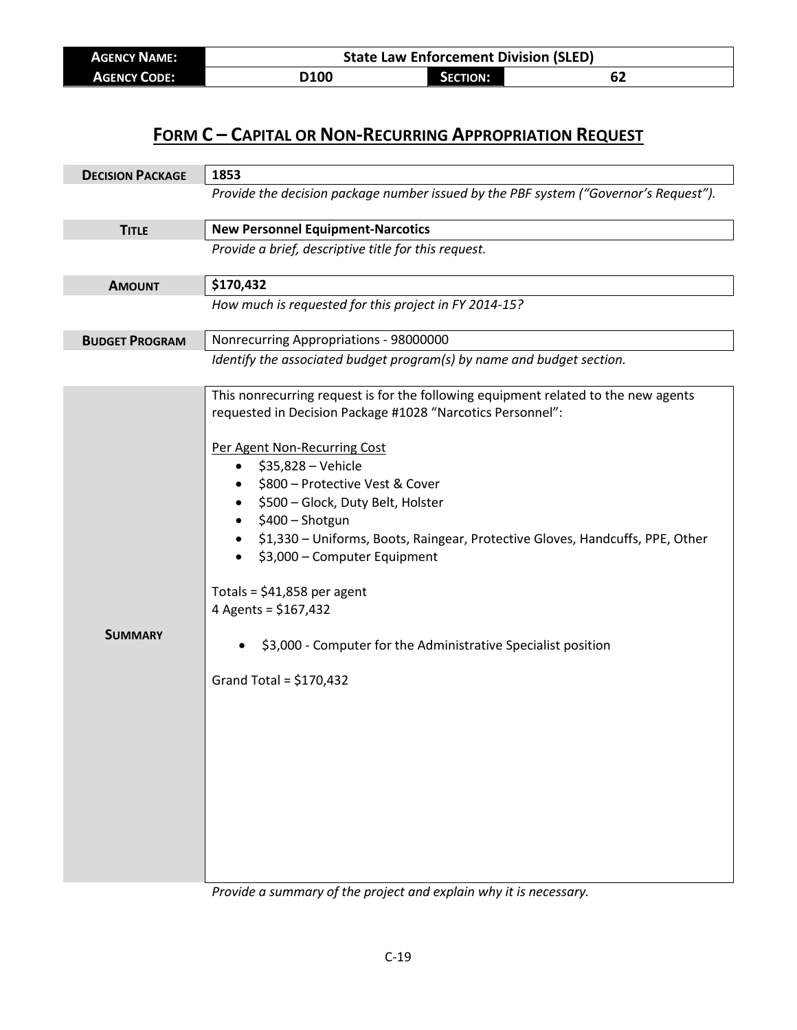| AGENCY NAME: | State Law Enforcement Division (SLED) | | |
|---|---|---|---|
| AGENCY CODE: | D100 | SECTION: | 62 |

# FORM C – CAPITAL OR NON-RECURRING APPROPRIATION REQUEST

| | |
|---|---|
| **DECISION PACKAGE** | **1853** |
| | *Provide the decision package number issued by the PBF system ("Governor's Request").* |
| **TITLE** | **New Personnel Equipment-Narcotics** |
| | *Provide a brief, descriptive title for this request.* |
| **AMOUNT** | **$170,432** |
| | *How much is requested for this project in FY 2014-15?* |
| **BUDGET PROGRAM** | Nonrecurring Appropriations - 98000000 |
| | *Identify the associated budget program(s) by name and budget section.* |

**SUMMARY**

This nonrecurring request is for the following equipment related to the new agents requested in Decision Package #1028 "Narcotics Personnel":

Per Agent Non-Recurring Cost

- $35,828 – Vehicle
- $800 – Protective Vest & Cover
- $500 – Glock, Duty Belt, Holster
- $400 – Shotgun
- $1,330 – Uniforms, Boots, Raingear, Protective Gloves, Handcuffs, PPE, Other
- $3,000 – Computer Equipment

Totals = $41,858 per agent
4 Agents = $167,432

- $3,000 - Computer for the Administrative Specialist position

Grand Total = $170,432

*Provide a summary of the project and explain why it is necessary.*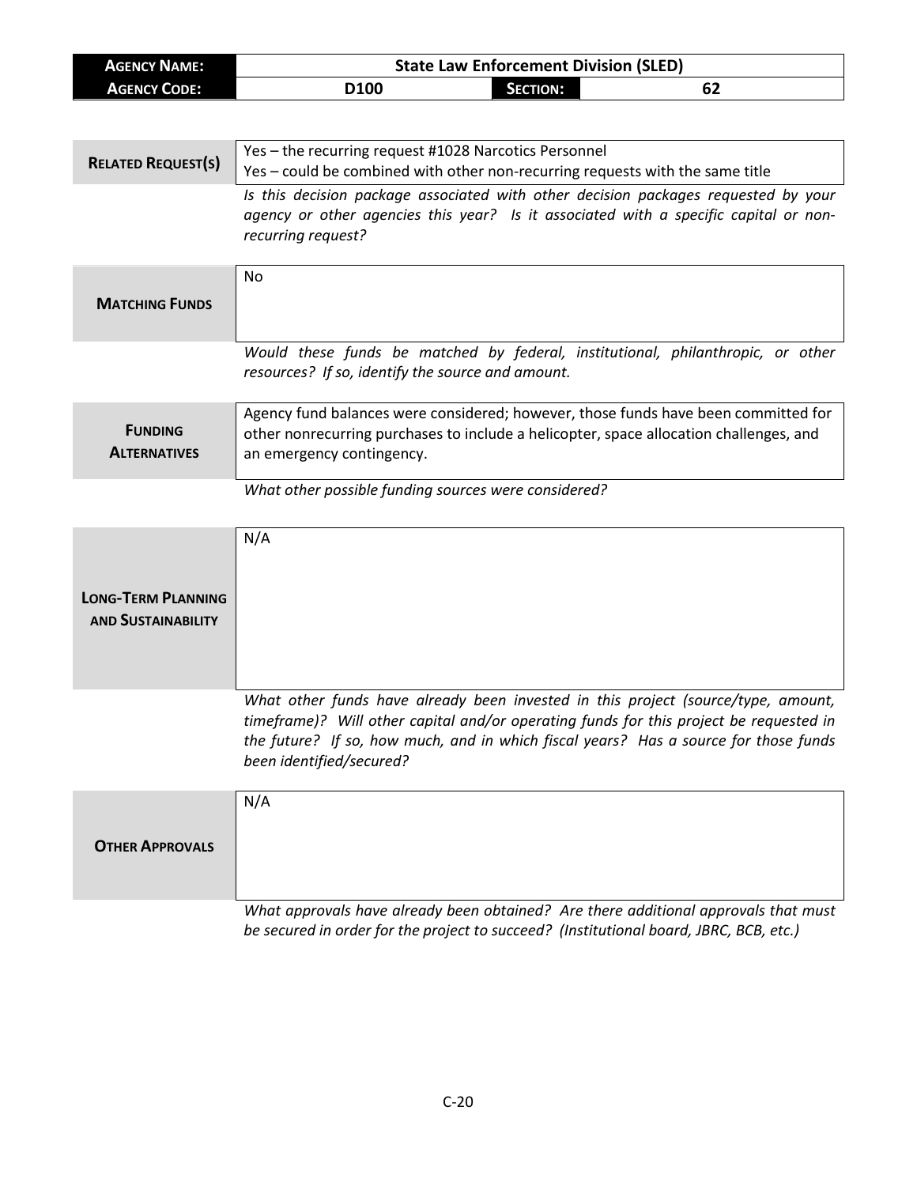| **AGENCY NAME:** | State Law Enforcement Division (SLED) | | |
|---|---|---|---|
| **AGENCY CODE:** | D100 | **SECTION:** | 62 |

| | |
|---|---|
| **RELATED REQUEST(S)** | Yes – the recurring request #1028 Narcotics Personnel<br>Yes – could be combined with other non-recurring requests with the same title |
| | *Is this decision package associated with other decision packages requested by your agency or other agencies this year? Is it associated with a specific capital or non-recurring request?* |
| **MATCHING FUNDS** | No |
| | *Would these funds be matched by federal, institutional, philanthropic, or other resources? If so, identify the source and amount.* |
| **FUNDING ALTERNATIVES** | Agency fund balances were considered; however, those funds have been committed for other nonrecurring purchases to include a helicopter, space allocation challenges, and an emergency contingency. |
| | *What other possible funding sources were considered?* |
| **LONG-TERM PLANNING AND SUSTAINABILITY** | N/A |
| | *What other funds have already been invested in this project (source/type, amount, timeframe)? Will other capital and/or operating funds for this project be requested in the future? If so, how much, and in which fiscal years? Has a source for those funds been identified/secured?* |
| **OTHER APPROVALS** | N/A |
| | *What approvals have already been obtained? Are there additional approvals that must be secured in order for the project to succeed? (Institutional board, JBRC, BCB, etc.)* |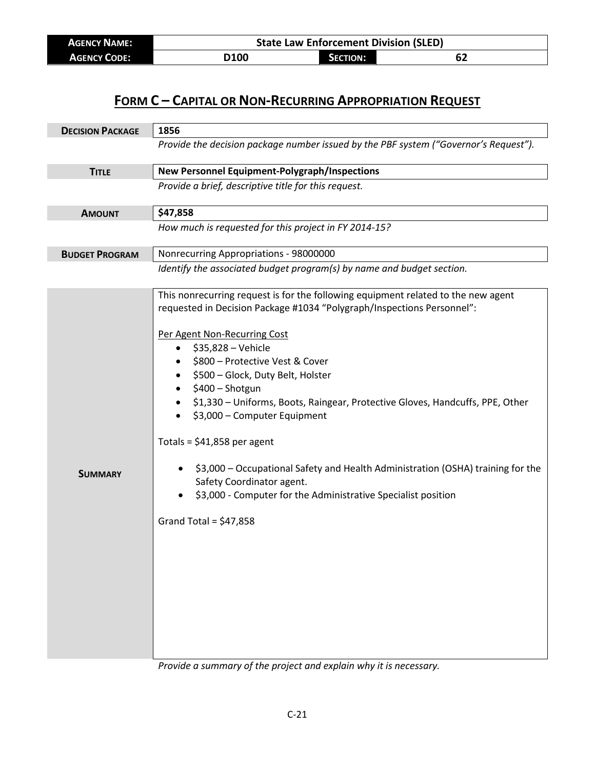| **AGENCY NAME:** | State Law Enforcement Division (SLED) | | |
|---|---|---|---|
| **AGENCY CODE:** | D100 | **SECTION:** | 62 |

# FORM C – CAPITAL OR NON-RECURRING APPROPRIATION REQUEST

| **DECISION PACKAGE** | **1856** |
|---|---|
| | *Provide the decision package number issued by the PBF system ("Governor's Request").* |
| **TITLE** | **New Personnel Equipment-Polygraph/Inspections** |
| | *Provide a brief, descriptive title for this request.* |
| **AMOUNT** | **$47,858** |
| | *How much is requested for this project in FY 2014-15?* |
| **BUDGET PROGRAM** | Nonrecurring Appropriations - 98000000 |
| | *Identify the associated budget program(s) by name and budget section.* |

**SUMMARY**

This nonrecurring request is for the following equipment related to the new agent requested in Decision Package #1034 "Polygraph/Inspections Personnel":

Per Agent Non-Recurring Cost

- $35,828 – Vehicle
- $800 – Protective Vest & Cover
- $500 – Glock, Duty Belt, Holster
- $400 – Shotgun
- $1,330 – Uniforms, Boots, Raingear, Protective Gloves, Handcuffs, PPE, Other
- $3,000 – Computer Equipment

Totals = $41,858 per agent

- $3,000 – Occupational Safety and Health Administration (OSHA) training for the Safety Coordinator agent.
- $3,000 - Computer for the Administrative Specialist position

Grand Total = $47,858

*Provide a summary of the project and explain why it is necessary.*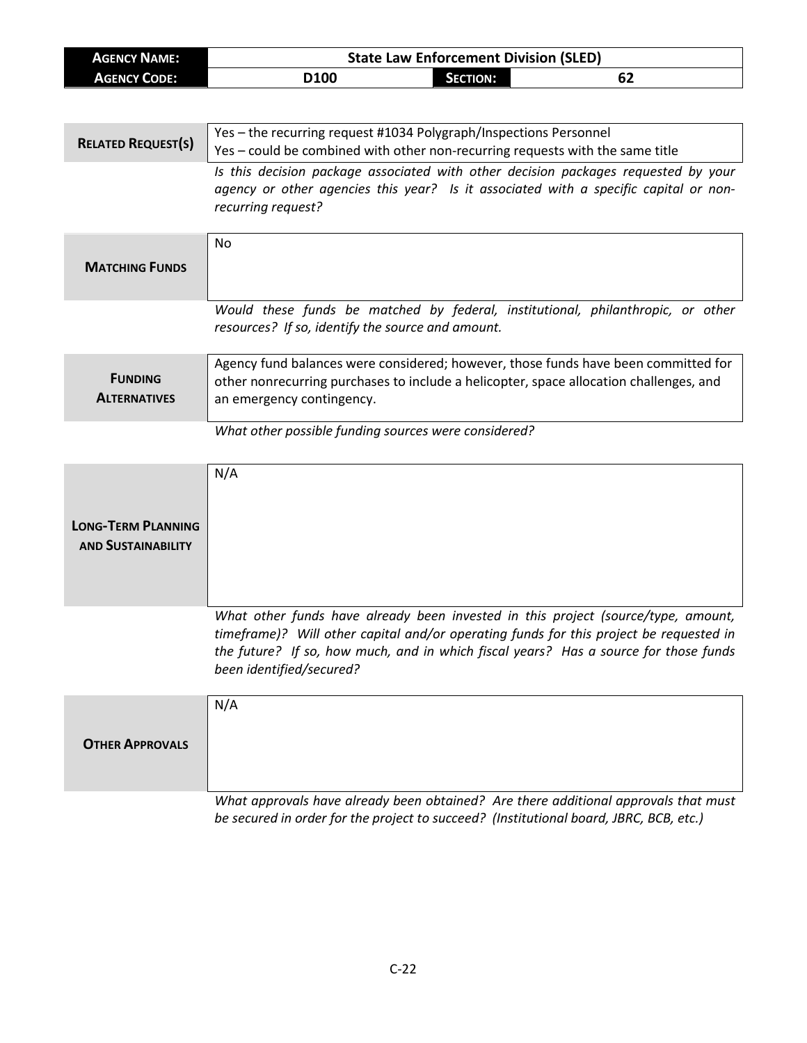| **AGENCY NAME:** | State Law Enforcement Division (SLED) | | |
|---|---|---|---|
| **AGENCY CODE:** | D100 | **SECTION:** | 62 |

| **RELATED REQUEST(S)** | Yes – the recurring request #1034 Polygraph/Inspections Personnel<br>Yes – could be combined with other non-recurring requests with the same title |
|---|---|
| | *Is this decision package associated with other decision packages requested by your agency or other agencies this year? Is it associated with a specific capital or non-recurring request?* |

| **MATCHING FUNDS** | No |
|---|---|
| | *Would these funds be matched by federal, institutional, philanthropic, or other resources? If so, identify the source and amount.* |

| **FUNDING ALTERNATIVES** | Agency fund balances were considered; however, those funds have been committed for other nonrecurring purchases to include a helicopter, space allocation challenges, and an emergency contingency. |
|---|---|
| | *What other possible funding sources were considered?* |

| **LONG-TERM PLANNING AND SUSTAINABILITY** | N/A |
|---|---|
| | *What other funds have already been invested in this project (source/type, amount, timeframe)? Will other capital and/or operating funds for this project be requested in the future? If so, how much, and in which fiscal years? Has a source for those funds been identified/secured?* |

| **OTHER APPROVALS** | N/A |
|---|---|
| | *What approvals have already been obtained? Are there additional approvals that must be secured in order for the project to succeed? (Institutional board, JBRC, BCB, etc.)* |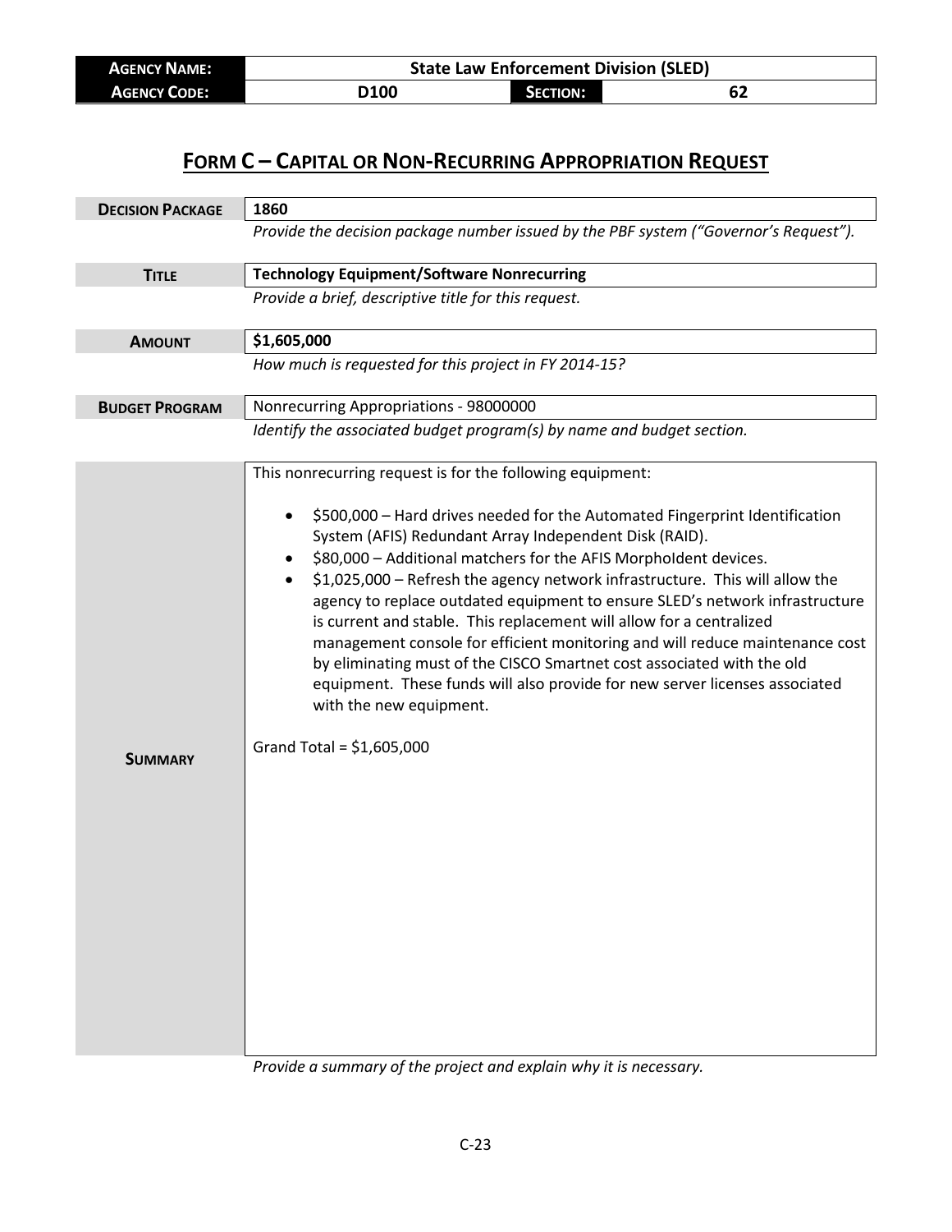| **Agency Name:** | State Law Enforcement Division (SLED) | | |
|---|---|---|---|
| **Agency Code:** | D100 | **Section:** | 62 |

# Form C – Capital or Non-Recurring Appropriation Request

| | |
|---|---|
| **Decision Package** | **1860** |
| | *Provide the decision package number issued by the PBF system ("Governor's Request").* |
| **Title** | **Technology Equipment/Software Nonrecurring** |
| | *Provide a brief, descriptive title for this request.* |
| **Amount** | **$1,605,000** |
| | *How much is requested for this project in FY 2014-15?* |
| **Budget Program** | Nonrecurring Appropriations - 98000000 |
| | *Identify the associated budget program(s) by name and budget section.* |

**Summary**

This nonrecurring request is for the following equipment:

- $500,000 – Hard drives needed for the Automated Fingerprint Identification System (AFIS) Redundant Array Independent Disk (RAID).
- $80,000 – Additional matchers for the AFIS MorphoIdent devices.
- $1,025,000 – Refresh the agency network infrastructure. This will allow the agency to replace outdated equipment to ensure SLED's network infrastructure is current and stable. This replacement will allow for a centralized management console for efficient monitoring and will reduce maintenance cost by eliminating must of the CISCO Smartnet cost associated with the old equipment. These funds will also provide for new server licenses associated with the new equipment.

Grand Total = $1,605,000

*Provide a summary of the project and explain why it is necessary.*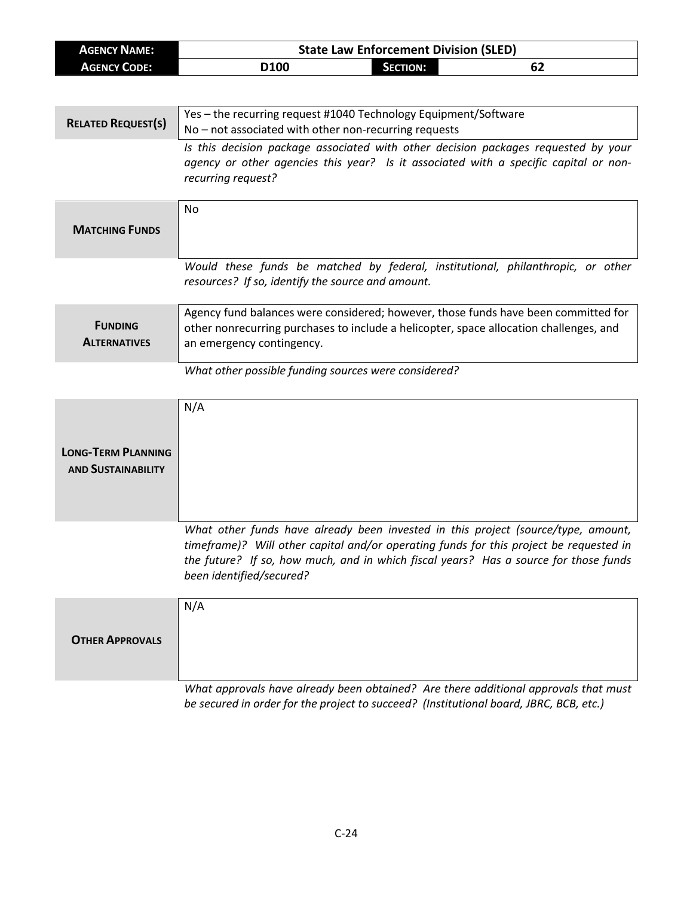| **AGENCY NAME:** | State Law Enforcement Division (SLED) | | |
| --- | --- | --- | --- |
| **AGENCY CODE:** | D100 | **SECTION:** | 62 |

| **RELATED REQUEST(S)** | Yes – the recurring request #1040 Technology Equipment/Software<br>No – not associated with other non-recurring requests |
| --- | --- |
| | *Is this decision package associated with other decision packages requested by your agency or other agencies this year? Is it associated with a specific capital or non-recurring request?* |

| **MATCHING FUNDS** | No |
| --- | --- |
| | *Would these funds be matched by federal, institutional, philanthropic, or other resources? If so, identify the source and amount.* |

| **FUNDING ALTERNATIVES** | Agency fund balances were considered; however, those funds have been committed for other nonrecurring purchases to include a helicopter, space allocation challenges, and an emergency contingency. |
| --- | --- |
| | *What other possible funding sources were considered?* |

| **LONG-TERM PLANNING AND SUSTAINABILITY** | N/A |
| --- | --- |
| | *What other funds have already been invested in this project (source/type, amount, timeframe)? Will other capital and/or operating funds for this project be requested in the future? If so, how much, and in which fiscal years? Has a source for those funds been identified/secured?* |

| **OTHER APPROVALS** | N/A |
| --- | --- |
| | *What approvals have already been obtained? Are there additional approvals that must be secured in order for the project to succeed? (Institutional board, JBRC, BCB, etc.)* |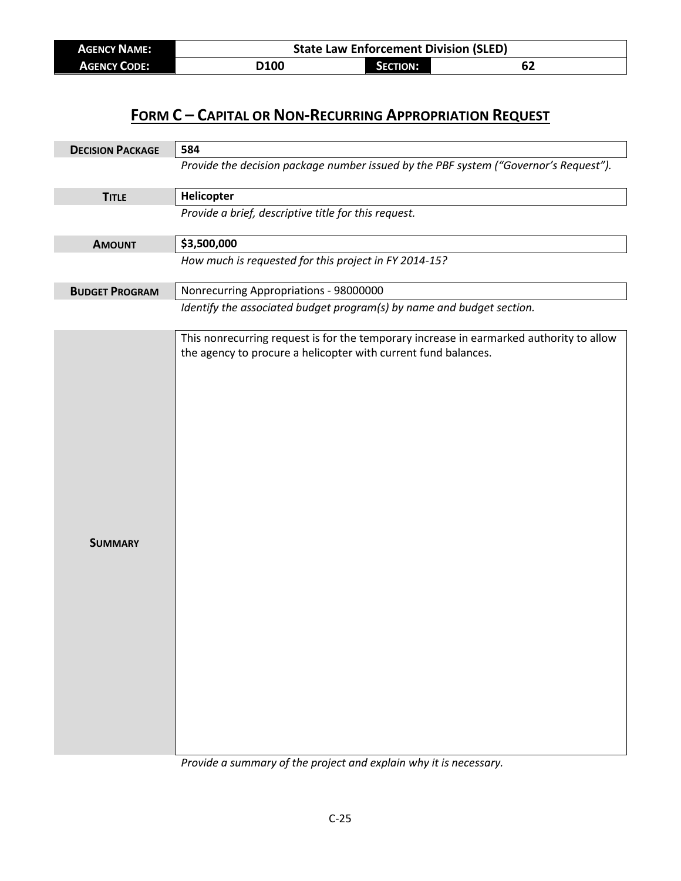| **Agency Name:** | State Law Enforcement Division (SLED) | | |
|---|---|---|---|
| **Agency Code:** | D100 | **Section:** | 62 |

# Form C – Capital or Non-Recurring Appropriation Request

| | |
|---|---|
| **Decision Package** | **584** |
| | *Provide the decision package number issued by the PBF system ("Governor's Request").* |
| **Title** | **Helicopter** |
| | *Provide a brief, descriptive title for this request.* |
| **Amount** | **$3,500,000** |
| | *How much is requested for this project in FY 2014-15?* |
| **Budget Program** | Nonrecurring Appropriations - 98000000 |
| | *Identify the associated budget program(s) by name and budget section.* |
| **Summary** | This nonrecurring request is for the temporary increase in earmarked authority to allow the agency to procure a helicopter with current fund balances. |
| | *Provide a summary of the project and explain why it is necessary.* |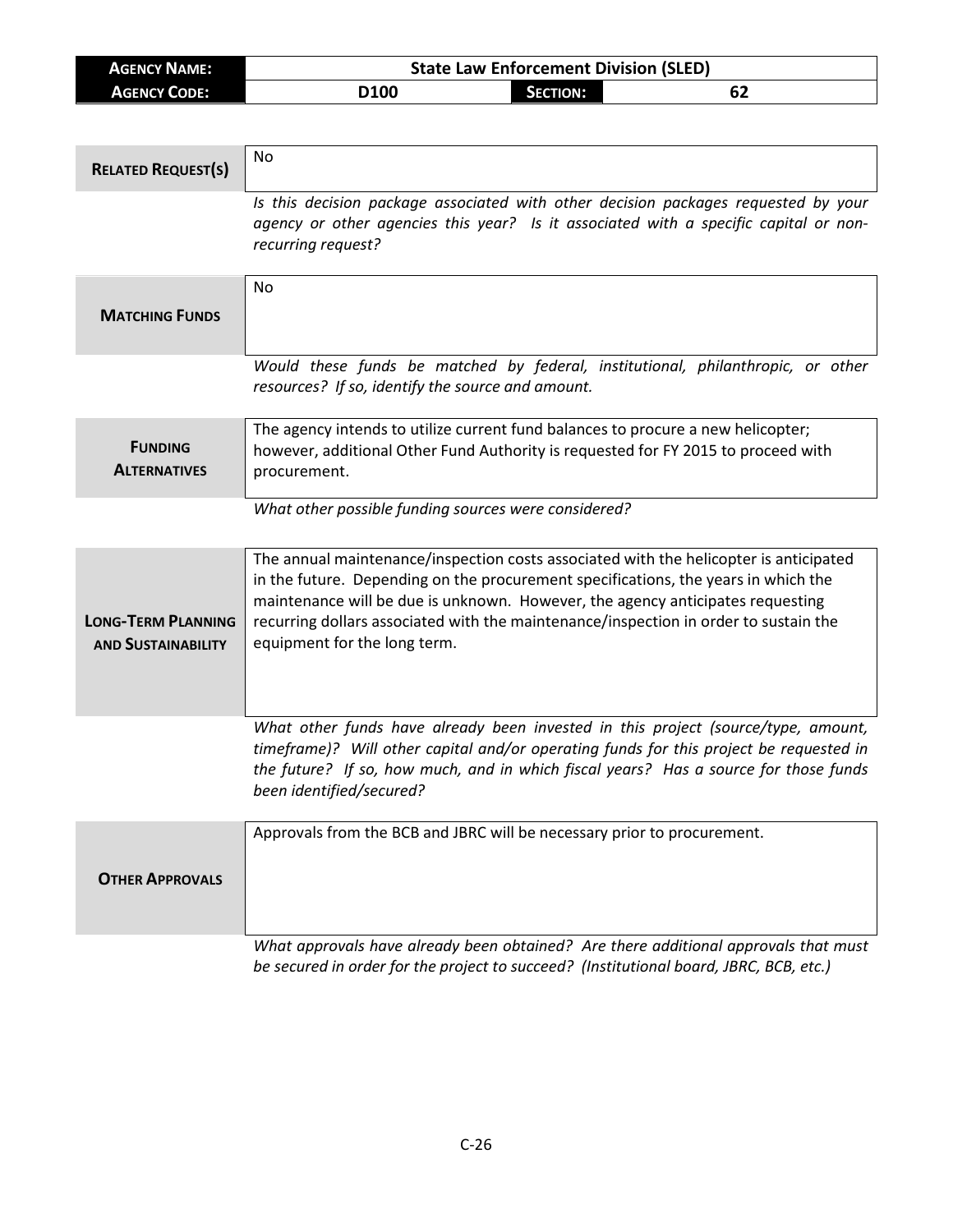| **AGENCY NAME:** | State Law Enforcement Division (SLED) | | |
| --- | --- | --- | --- |
| **AGENCY CODE:** | D100 | **SECTION:** | 62 |

| **RELATED REQUEST(S)** | No |
| --- | --- |
| | *Is this decision package associated with other decision packages requested by your agency or other agencies this year? Is it associated with a specific capital or non-recurring request?* |
| **MATCHING FUNDS** | No |
| | *Would these funds be matched by federal, institutional, philanthropic, or other resources? If so, identify the source and amount.* |
| **FUNDING ALTERNATIVES** | The agency intends to utilize current fund balances to procure a new helicopter; however, additional Other Fund Authority is requested for FY 2015 to proceed with procurement. |
| | *What other possible funding sources were considered?* |
| **LONG-TERM PLANNING AND SUSTAINABILITY** | The annual maintenance/inspection costs associated with the helicopter is anticipated in the future. Depending on the procurement specifications, the years in which the maintenance will be due is unknown. However, the agency anticipates requesting recurring dollars associated with the maintenance/inspection in order to sustain the equipment for the long term. |
| | *What other funds have already been invested in this project (source/type, amount, timeframe)? Will other capital and/or operating funds for this project be requested in the future? If so, how much, and in which fiscal years? Has a source for those funds been identified/secured?* |
| **OTHER APPROVALS** | Approvals from the BCB and JBRC will be necessary prior to procurement. |
| | *What approvals have already been obtained? Are there additional approvals that must be secured in order for the project to succeed? (Institutional board, JBRC, BCB, etc.)* |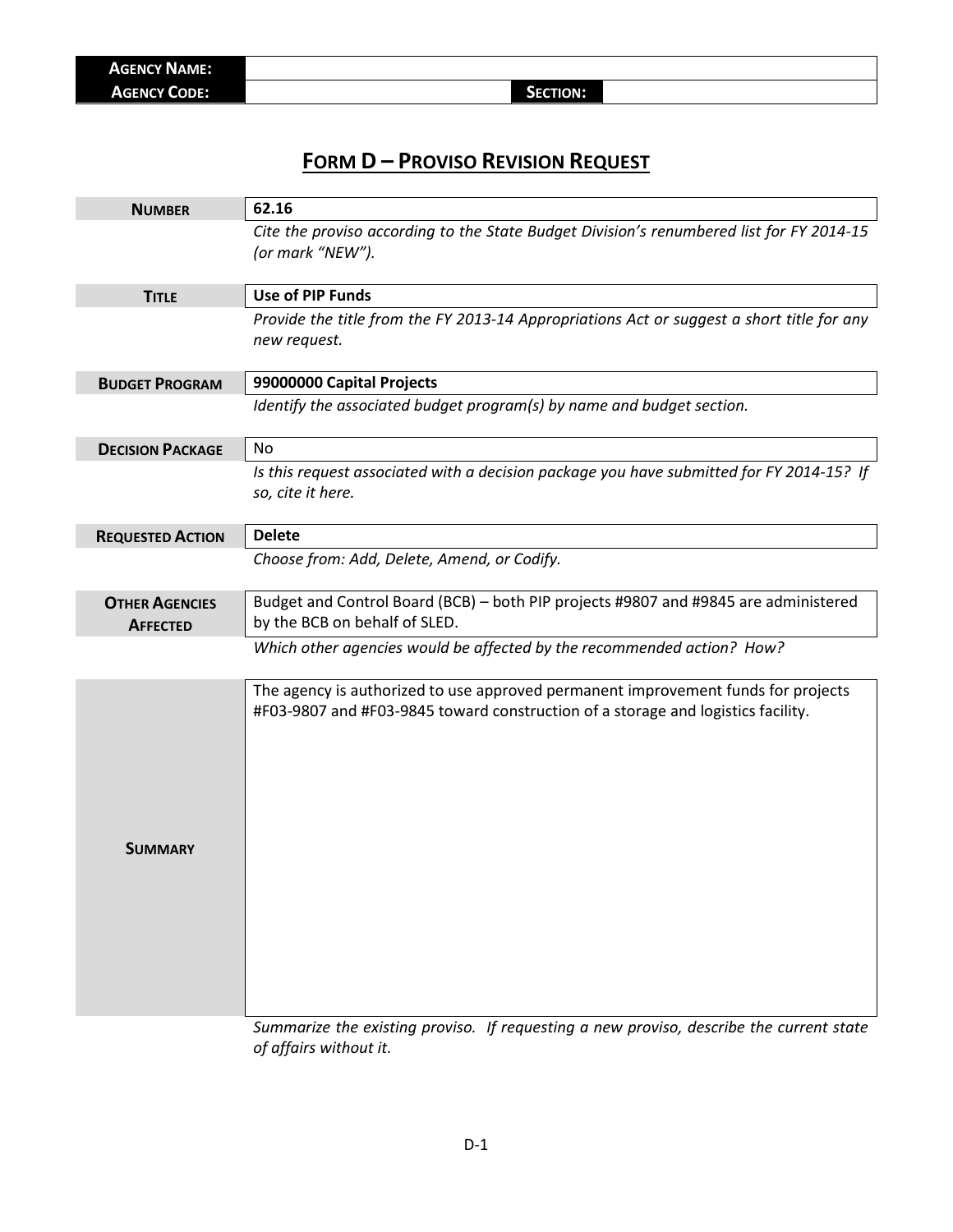| **Agency Name:** | | | |
|---|---|---|---|
| **Agency Code:** | | **Section:** | |

# Form D – Proviso Revision Request

| | |
|---|---|
| **Number** | **62.16** |
| | *Cite the proviso according to the State Budget Division's renumbered list for FY 2014-15 (or mark "NEW").* |
| **Title** | **Use of PIP Funds** |
| | *Provide the title from the FY 2013-14 Appropriations Act or suggest a short title for any new request.* |
| **Budget Program** | **99000000 Capital Projects** |
| | *Identify the associated budget program(s) by name and budget section.* |
| **Decision Package** | No |
| | *Is this request associated with a decision package you have submitted for FY 2014-15? If so, cite it here.* |
| **Requested Action** | **Delete** |
| | *Choose from: Add, Delete, Amend, or Codify.* |
| **Other Agencies Affected** | Budget and Control Board (BCB) – both PIP projects #9807 and #9845 are administered by the BCB on behalf of SLED. |
| | *Which other agencies would be affected by the recommended action? How?* |
| **Summary** | The agency is authorized to use approved permanent improvement funds for projects #F03-9807 and #F03-9845 toward construction of a storage and logistics facility. |
| | *Summarize the existing proviso. If requesting a new proviso, describe the current state of affairs without it.* |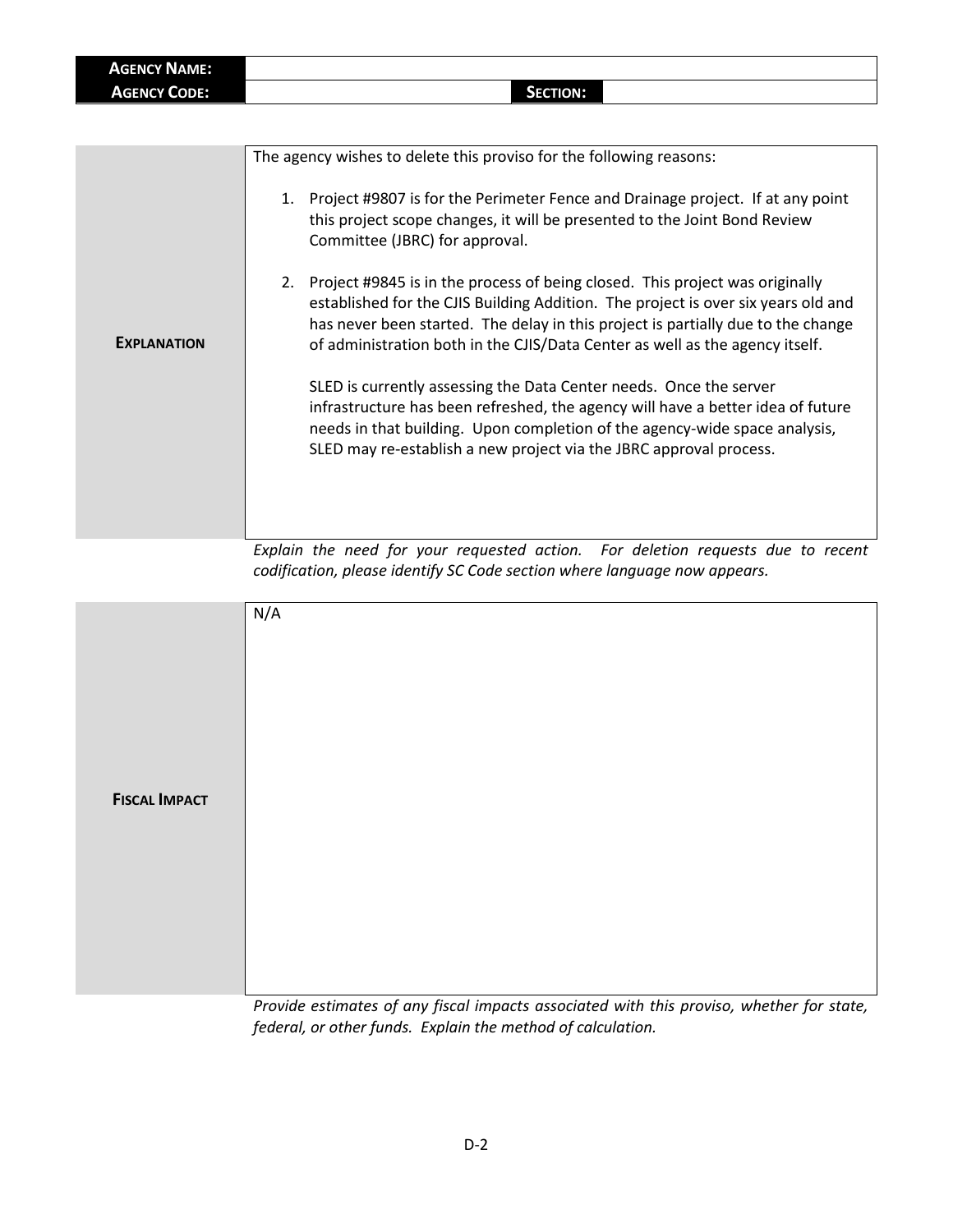| **AGENCY NAME:** | | | |
|---|---|---|---|
| **AGENCY CODE:** | | **SECTION:** | |

| | |
|---|---|
| **EXPLANATION** | The agency wishes to delete this proviso for the following reasons:<br><br>1. Project #9807 is for the Perimeter Fence and Drainage project. If at any point this project scope changes, it will be presented to the Joint Bond Review Committee (JBRC) for approval.<br><br>2. Project #9845 is in the process of being closed. This project was originally established for the CJIS Building Addition. The project is over six years old and has never been started. The delay in this project is partially due to the change of administration both in the CJIS/Data Center as well as the agency itself.<br><br>SLED is currently assessing the Data Center needs. Once the server infrastructure has been refreshed, the agency will have a better idea of future needs in that building. Upon completion of the agency-wide space analysis, SLED may re-establish a new project via the JBRC approval process. |

*Explain the need for your requested action. For deletion requests due to recent codification, please identify SC Code section where language now appears.*

| | |
|---|---|
| **FISCAL IMPACT** | N/A |

*Provide estimates of any fiscal impacts associated with this proviso, whether for state, federal, or other funds. Explain the method of calculation.*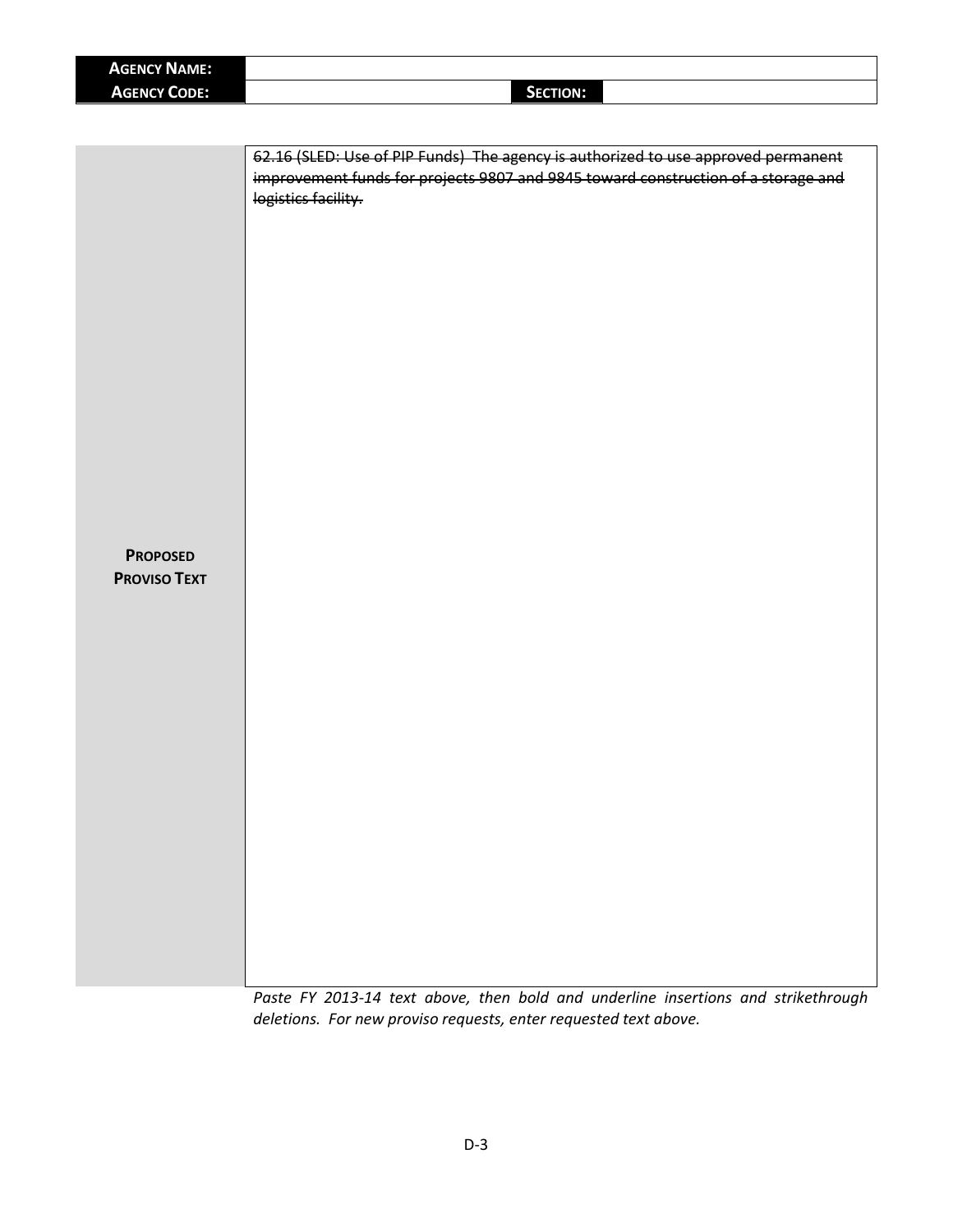| | | | |
|---|---|---|---|
| **AGENCY NAME:** | | | |
| **AGENCY CODE:** | | **SECTION:** | |

| | |
|---|---|
| **PROPOSED PROVISO TEXT** | ~~62.16 (SLED: Use of PIP Funds) The agency is authorized to use approved permanent improvement funds for projects 9807 and 9845 toward construction of a storage and logistics facility.~~ |

*Paste FY 2013-14 text above, then bold and underline insertions and strikethrough deletions. For new proviso requests, enter requested text above.*